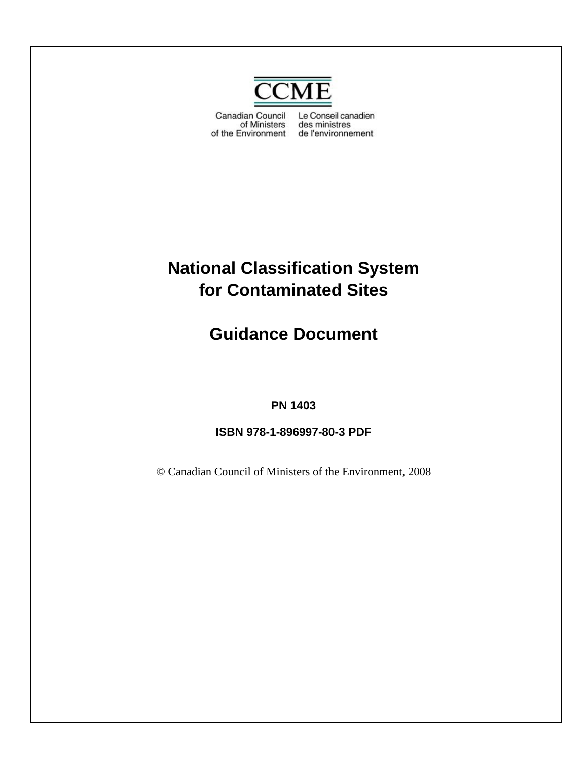CCME

Canadian Council of Ministers of the Environment

Le Conseil canadien des ministres de l'environnement

# National Classification System for Contaminated Sites

## Guidance Document

**PN 1403**

**ISBN 978-1-896997-80-3 PDF**

© Canadian Council of Ministers of the Environment, 2008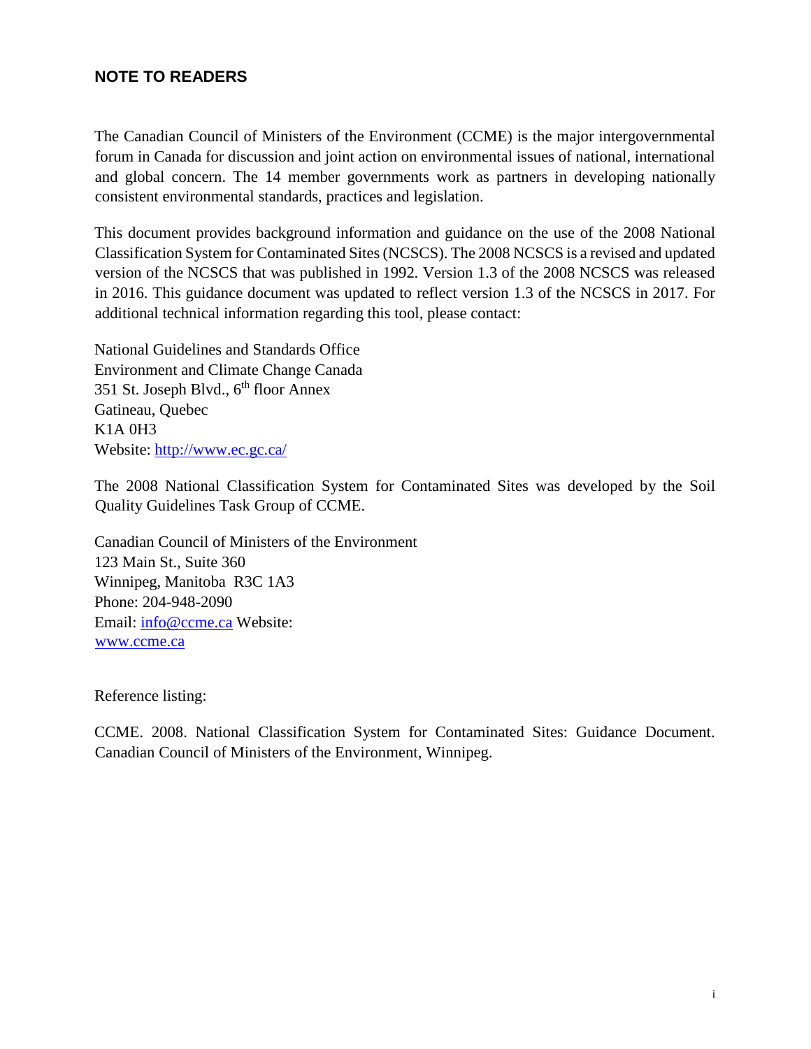## NOTE TO READERS

The Canadian Council of Ministers of the Environment (CCME) is the major intergovernmental forum in Canada for discussion and joint action on environmental issues of national, international and global concern. The 14 member governments work as partners in developing nationally consistent environmental standards, practices and legislation.

This document provides background information and guidance on the use of the 2008 National Classification System for Contaminated Sites (NCSCS). The 2008 NCSCS is a revised and updated version of the NCSCS that was published in 1992. Version 1.3 of the 2008 NCSCS was released in 2016. This guidance document was updated to reflect version 1.3 of the NCSCS in 2017. For additional technical information regarding this tool, please contact:

National Guidelines and Standards Office  
Environment and Climate Change Canada  
351 St. Joseph Blvd., 6th floor Annex  
Gatineau, Quebec  
K1A 0H3  
Website: http://www.ec.gc.ca/

The 2008 National Classification System for Contaminated Sites was developed by the Soil Quality Guidelines Task Group of CCME.

Canadian Council of Ministers of the Environment  
123 Main St., Suite 360  
Winnipeg, Manitoba R3C 1A3  
Phone: 204-948-2090  
Email: info@ccme.ca Website:  
www.ccme.ca

Reference listing:

CCME. 2008. National Classification System for Contaminated Sites: Guidance Document. Canadian Council of Ministers of the Environment, Winnipeg.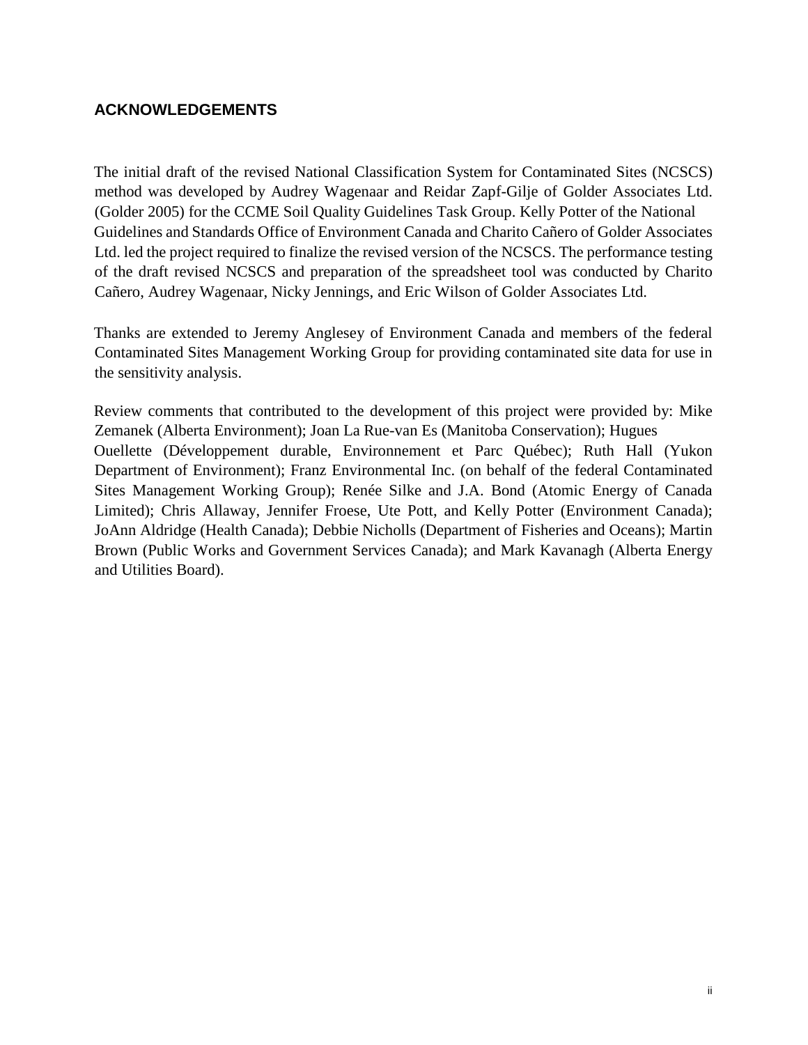## ACKNOWLEDGEMENTS

The initial draft of the revised National Classification System for Contaminated Sites (NCSCS) method was developed by Audrey Wagenaar and Reidar Zapf-Gilje of Golder Associates Ltd. (Golder 2005) for the CCME Soil Quality Guidelines Task Group. Kelly Potter of the National Guidelines and Standards Office of Environment Canada and Charito Cañero of Golder Associates Ltd. led the project required to finalize the revised version of the NCSCS. The performance testing of the draft revised NCSCS and preparation of the spreadsheet tool was conducted by Charito Cañero, Audrey Wagenaar, Nicky Jennings, and Eric Wilson of Golder Associates Ltd.

Thanks are extended to Jeremy Anglesey of Environment Canada and members of the federal Contaminated Sites Management Working Group for providing contaminated site data for use in the sensitivity analysis.

Review comments that contributed to the development of this project were provided by: Mike Zemanek (Alberta Environment); Joan La Rue-van Es (Manitoba Conservation); Hugues Ouellette (Développement durable, Environnement et Parc Québec); Ruth Hall (Yukon Department of Environment); Franz Environmental Inc. (on behalf of the federal Contaminated Sites Management Working Group); Renée Silke and J.A. Bond (Atomic Energy of Canada Limited); Chris Allaway, Jennifer Froese, Ute Pott, and Kelly Potter (Environment Canada); JoAnn Aldridge (Health Canada); Debbie Nicholls (Department of Fisheries and Oceans); Martin Brown (Public Works and Government Services Canada); and Mark Kavanagh (Alberta Energy and Utilities Board).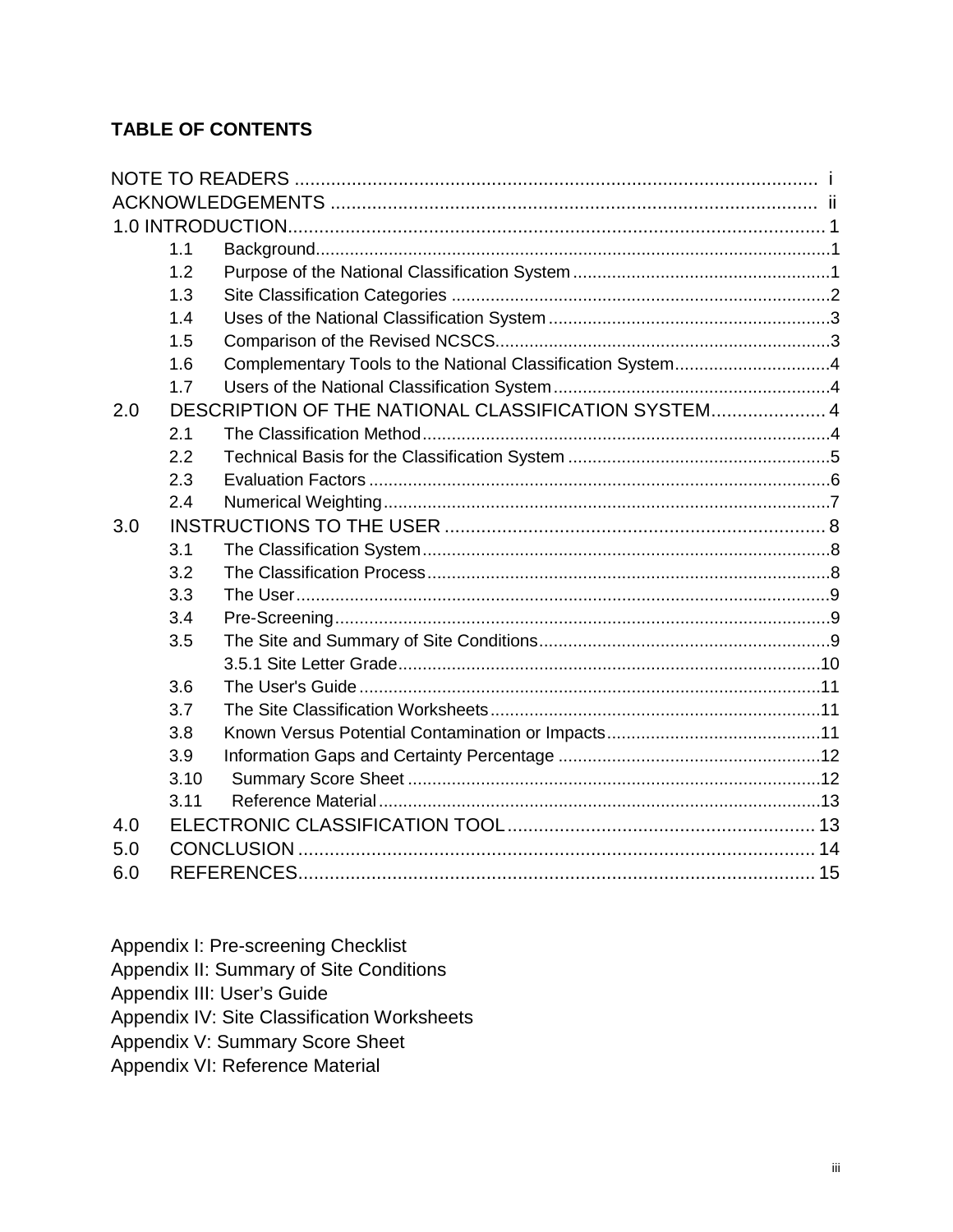## TABLE OF CONTENTS

NOTE TO READERS ..................................................................................................... i
ACKNOWLEDGEMENTS ............................................................................................. ii
1.0 INTRODUCTION........................................................................................................ 1
- 1.1 Background........................................................................................................1
- 1.2 Purpose of the National Classification System ....................................................1
- 1.3 Site Classification Categories .............................................................................2
- 1.4 Uses of the National Classification System .........................................................3
- 1.5 Comparison of the Revised NCSCS....................................................................3
- 1.6 Complementary Tools to the National Classification System................................4
- 1.7 Users of the National Classification System ........................................................4

2.0 DESCRIPTION OF THE NATIONAL CLASSIFICATION SYSTEM...................... 4
- 2.1 The Classification Method...................................................................................4
- 2.2 Technical Basis for the Classification System .....................................................5
- 2.3 Evaluation Factors ..............................................................................................6
- 2.4 Numerical Weighting...........................................................................................7

3.0 INSTRUCTIONS TO THE USER .......................................................................... 8
- 3.1 The Classification System...................................................................................8
- 3.2 The Classification Process..................................................................................8
- 3.3 The User.............................................................................................................9
- 3.4 Pre-Screening.....................................................................................................9
- 3.5 The Site and Summary of Site Conditions...........................................................9
  - 3.5.1 Site Letter Grade......................................................................................10
- 3.6 The User's Guide ..............................................................................................11
- 3.7 The Site Classification Worksheets...................................................................11
- 3.8 Known Versus Potential Contamination or Impacts............................................11
- 3.9 Information Gaps and Certainty Percentage .....................................................12
- 3.10 Summary Score Sheet ....................................................................................12
- 3.11 Reference Material..........................................................................................13

4.0 ELECTRONIC CLASSIFICATION TOOL........................................................... 13
5.0 CONCLUSION ................................................................................................... 14
6.0 REFERENCES................................................................................................... 15

Appendix I: Pre-screening Checklist
Appendix II: Summary of Site Conditions
Appendix III: User's Guide
Appendix IV: Site Classification Worksheets
Appendix V: Summary Score Sheet
Appendix VI: Reference Material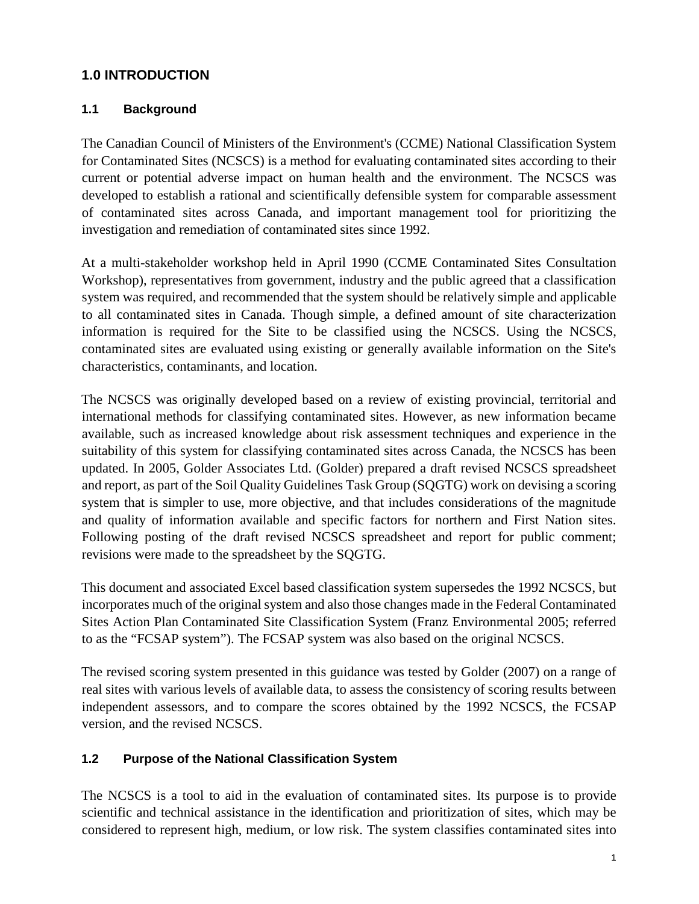## 1.0 INTRODUCTION

### 1.1 Background

The Canadian Council of Ministers of the Environment's (CCME) National Classification System for Contaminated Sites (NCSCS) is a method for evaluating contaminated sites according to their current or potential adverse impact on human health and the environment. The NCSCS was developed to establish a rational and scientifically defensible system for comparable assessment of contaminated sites across Canada, and important management tool for prioritizing the investigation and remediation of contaminated sites since 1992.

At a multi-stakeholder workshop held in April 1990 (CCME Contaminated Sites Consultation Workshop), representatives from government, industry and the public agreed that a classification system was required, and recommended that the system should be relatively simple and applicable to all contaminated sites in Canada. Though simple, a defined amount of site characterization information is required for the Site to be classified using the NCSCS. Using the NCSCS, contaminated sites are evaluated using existing or generally available information on the Site's characteristics, contaminants, and location.

The NCSCS was originally developed based on a review of existing provincial, territorial and international methods for classifying contaminated sites. However, as new information became available, such as increased knowledge about risk assessment techniques and experience in the suitability of this system for classifying contaminated sites across Canada, the NCSCS has been updated. In 2005, Golder Associates Ltd. (Golder) prepared a draft revised NCSCS spreadsheet and report, as part of the Soil Quality Guidelines Task Group (SQGTG) work on devising a scoring system that is simpler to use, more objective, and that includes considerations of the magnitude and quality of information available and specific factors for northern and First Nation sites. Following posting of the draft revised NCSCS spreadsheet and report for public comment; revisions were made to the spreadsheet by the SQGTG.

This document and associated Excel based classification system supersedes the 1992 NCSCS, but incorporates much of the original system and also those changes made in the Federal Contaminated Sites Action Plan Contaminated Site Classification System (Franz Environmental 2005; referred to as the "FCSAP system"). The FCSAP system was also based on the original NCSCS.

The revised scoring system presented in this guidance was tested by Golder (2007) on a range of real sites with various levels of available data, to assess the consistency of scoring results between independent assessors, and to compare the scores obtained by the 1992 NCSCS, the FCSAP version, and the revised NCSCS.

### 1.2 Purpose of the National Classification System

The NCSCS is a tool to aid in the evaluation of contaminated sites. Its purpose is to provide scientific and technical assistance in the identification and prioritization of sites, which may be considered to represent high, medium, or low risk. The system classifies contaminated sites into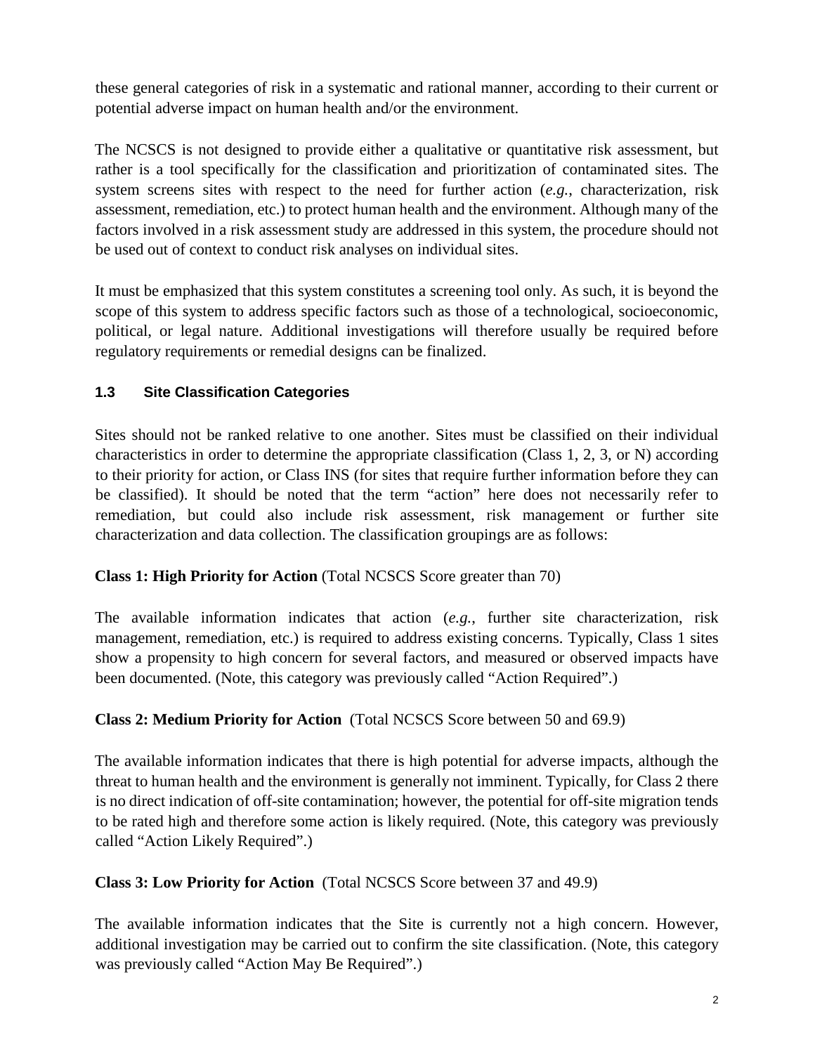these general categories of risk in a systematic and rational manner, according to their current or potential adverse impact on human health and/or the environment.

The NCSCS is not designed to provide either a qualitative or quantitative risk assessment, but rather is a tool specifically for the classification and prioritization of contaminated sites. The system screens sites with respect to the need for further action (*e.g.*, characterization, risk assessment, remediation, etc.) to protect human health and the environment. Although many of the factors involved in a risk assessment study are addressed in this system, the procedure should not be used out of context to conduct risk analyses on individual sites.

It must be emphasized that this system constitutes a screening tool only. As such, it is beyond the scope of this system to address specific factors such as those of a technological, socioeconomic, political, or legal nature. Additional investigations will therefore usually be required before regulatory requirements or remedial designs can be finalized.

### 1.3 Site Classification Categories

Sites should not be ranked relative to one another. Sites must be classified on their individual characteristics in order to determine the appropriate classification (Class 1, 2, 3, or N) according to their priority for action, or Class INS (for sites that require further information before they can be classified). It should be noted that the term "action" here does not necessarily refer to remediation, but could also include risk assessment, risk management or further site characterization and data collection. The classification groupings are as follows:

**Class 1: High Priority for Action** (Total NCSCS Score greater than 70)

The available information indicates that action (*e.g.*, further site characterization, risk management, remediation, etc.) is required to address existing concerns. Typically, Class 1 sites show a propensity to high concern for several factors, and measured or observed impacts have been documented. (Note, this category was previously called "Action Required".)

**Class 2: Medium Priority for Action** (Total NCSCS Score between 50 and 69.9)

The available information indicates that there is high potential for adverse impacts, although the threat to human health and the environment is generally not imminent. Typically, for Class 2 there is no direct indication of off-site contamination; however, the potential for off-site migration tends to be rated high and therefore some action is likely required. (Note, this category was previously called "Action Likely Required".)

**Class 3: Low Priority for Action** (Total NCSCS Score between 37 and 49.9)

The available information indicates that the Site is currently not a high concern. However, additional investigation may be carried out to confirm the site classification. (Note, this category was previously called "Action May Be Required".)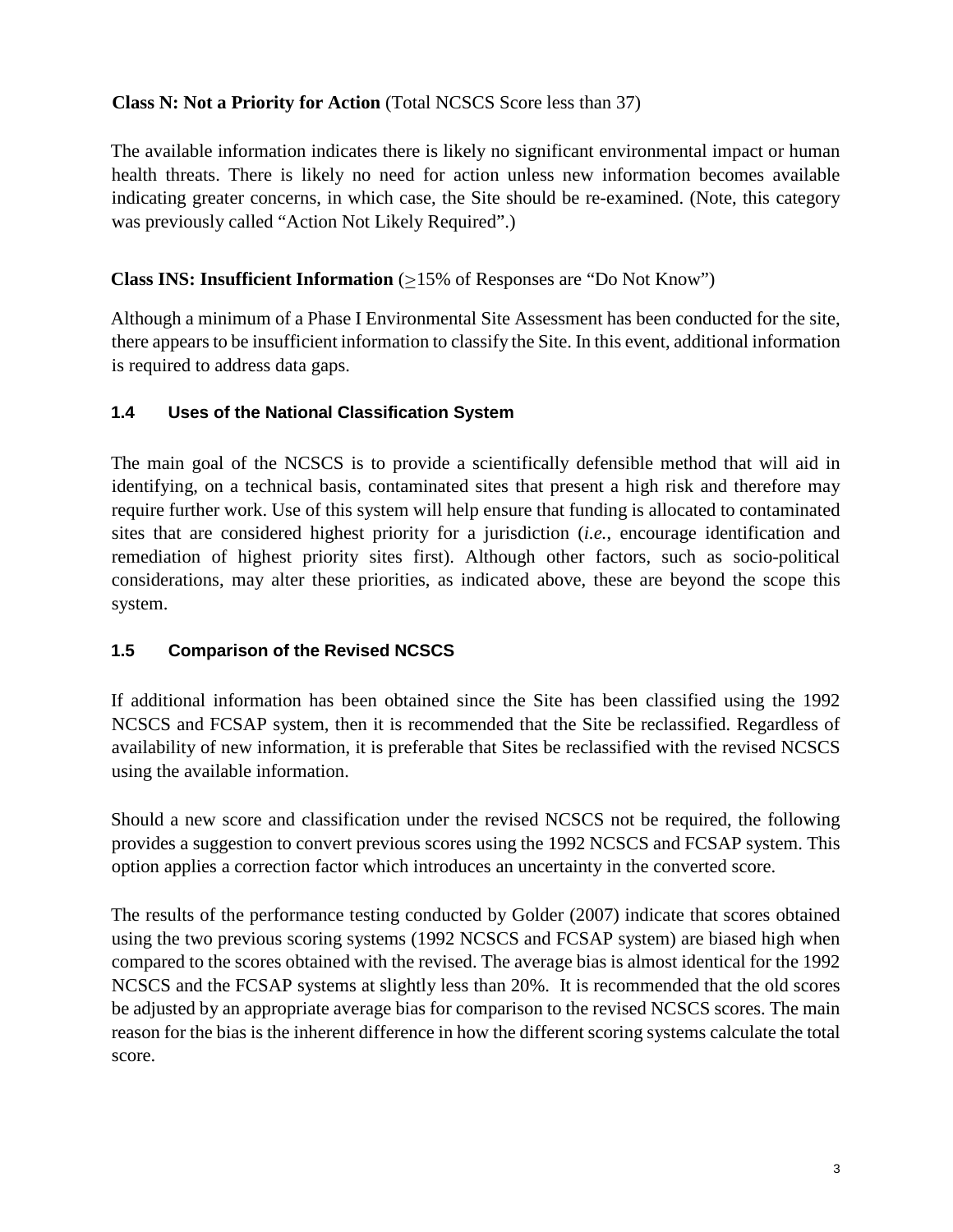**Class N: Not a Priority for Action** (Total NCSCS Score less than 37)

The available information indicates there is likely no significant environmental impact or human health threats. There is likely no need for action unless new information becomes available indicating greater concerns, in which case, the Site should be re-examined. (Note, this category was previously called "Action Not Likely Required".)

**Class INS: Insufficient Information** ($\geq$15% of Responses are "Do Not Know")

Although a minimum of a Phase I Environmental Site Assessment has been conducted for the site, there appears to be insufficient information to classify the Site. In this event, additional information is required to address data gaps.

### 1.4 Uses of the National Classification System

The main goal of the NCSCS is to provide a scientifically defensible method that will aid in identifying, on a technical basis, contaminated sites that present a high risk and therefore may require further work. Use of this system will help ensure that funding is allocated to contaminated sites that are considered highest priority for a jurisdiction (*i.e.*, encourage identification and remediation of highest priority sites first). Although other factors, such as socio-political considerations, may alter these priorities, as indicated above, these are beyond the scope this system.

### 1.5 Comparison of the Revised NCSCS

If additional information has been obtained since the Site has been classified using the 1992 NCSCS and FCSAP system, then it is recommended that the Site be reclassified. Regardless of availability of new information, it is preferable that Sites be reclassified with the revised NCSCS using the available information.

Should a new score and classification under the revised NCSCS not be required, the following provides a suggestion to convert previous scores using the 1992 NCSCS and FCSAP system. This option applies a correction factor which introduces an uncertainty in the converted score.

The results of the performance testing conducted by Golder (2007) indicate that scores obtained using the two previous scoring systems (1992 NCSCS and FCSAP system) are biased high when compared to the scores obtained with the revised. The average bias is almost identical for the 1992 NCSCS and the FCSAP systems at slightly less than 20%. It is recommended that the old scores be adjusted by an appropriate average bias for comparison to the revised NCSCS scores. The main reason for the bias is the inherent difference in how the different scoring systems calculate the total score.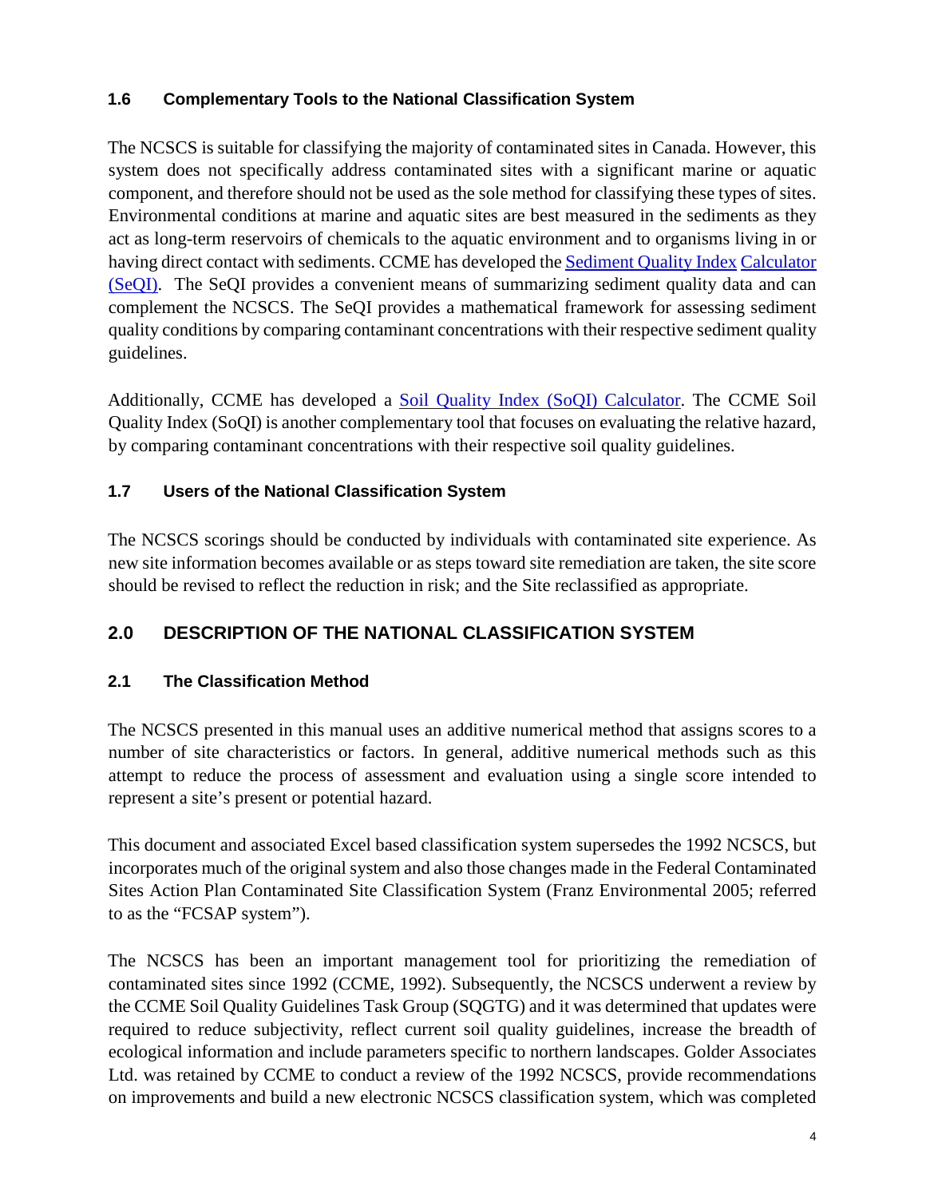### 1.6 Complementary Tools to the National Classification System

The NCSCS is suitable for classifying the majority of contaminated sites in Canada. However, this system does not specifically address contaminated sites with a significant marine or aquatic component, and therefore should not be used as the sole method for classifying these types of sites. Environmental conditions at marine and aquatic sites are best measured in the sediments as they act as long-term reservoirs of chemicals to the aquatic environment and to organisms living in or having direct contact with sediments. CCME has developed the Sediment Quality Index Calculator (SeQI). The SeQI provides a convenient means of summarizing sediment quality data and can complement the NCSCS. The SeQI provides a mathematical framework for assessing sediment quality conditions by comparing contaminant concentrations with their respective sediment quality guidelines.

Additionally, CCME has developed a Soil Quality Index (SoQI) Calculator. The CCME Soil Quality Index (SoQI) is another complementary tool that focuses on evaluating the relative hazard, by comparing contaminant concentrations with their respective soil quality guidelines.

### 1.7 Users of the National Classification System

The NCSCS scorings should be conducted by individuals with contaminated site experience. As new site information becomes available or as steps toward site remediation are taken, the site score should be revised to reflect the reduction in risk; and the Site reclassified as appropriate.

## 2.0 DESCRIPTION OF THE NATIONAL CLASSIFICATION SYSTEM

### 2.1 The Classification Method

The NCSCS presented in this manual uses an additive numerical method that assigns scores to a number of site characteristics or factors. In general, additive numerical methods such as this attempt to reduce the process of assessment and evaluation using a single score intended to represent a site's present or potential hazard.

This document and associated Excel based classification system supersedes the 1992 NCSCS, but incorporates much of the original system and also those changes made in the Federal Contaminated Sites Action Plan Contaminated Site Classification System (Franz Environmental 2005; referred to as the "FCSAP system").

The NCSCS has been an important management tool for prioritizing the remediation of contaminated sites since 1992 (CCME, 1992). Subsequently, the NCSCS underwent a review by the CCME Soil Quality Guidelines Task Group (SQGTG) and it was determined that updates were required to reduce subjectivity, reflect current soil quality guidelines, increase the breadth of ecological information and include parameters specific to northern landscapes. Golder Associates Ltd. was retained by CCME to conduct a review of the 1992 NCSCS, provide recommendations on improvements and build a new electronic NCSCS classification system, which was completed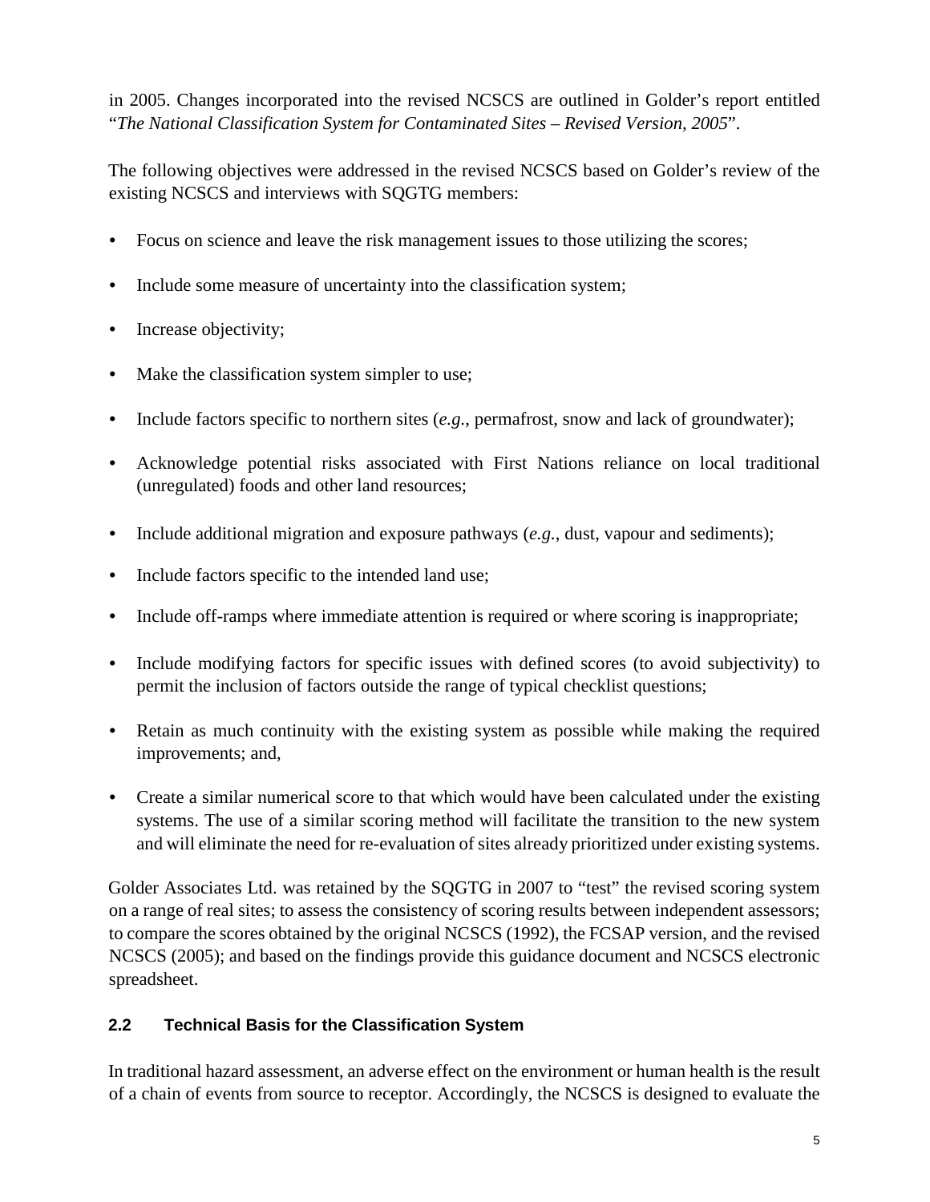in 2005. Changes incorporated into the revised NCSCS are outlined in Golder's report entitled "*The National Classification System for Contaminated Sites – Revised Version, 2005*".

The following objectives were addressed in the revised NCSCS based on Golder's review of the existing NCSCS and interviews with SQGTG members:

- Focus on science and leave the risk management issues to those utilizing the scores;
- Include some measure of uncertainty into the classification system;
- Increase objectivity;
- Make the classification system simpler to use;
- Include factors specific to northern sites (*e.g.*, permafrost, snow and lack of groundwater);
- Acknowledge potential risks associated with First Nations reliance on local traditional (unregulated) foods and other land resources;
- Include additional migration and exposure pathways (*e.g.*, dust, vapour and sediments);
- Include factors specific to the intended land use;
- Include off-ramps where immediate attention is required or where scoring is inappropriate;
- Include modifying factors for specific issues with defined scores (to avoid subjectivity) to permit the inclusion of factors outside the range of typical checklist questions;
- Retain as much continuity with the existing system as possible while making the required improvements; and,
- Create a similar numerical score to that which would have been calculated under the existing systems. The use of a similar scoring method will facilitate the transition to the new system and will eliminate the need for re-evaluation of sites already prioritized under existing systems.

Golder Associates Ltd. was retained by the SQGTG in 2007 to "test" the revised scoring system on a range of real sites; to assess the consistency of scoring results between independent assessors; to compare the scores obtained by the original NCSCS (1992), the FCSAP version, and the revised NCSCS (2005); and based on the findings provide this guidance document and NCSCS electronic spreadsheet.

### 2.2 Technical Basis for the Classification System

In traditional hazard assessment, an adverse effect on the environment or human health is the result of a chain of events from source to receptor. Accordingly, the NCSCS is designed to evaluate the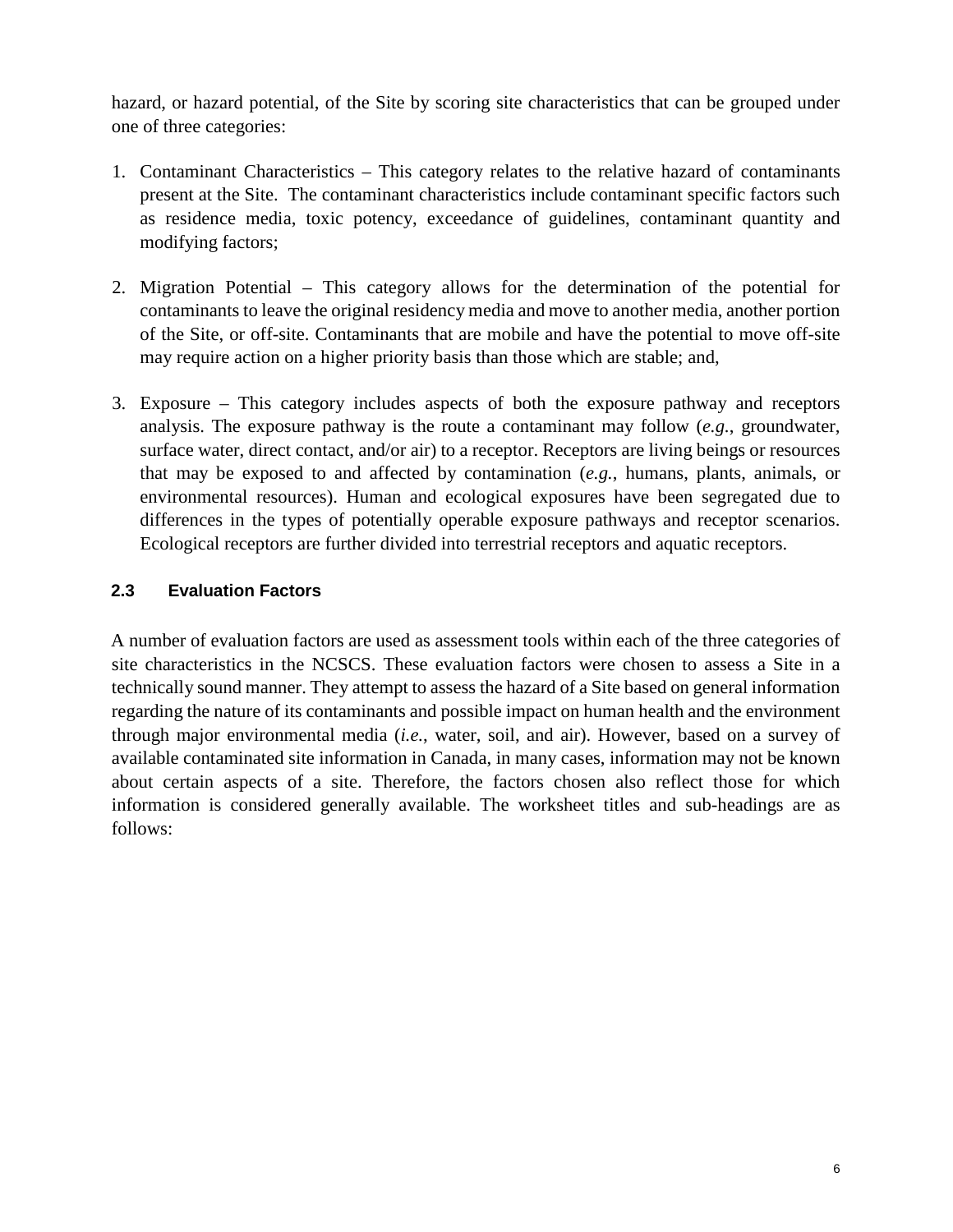hazard, or hazard potential, of the Site by scoring site characteristics that can be grouped under one of three categories:

1. Contaminant Characteristics – This category relates to the relative hazard of contaminants present at the Site. The contaminant characteristics include contaminant specific factors such as residence media, toxic potency, exceedance of guidelines, contaminant quantity and modifying factors;

2. Migration Potential – This category allows for the determination of the potential for contaminants to leave the original residency media and move to another media, another portion of the Site, or off-site. Contaminants that are mobile and have the potential to move off-site may require action on a higher priority basis than those which are stable; and,

3. Exposure – This category includes aspects of both the exposure pathway and receptors analysis. The exposure pathway is the route a contaminant may follow (*e.g.*, groundwater, surface water, direct contact, and/or air) to a receptor. Receptors are living beings or resources that may be exposed to and affected by contamination (*e.g.*, humans, plants, animals, or environmental resources). Human and ecological exposures have been segregated due to differences in the types of potentially operable exposure pathways and receptor scenarios. Ecological receptors are further divided into terrestrial receptors and aquatic receptors.

### 2.3 Evaluation Factors

A number of evaluation factors are used as assessment tools within each of the three categories of site characteristics in the NCSCS. These evaluation factors were chosen to assess a Site in a technically sound manner. They attempt to assess the hazard of a Site based on general information regarding the nature of its contaminants and possible impact on human health and the environment through major environmental media (*i.e.*, water, soil, and air). However, based on a survey of available contaminated site information in Canada, in many cases, information may not be known about certain aspects of a site. Therefore, the factors chosen also reflect those for which information is considered generally available. The worksheet titles and sub-headings are as follows: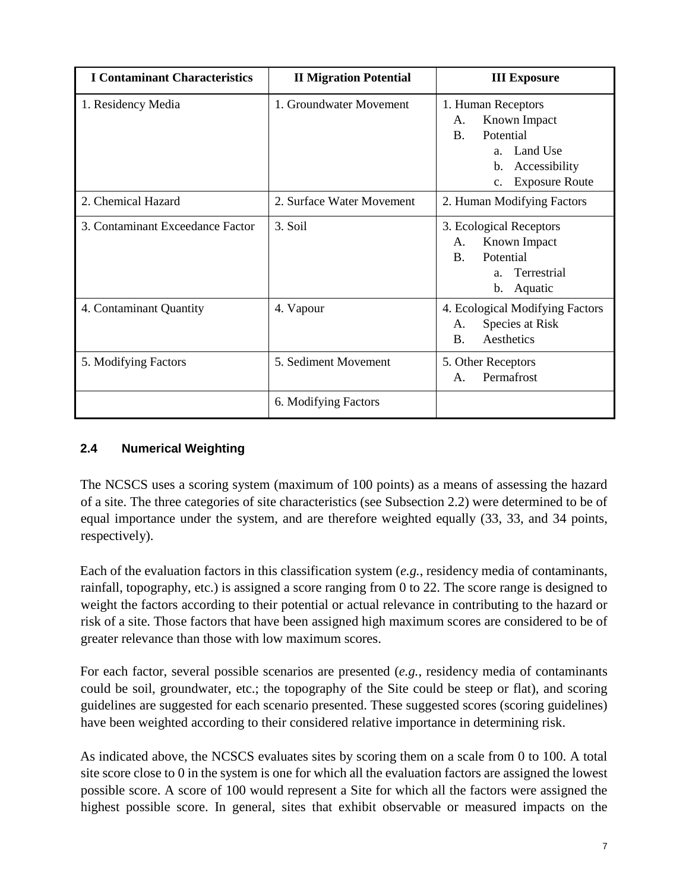| I Contaminant Characteristics | II Migration Potential | III Exposure |
|---|---|---|
| 1. Residency Media | 1. Groundwater Movement | 1. Human Receptors<br>A. Known Impact<br>B. Potential<br>a. Land Use<br>b. Accessibility<br>c. Exposure Route |
| 2. Chemical Hazard | 2. Surface Water Movement | 2. Human Modifying Factors |
| 3. Contaminant Exceedance Factor | 3. Soil | 3. Ecological Receptors<br>A. Known Impact<br>B. Potential<br>a. Terrestrial<br>b. Aquatic |
| 4. Contaminant Quantity | 4. Vapour | 4. Ecological Modifying Factors<br>A. Species at Risk<br>B. Aesthetics |
| 5. Modifying Factors | 5. Sediment Movement | 5. Other Receptors<br>A. Permafrost |
| | 6. Modifying Factors | |

### 2.4 Numerical Weighting

The NCSCS uses a scoring system (maximum of 100 points) as a means of assessing the hazard of a site. The three categories of site characteristics (see Subsection 2.2) were determined to be of equal importance under the system, and are therefore weighted equally (33, 33, and 34 points, respectively).

Each of the evaluation factors in this classification system (*e.g.*, residency media of contaminants, rainfall, topography, etc.) is assigned a score ranging from 0 to 22. The score range is designed to weight the factors according to their potential or actual relevance in contributing to the hazard or risk of a site. Those factors that have been assigned high maximum scores are considered to be of greater relevance than those with low maximum scores.

For each factor, several possible scenarios are presented (*e.g.*, residency media of contaminants could be soil, groundwater, etc.; the topography of the Site could be steep or flat), and scoring guidelines are suggested for each scenario presented. These suggested scores (scoring guidelines) have been weighted according to their considered relative importance in determining risk.

As indicated above, the NCSCS evaluates sites by scoring them on a scale from 0 to 100. A total site score close to 0 in the system is one for which all the evaluation factors are assigned the lowest possible score. A score of 100 would represent a Site for which all the factors were assigned the highest possible score. In general, sites that exhibit observable or measured impacts on the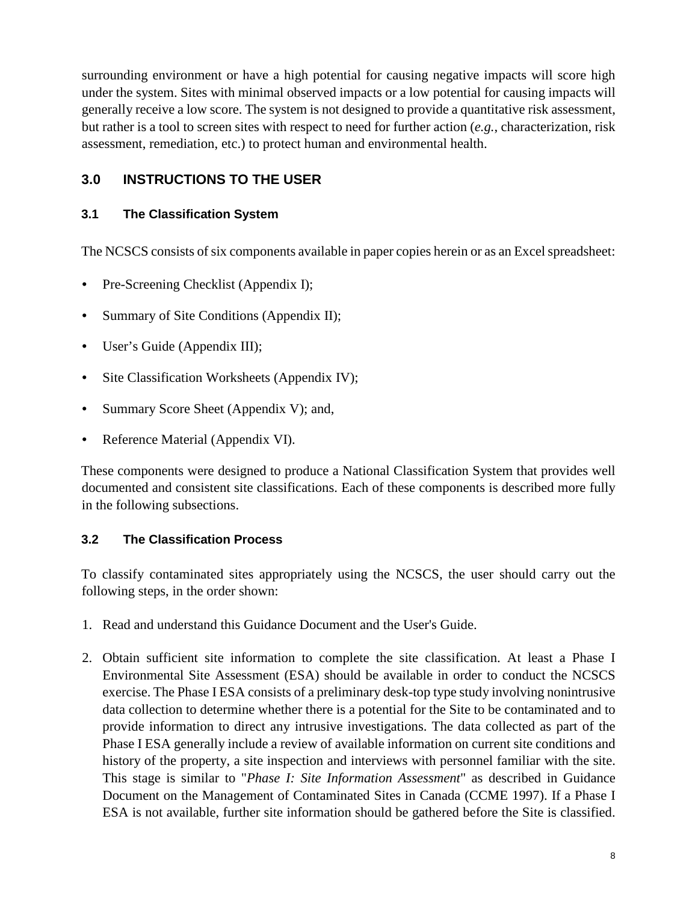surrounding environment or have a high potential for causing negative impacts will score high under the system. Sites with minimal observed impacts or a low potential for causing impacts will generally receive a low score. The system is not designed to provide a quantitative risk assessment, but rather is a tool to screen sites with respect to need for further action (*e.g.*, characterization, risk assessment, remediation, etc.) to protect human and environmental health.

## 3.0 INSTRUCTIONS TO THE USER

### 3.1 The Classification System

The NCSCS consists of six components available in paper copies herein or as an Excel spreadsheet:

- Pre-Screening Checklist (Appendix I);
- Summary of Site Conditions (Appendix II);
- User's Guide (Appendix III);
- Site Classification Worksheets (Appendix IV);
- Summary Score Sheet (Appendix V); and,
- Reference Material (Appendix VI).

These components were designed to produce a National Classification System that provides well documented and consistent site classifications. Each of these components is described more fully in the following subsections.

### 3.2 The Classification Process

To classify contaminated sites appropriately using the NCSCS, the user should carry out the following steps, in the order shown:

1. Read and understand this Guidance Document and the User's Guide.
2. Obtain sufficient site information to complete the site classification. At least a Phase I Environmental Site Assessment (ESA) should be available in order to conduct the NCSCS exercise. The Phase I ESA consists of a preliminary desk-top type study involving nonintrusive data collection to determine whether there is a potential for the Site to be contaminated and to provide information to direct any intrusive investigations. The data collected as part of the Phase I ESA generally include a review of available information on current site conditions and history of the property, a site inspection and interviews with personnel familiar with the site. This stage is similar to "*Phase I: Site Information Assessment*" as described in Guidance Document on the Management of Contaminated Sites in Canada (CCME 1997). If a Phase I ESA is not available, further site information should be gathered before the Site is classified.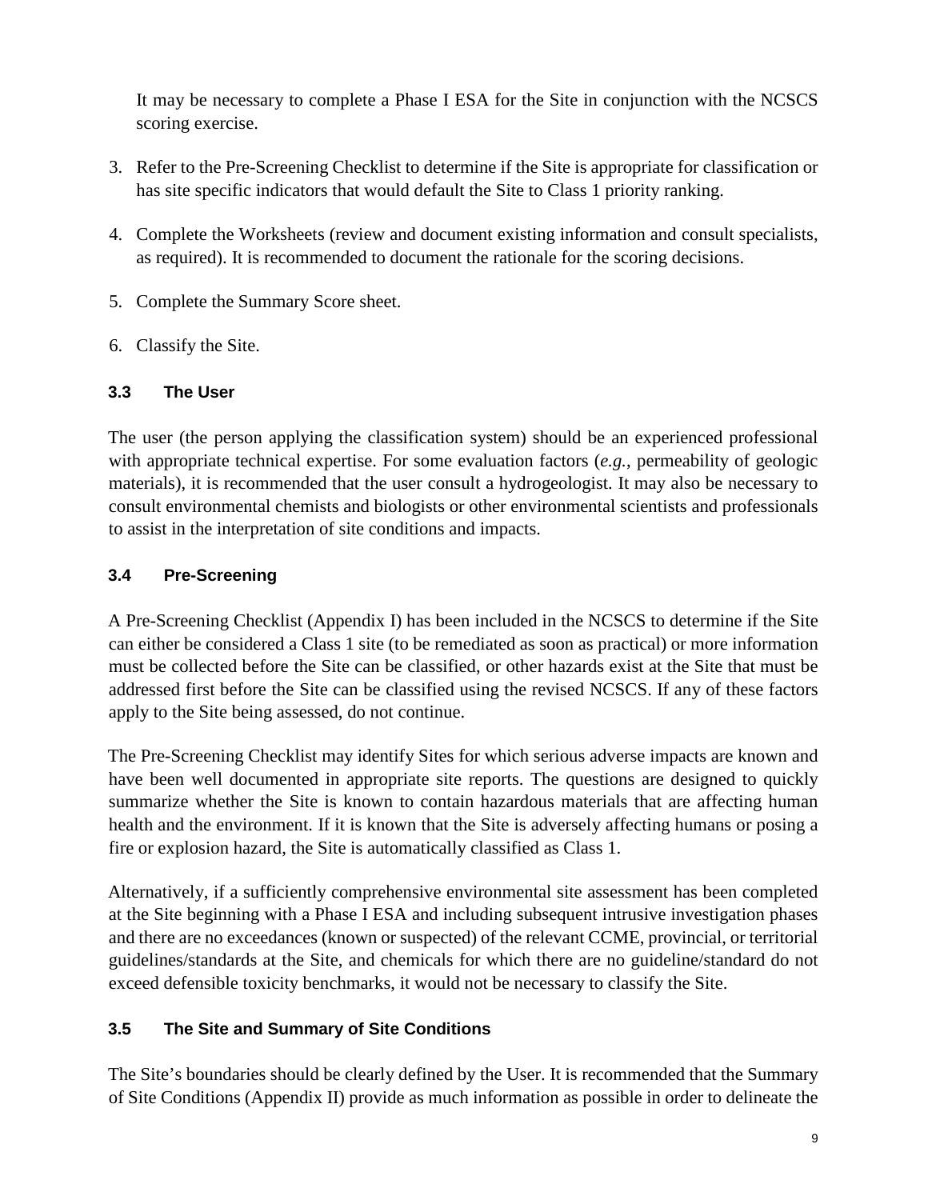It may be necessary to complete a Phase I ESA for the Site in conjunction with the NCSCS scoring exercise.

3. Refer to the Pre-Screening Checklist to determine if the Site is appropriate for classification or has site specific indicators that would default the Site to Class 1 priority ranking.
4. Complete the Worksheets (review and document existing information and consult specialists, as required). It is recommended to document the rationale for the scoring decisions.
5. Complete the Summary Score sheet.
6. Classify the Site.

### 3.3 The User

The user (the person applying the classification system) should be an experienced professional with appropriate technical expertise. For some evaluation factors (*e.g.*, permeability of geologic materials), it is recommended that the user consult a hydrogeologist. It may also be necessary to consult environmental chemists and biologists or other environmental scientists and professionals to assist in the interpretation of site conditions and impacts.

### 3.4 Pre-Screening

A Pre-Screening Checklist (Appendix I) has been included in the NCSCS to determine if the Site can either be considered a Class 1 site (to be remediated as soon as practical) or more information must be collected before the Site can be classified, or other hazards exist at the Site that must be addressed first before the Site can be classified using the revised NCSCS. If any of these factors apply to the Site being assessed, do not continue.

The Pre-Screening Checklist may identify Sites for which serious adverse impacts are known and have been well documented in appropriate site reports. The questions are designed to quickly summarize whether the Site is known to contain hazardous materials that are affecting human health and the environment. If it is known that the Site is adversely affecting humans or posing a fire or explosion hazard, the Site is automatically classified as Class 1.

Alternatively, if a sufficiently comprehensive environmental site assessment has been completed at the Site beginning with a Phase I ESA and including subsequent intrusive investigation phases and there are no exceedances (known or suspected) of the relevant CCME, provincial, or territorial guidelines/standards at the Site, and chemicals for which there are no guideline/standard do not exceed defensible toxicity benchmarks, it would not be necessary to classify the Site.

### 3.5 The Site and Summary of Site Conditions

The Site's boundaries should be clearly defined by the User. It is recommended that the Summary of Site Conditions (Appendix II) provide as much information as possible in order to delineate the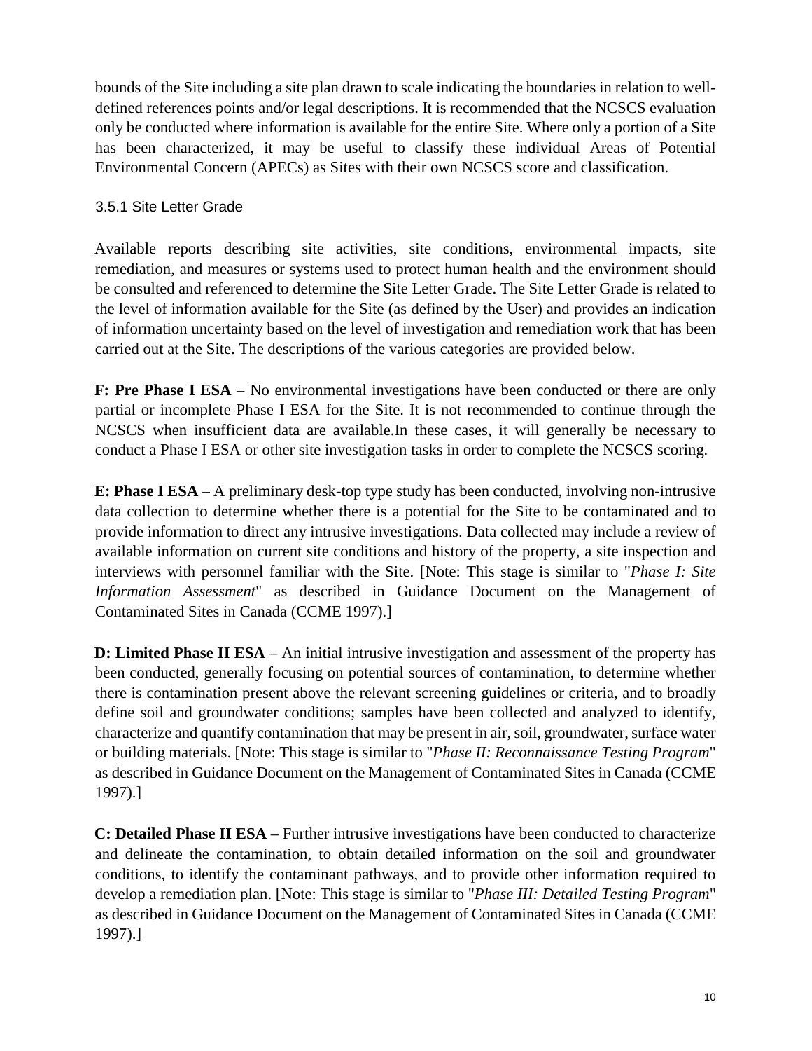bounds of the Site including a site plan drawn to scale indicating the boundaries in relation to well-defined references points and/or legal descriptions. It is recommended that the NCSCS evaluation only be conducted where information is available for the entire Site. Where only a portion of a Site has been characterized, it may be useful to classify these individual Areas of Potential Environmental Concern (APECs) as Sites with their own NCSCS score and classification.

### 3.5.1 Site Letter Grade

Available reports describing site activities, site conditions, environmental impacts, site remediation, and measures or systems used to protect human health and the environment should be consulted and referenced to determine the Site Letter Grade. The Site Letter Grade is related to the level of information available for the Site (as defined by the User) and provides an indication of information uncertainty based on the level of investigation and remediation work that has been carried out at the Site. The descriptions of the various categories are provided below.

**F: Pre Phase I ESA** – No environmental investigations have been conducted or there are only partial or incomplete Phase I ESA for the Site. It is not recommended to continue through the NCSCS when insufficient data are available.In these cases, it will generally be necessary to conduct a Phase I ESA or other site investigation tasks in order to complete the NCSCS scoring.

**E: Phase I ESA** – A preliminary desk-top type study has been conducted, involving non-intrusive data collection to determine whether there is a potential for the Site to be contaminated and to provide information to direct any intrusive investigations. Data collected may include a review of available information on current site conditions and history of the property, a site inspection and interviews with personnel familiar with the Site. [Note: This stage is similar to "*Phase I: Site Information Assessment*" as described in Guidance Document on the Management of Contaminated Sites in Canada (CCME 1997).]

**D: Limited Phase II ESA** – An initial intrusive investigation and assessment of the property has been conducted, generally focusing on potential sources of contamination, to determine whether there is contamination present above the relevant screening guidelines or criteria, and to broadly define soil and groundwater conditions; samples have been collected and analyzed to identify, characterize and quantify contamination that may be present in air, soil, groundwater, surface water or building materials. [Note: This stage is similar to "*Phase II: Reconnaissance Testing Program*" as described in Guidance Document on the Management of Contaminated Sites in Canada (CCME 1997).]

**C: Detailed Phase II ESA** – Further intrusive investigations have been conducted to characterize and delineate the contamination, to obtain detailed information on the soil and groundwater conditions, to identify the contaminant pathways, and to provide other information required to develop a remediation plan. [Note: This stage is similar to "*Phase III: Detailed Testing Program*" as described in Guidance Document on the Management of Contaminated Sites in Canada (CCME 1997).]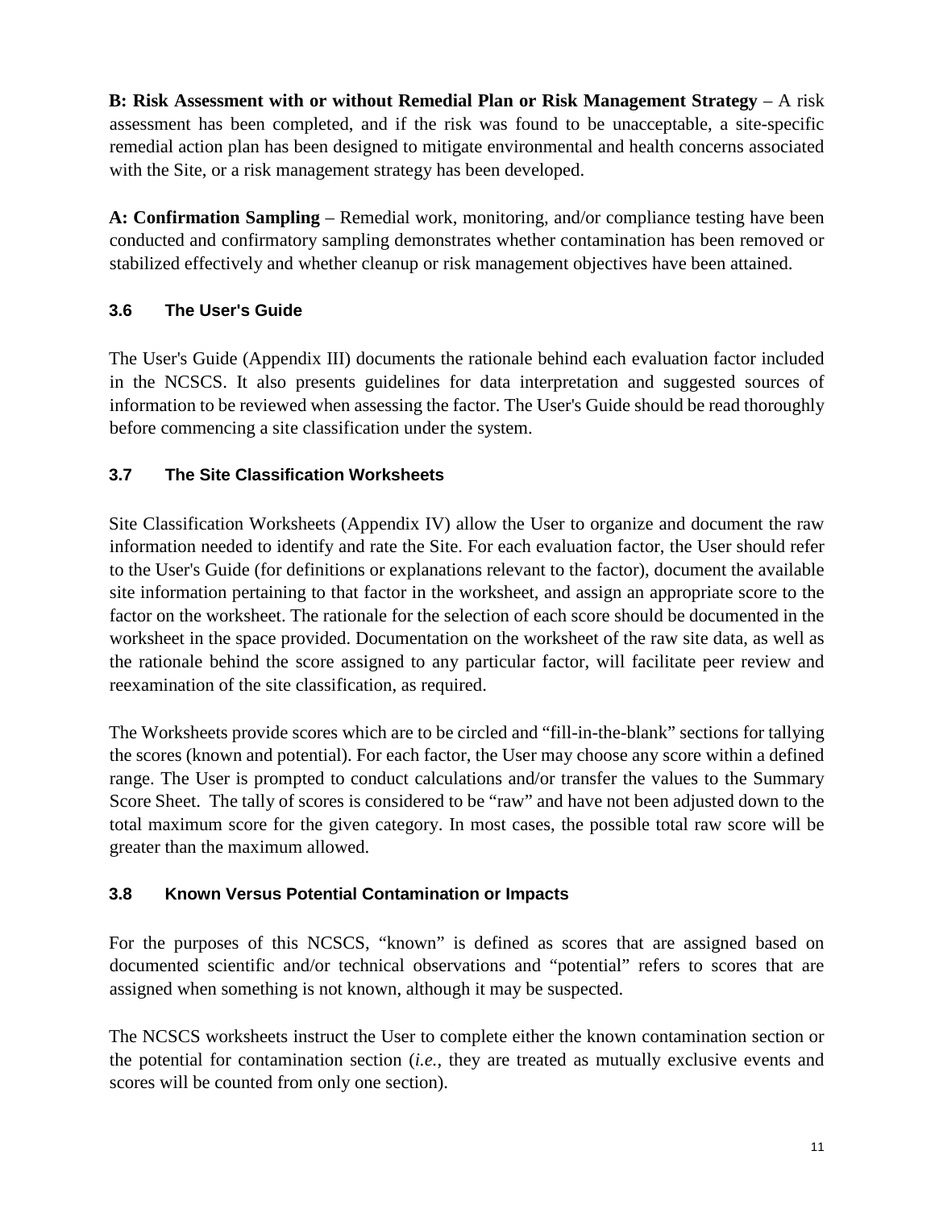**B: Risk Assessment with or without Remedial Plan or Risk Management Strategy** – A risk assessment has been completed, and if the risk was found to be unacceptable, a site-specific remedial action plan has been designed to mitigate environmental and health concerns associated with the Site, or a risk management strategy has been developed.

**A: Confirmation Sampling** – Remedial work, monitoring, and/or compliance testing have been conducted and confirmatory sampling demonstrates whether contamination has been removed or stabilized effectively and whether cleanup or risk management objectives have been attained.

### 3.6 The User's Guide

The User's Guide (Appendix III) documents the rationale behind each evaluation factor included in the NCSCS. It also presents guidelines for data interpretation and suggested sources of information to be reviewed when assessing the factor. The User's Guide should be read thoroughly before commencing a site classification under the system.

### 3.7 The Site Classification Worksheets

Site Classification Worksheets (Appendix IV) allow the User to organize and document the raw information needed to identify and rate the Site. For each evaluation factor, the User should refer to the User's Guide (for definitions or explanations relevant to the factor), document the available site information pertaining to that factor in the worksheet, and assign an appropriate score to the factor on the worksheet. The rationale for the selection of each score should be documented in the worksheet in the space provided. Documentation on the worksheet of the raw site data, as well as the rationale behind the score assigned to any particular factor, will facilitate peer review and reexamination of the site classification, as required.

The Worksheets provide scores which are to be circled and "fill-in-the-blank" sections for tallying the scores (known and potential). For each factor, the User may choose any score within a defined range. The User is prompted to conduct calculations and/or transfer the values to the Summary Score Sheet. The tally of scores is considered to be "raw" and have not been adjusted down to the total maximum score for the given category. In most cases, the possible total raw score will be greater than the maximum allowed.

### 3.8 Known Versus Potential Contamination or Impacts

For the purposes of this NCSCS, "known" is defined as scores that are assigned based on documented scientific and/or technical observations and "potential" refers to scores that are assigned when something is not known, although it may be suspected.

The NCSCS worksheets instruct the User to complete either the known contamination section or the potential for contamination section (*i.e.*, they are treated as mutually exclusive events and scores will be counted from only one section).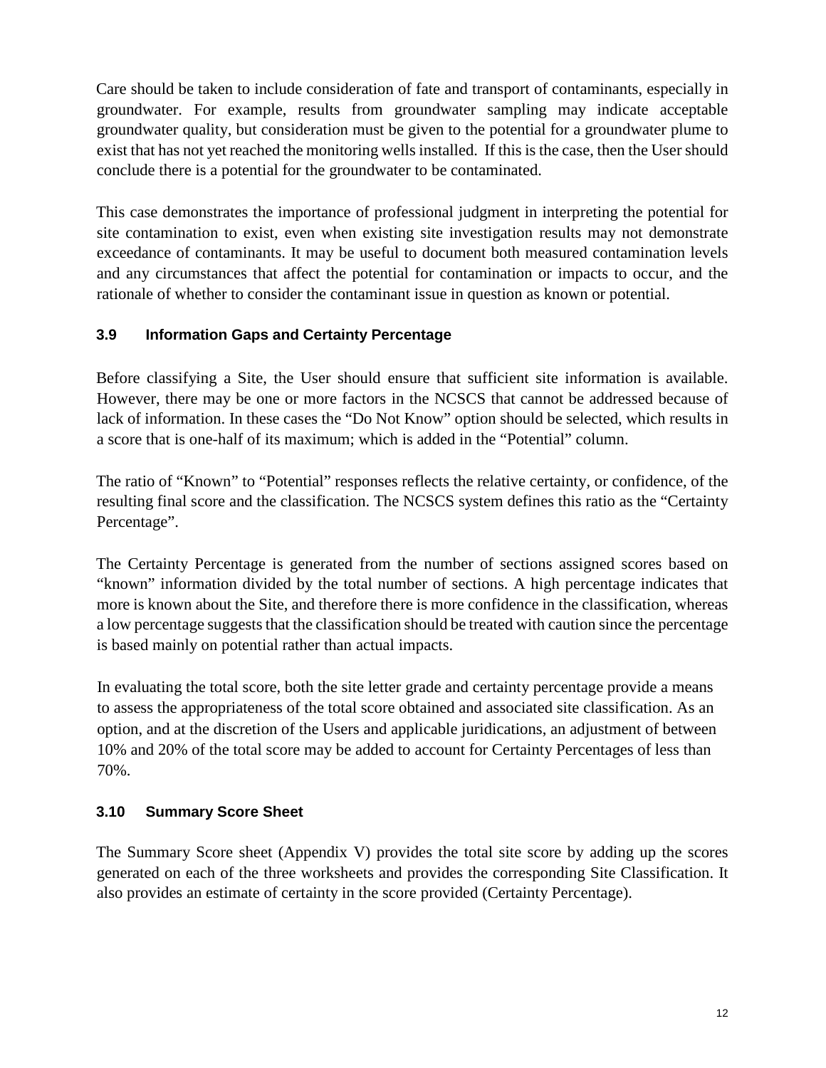Care should be taken to include consideration of fate and transport of contaminants, especially in groundwater. For example, results from groundwater sampling may indicate acceptable groundwater quality, but consideration must be given to the potential for a groundwater plume to exist that has not yet reached the monitoring wells installed. If this is the case, then the User should conclude there is a potential for the groundwater to be contaminated.

This case demonstrates the importance of professional judgment in interpreting the potential for site contamination to exist, even when existing site investigation results may not demonstrate exceedance of contaminants. It may be useful to document both measured contamination levels and any circumstances that affect the potential for contamination or impacts to occur, and the rationale of whether to consider the contaminant issue in question as known or potential.

### 3.9 Information Gaps and Certainty Percentage

Before classifying a Site, the User should ensure that sufficient site information is available. However, there may be one or more factors in the NCSCS that cannot be addressed because of lack of information. In these cases the "Do Not Know" option should be selected, which results in a score that is one-half of its maximum; which is added in the "Potential" column.

The ratio of "Known" to "Potential" responses reflects the relative certainty, or confidence, of the resulting final score and the classification. The NCSCS system defines this ratio as the "Certainty Percentage".

The Certainty Percentage is generated from the number of sections assigned scores based on "known" information divided by the total number of sections. A high percentage indicates that more is known about the Site, and therefore there is more confidence in the classification, whereas a low percentage suggests that the classification should be treated with caution since the percentage is based mainly on potential rather than actual impacts.

In evaluating the total score, both the site letter grade and certainty percentage provide a means to assess the appropriateness of the total score obtained and associated site classification. As an option, and at the discretion of the Users and applicable juridications, an adjustment of between 10% and 20% of the total score may be added to account for Certainty Percentages of less than 70%.

### 3.10 Summary Score Sheet

The Summary Score sheet (Appendix V) provides the total site score by adding up the scores generated on each of the three worksheets and provides the corresponding Site Classification. It also provides an estimate of certainty in the score provided (Certainty Percentage).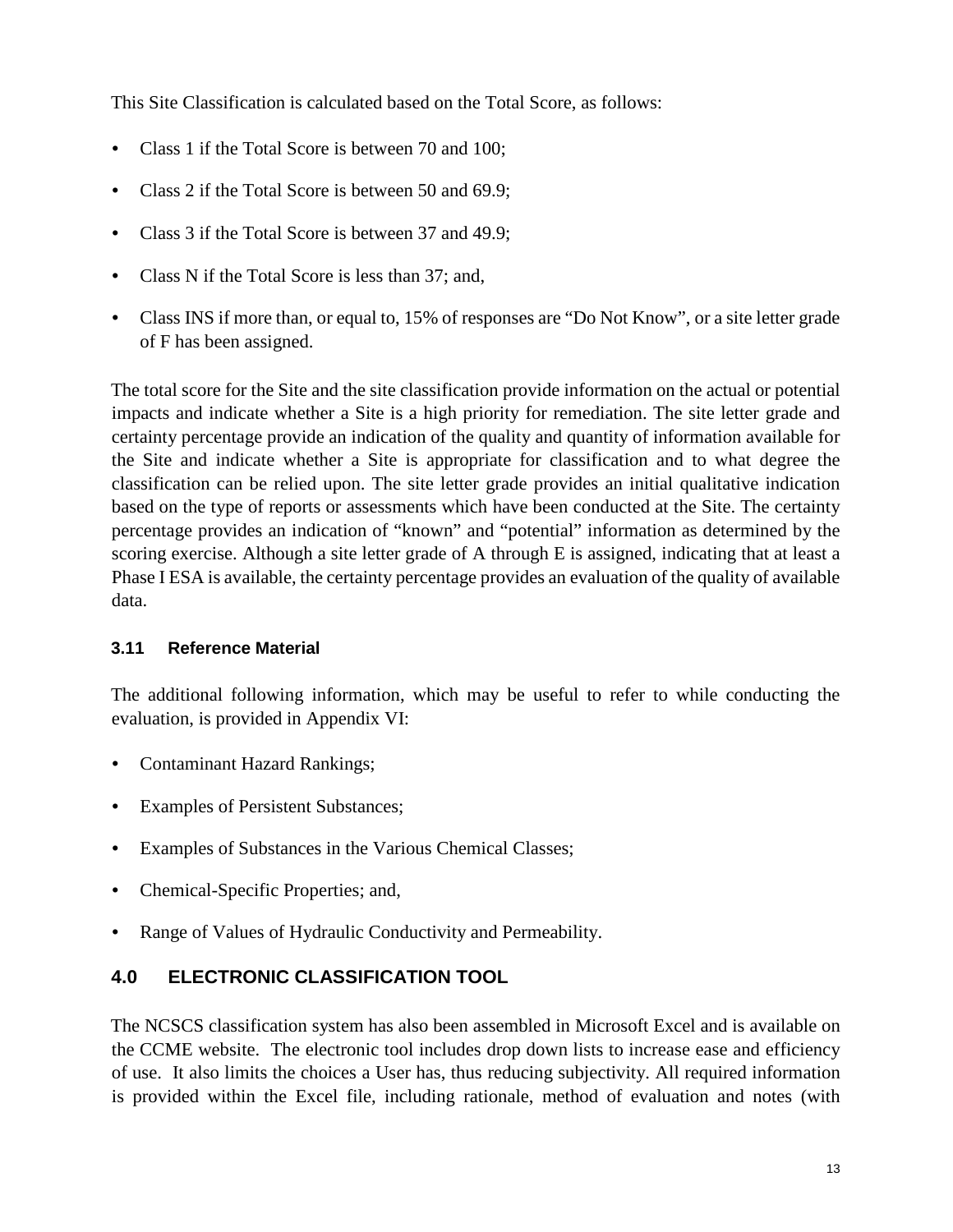This Site Classification is calculated based on the Total Score, as follows:

- Class 1 if the Total Score is between 70 and 100;
- Class 2 if the Total Score is between 50 and 69.9;
- Class 3 if the Total Score is between 37 and 49.9;
- Class N if the Total Score is less than 37; and,
- Class INS if more than, or equal to, 15% of responses are "Do Not Know", or a site letter grade of F has been assigned.

The total score for the Site and the site classification provide information on the actual or potential impacts and indicate whether a Site is a high priority for remediation. The site letter grade and certainty percentage provide an indication of the quality and quantity of information available for the Site and indicate whether a Site is appropriate for classification and to what degree the classification can be relied upon. The site letter grade provides an initial qualitative indication based on the type of reports or assessments which have been conducted at the Site. The certainty percentage provides an indication of "known" and "potential" information as determined by the scoring exercise. Although a site letter grade of A through E is assigned, indicating that at least a Phase I ESA is available, the certainty percentage provides an evaluation of the quality of available data.

### 3.11 Reference Material

The additional following information, which may be useful to refer to while conducting the evaluation, is provided in Appendix VI:

- Contaminant Hazard Rankings;
- Examples of Persistent Substances;
- Examples of Substances in the Various Chemical Classes;
- Chemical-Specific Properties; and,
- Range of Values of Hydraulic Conductivity and Permeability.

## 4.0 ELECTRONIC CLASSIFICATION TOOL

The NCSCS classification system has also been assembled in Microsoft Excel and is available on the CCME website. The electronic tool includes drop down lists to increase ease and efficiency of use. It also limits the choices a User has, thus reducing subjectivity. All required information is provided within the Excel file, including rationale, method of evaluation and notes (with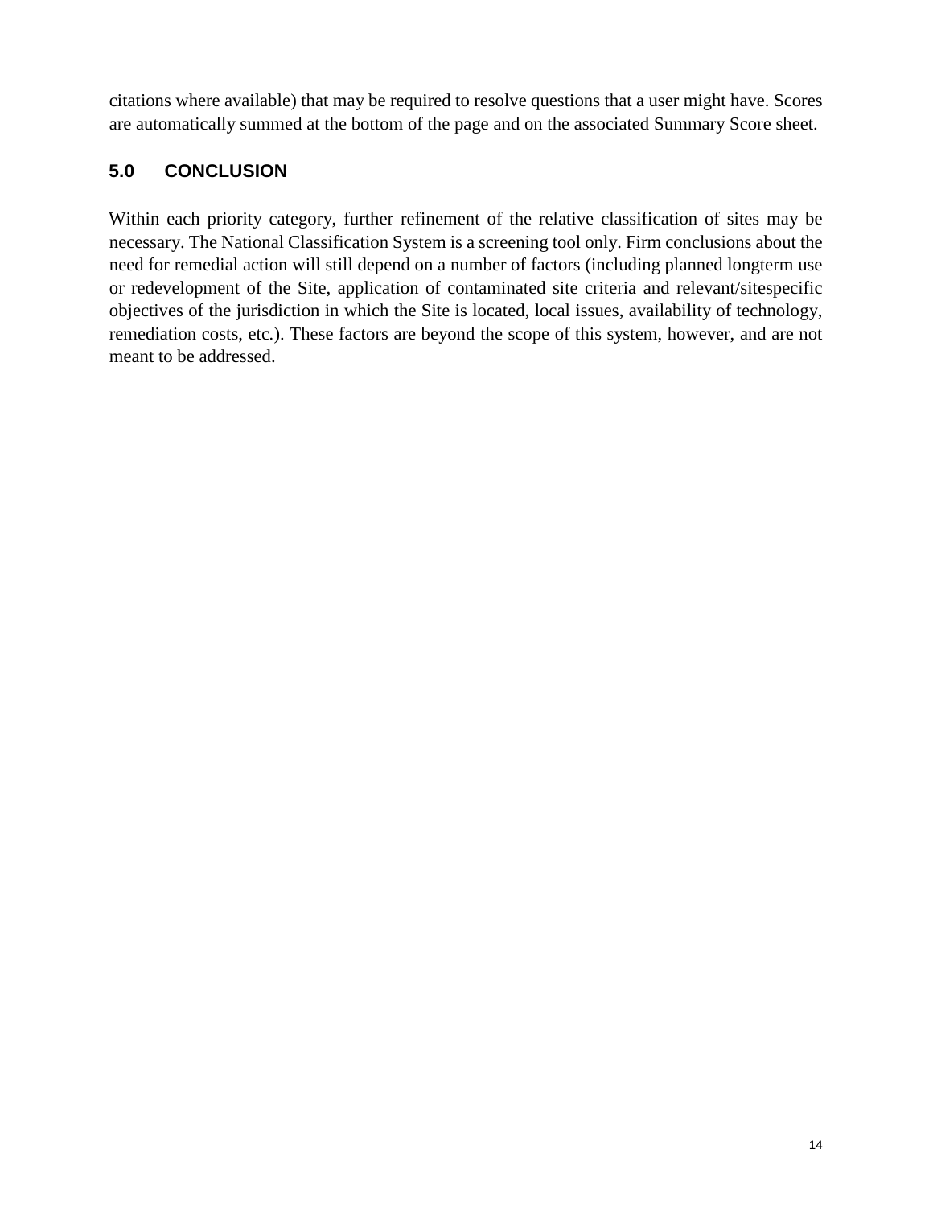citations where available) that may be required to resolve questions that a user might have. Scores are automatically summed at the bottom of the page and on the associated Summary Score sheet.

## 5.0 CONCLUSION

Within each priority category, further refinement of the relative classification of sites may be necessary. The National Classification System is a screening tool only. Firm conclusions about the need for remedial action will still depend on a number of factors (including planned longterm use or redevelopment of the Site, application of contaminated site criteria and relevant/sitespecific objectives of the jurisdiction in which the Site is located, local issues, availability of technology, remediation costs, etc.). These factors are beyond the scope of this system, however, and are not meant to be addressed.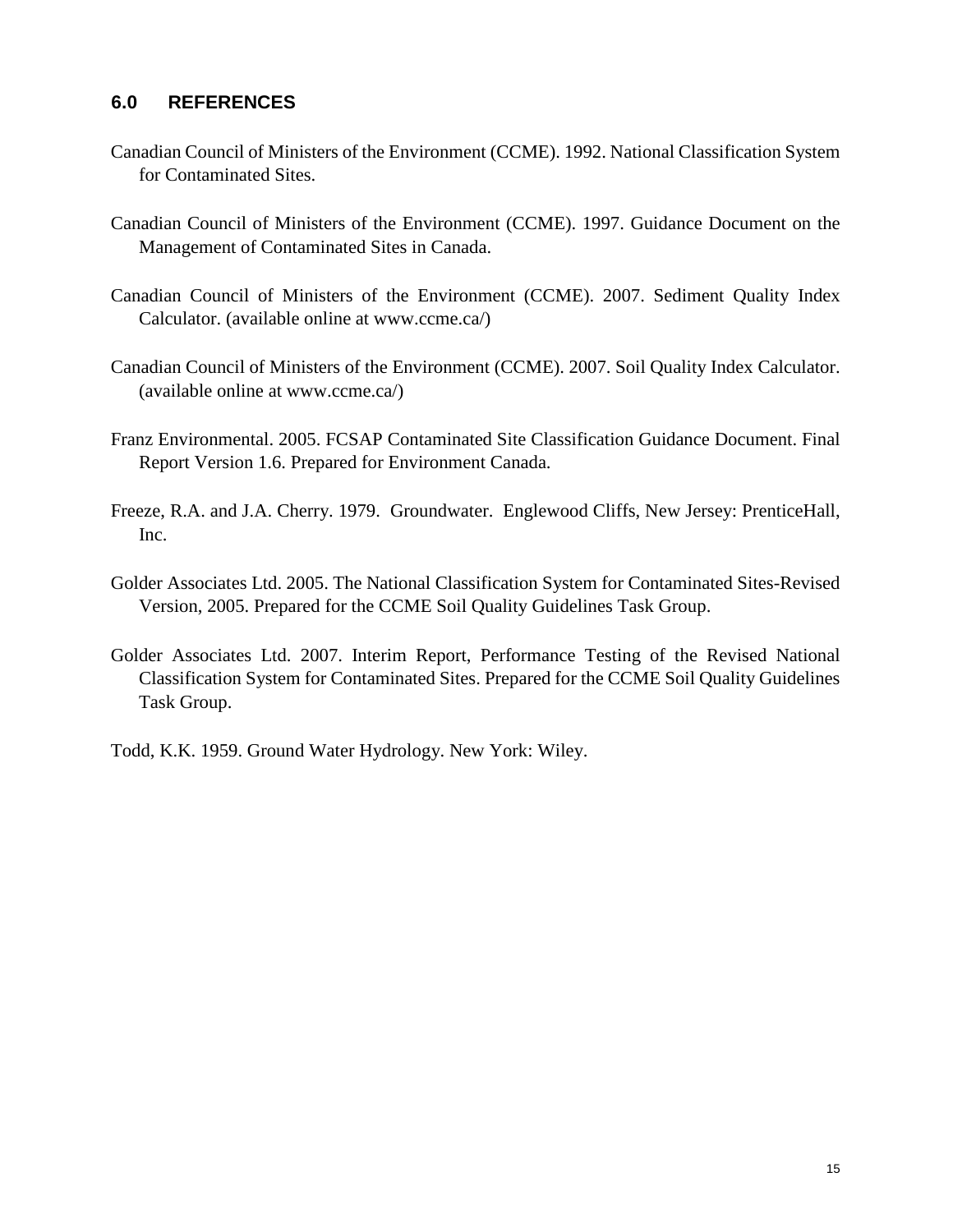## 6.0 REFERENCES

Canadian Council of Ministers of the Environment (CCME). 1992. National Classification System for Contaminated Sites.

Canadian Council of Ministers of the Environment (CCME). 1997. Guidance Document on the Management of Contaminated Sites in Canada.

Canadian Council of Ministers of the Environment (CCME). 2007. Sediment Quality Index Calculator. (available online at www.ccme.ca/)

Canadian Council of Ministers of the Environment (CCME). 2007. Soil Quality Index Calculator. (available online at www.ccme.ca/)

Franz Environmental. 2005. FCSAP Contaminated Site Classification Guidance Document. Final Report Version 1.6. Prepared for Environment Canada.

Freeze, R.A. and J.A. Cherry. 1979. Groundwater. Englewood Cliffs, New Jersey: PrenticeHall, Inc.

Golder Associates Ltd. 2005. The National Classification System for Contaminated Sites-Revised Version, 2005. Prepared for the CCME Soil Quality Guidelines Task Group.

Golder Associates Ltd. 2007. Interim Report, Performance Testing of the Revised National Classification System for Contaminated Sites. Prepared for the CCME Soil Quality Guidelines Task Group.

Todd, K.K. 1959. Ground Water Hydrology. New York: Wiley.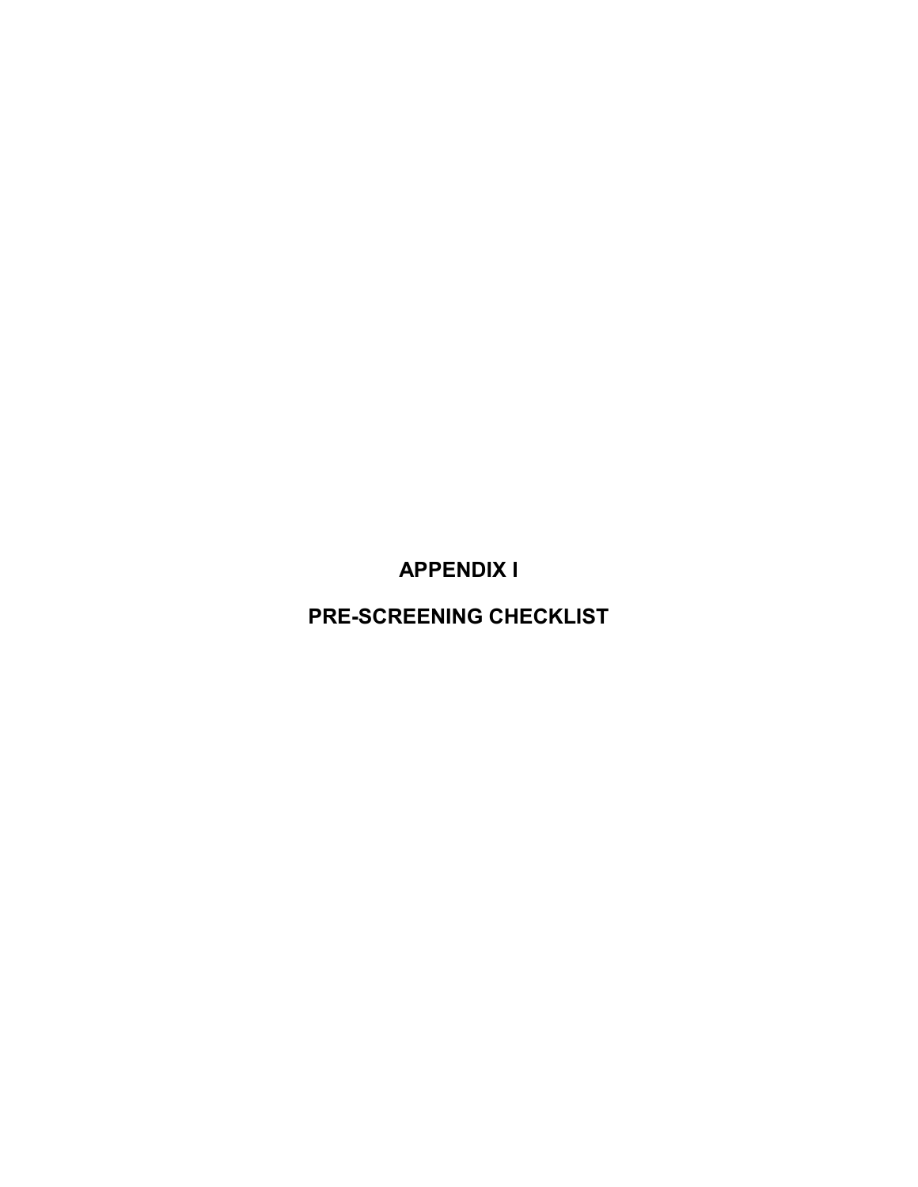# APPENDIX I

# PRE-SCREENING CHECKLIST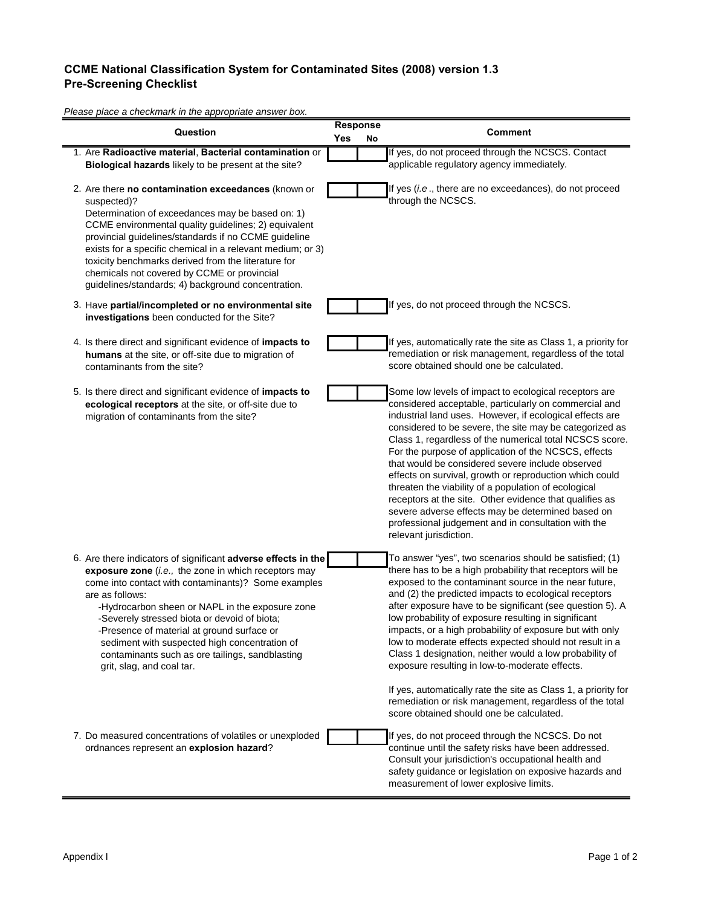**CCME National Classification System for Contaminated Sites (2008) version 1.3**
**Pre-Screening Checklist**

*Please place a checkmark in the appropriate answer box.*

| Question | Response | | Comment |
|---|---|---|---|
| | Yes | No | |
| 1. Are **Radioactive material**, **Bacterial contamination** or **Biological hazards** likely to be present at the site? | | | If yes, do not proceed through the NCSCS. Contact applicable regulatory agency immediately. |
| 2. Are there **no contamination exceedances** (known or suspected)? Determination of exceedances may be based on: 1) CCME environmental quality guidelines; 2) equivalent provincial guidelines/standards if no CCME guideline exists for a specific chemical in a relevant medium; or 3) toxicity benchmarks derived from the literature for chemicals not covered by CCME or provincial guidelines/standards; 4) background concentration. | | | If yes (*i.e*., there are no exceedances), do not proceed through the NCSCS. |
| 3. Have **partial/incompleted or no environmental site investigations** been conducted for the Site? | | | If yes, do not proceed through the NCSCS. |
| 4. Is there direct and significant evidence of **impacts to humans** at the site, or off-site due to migration of contaminants from the site? | | | If yes, automatically rate the site as Class 1, a priority for remediation or risk management, regardless of the total score obtained should one be calculated. |
| 5. Is there direct and significant evidence of **impacts to ecological receptors** at the site, or off-site due to migration of contaminants from the site? | | | Some low levels of impact to ecological receptors are considered acceptable, particularly on commercial and industrial land uses. However, if ecological effects are considered to be severe, the site may be categorized as Class 1, regardless of the numerical total NCSCS score. For the purpose of application of the NCSCS, effects that would be considered severe include observed effects on survival, growth or reproduction which could threaten the viability of a population of ecological receptors at the site. Other evidence that qualifies as severe adverse effects may be determined based on professional judgement and in consultation with the relevant jurisdiction. |
| 6. Are there indicators of significant **adverse effects in the exposure zone** (*i.e.,* the zone in which receptors may come into contact with contaminants)? Some examples are as follows:<br>-Hydrocarbon sheen or NAPL in the exposure zone<br>-Severely stressed biota or devoid of biota;<br>-Presence of material at ground surface or sediment with suspected high concentration of contaminants such as ore tailings, sandblasting grit, slag, and coal tar. | | | To answer "yes", two scenarios should be satisfied; (1) there has to be a high probability that receptors will be exposed to the contaminant source in the near future, and (2) the predicted impacts to ecological receptors after exposure have to be significant (see question 5). A low probability of exposure resulting in significant impacts, or a high probability of exposure but with only low to moderate effects expected should not result in a Class 1 designation, neither would a low probability of exposure resulting in low-to-moderate effects.<br><br>If yes, automatically rate the site as Class 1, a priority for remediation or risk management, regardless of the total score obtained should one be calculated. |
| 7. Do measured concentrations of volatiles or unexploded ordnances represent an **explosion hazard**? | | | If yes, do not proceed through the NCSCS. Do not continue until the safety risks have been addressed. Consult your jurisdiction's occupational health and safety guidance or legislation on exposive hazards and measurement of lower explosive limits. |

Appendix I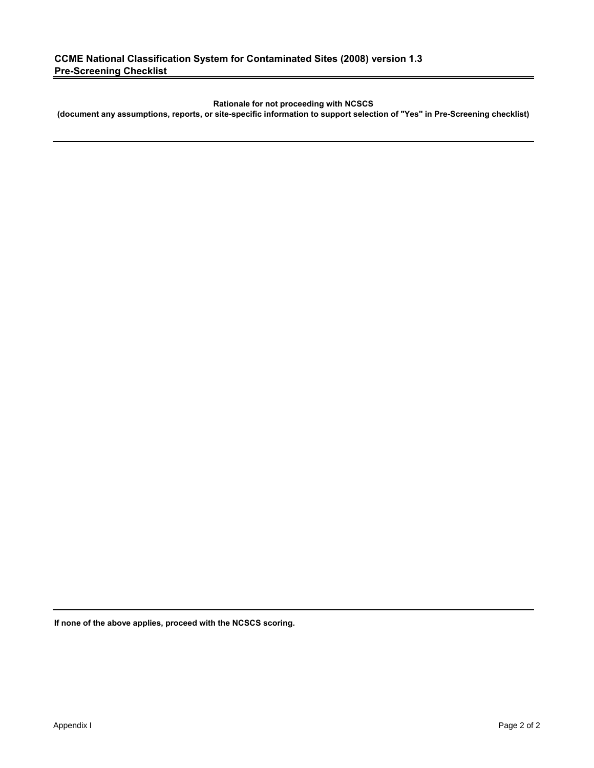## CCME National Classification System for Contaminated Sites (2008) version 1.3
## Pre-Screening Checklist

**Rationale for not proceeding with NCSCS**
**(document any assumptions, reports, or site-specific information to support selection of "Yes" in Pre-Screening checklist)**

---

---

**If none of the above applies, proceed with the NCSCS scoring.**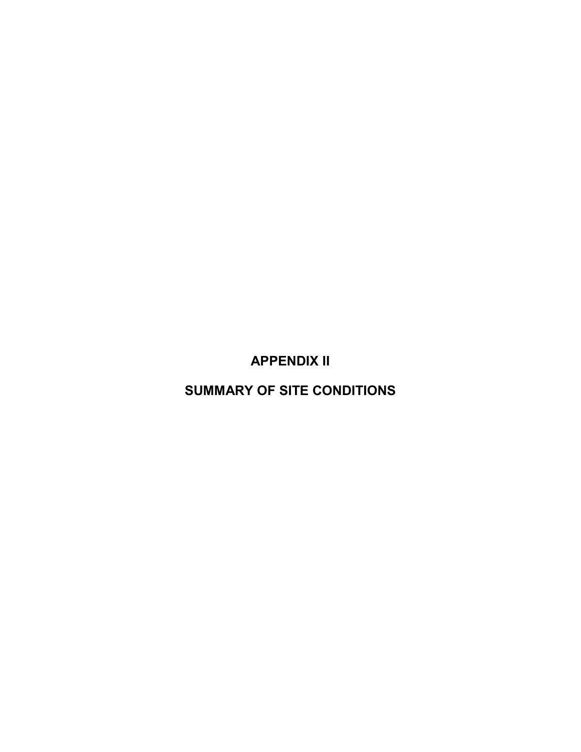# APPENDIX II

# SUMMARY OF SITE CONDITIONS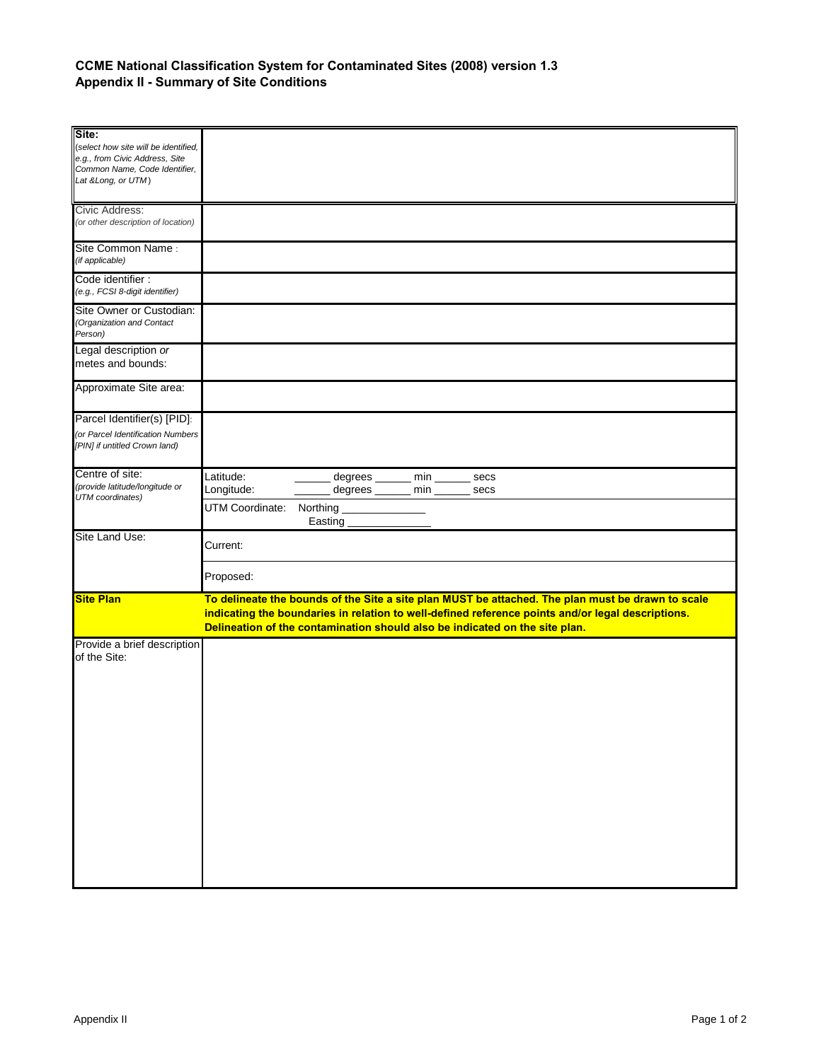**CCME National Classification System for Contaminated Sites (2008) version 1.3**
**Appendix II - Summary of Site Conditions**

| | |
|---|---|
| **Site:** *(select how site will be identified, e.g., from Civic Address, Site Common Name, Code Identifier, Lat &Long, or UTM)* | |
| Civic Address: *(or other description of location)* | |
| Site Common Name : *(if applicable)* | |
| Code identifier : *(e.g., FCSI 8-digit identifier)* | |
| Site Owner or Custodian: *(Organization and Contact Person)* | |
| Legal description *or* metes and bounds: | |
| Approximate Site area: | |
| Parcel Identifier(s) [PID]: *(or Parcel Identification Numbers [PIN] if untitled Crown land)* | |
| Centre of site: *(provide latitude/longitude or UTM coordinates)* | Latitude: ______ degrees ______ min ______ secs<br>Longitude: ______ degrees ______ min ______ secs |
| | UTM Coordinate: Northing ______________<br>Easting ______________ |
| Site Land Use: | Current: |
| | Proposed: |
| **Site Plan** | **To delineate the bounds of the Site a site plan MUST be attached. The plan must be drawn to scale indicating the boundaries in relation to well-defined reference points and/or legal descriptions. Delineation of the contamination should also be indicated on the site plan.** |
| Provide a brief description of the Site: | |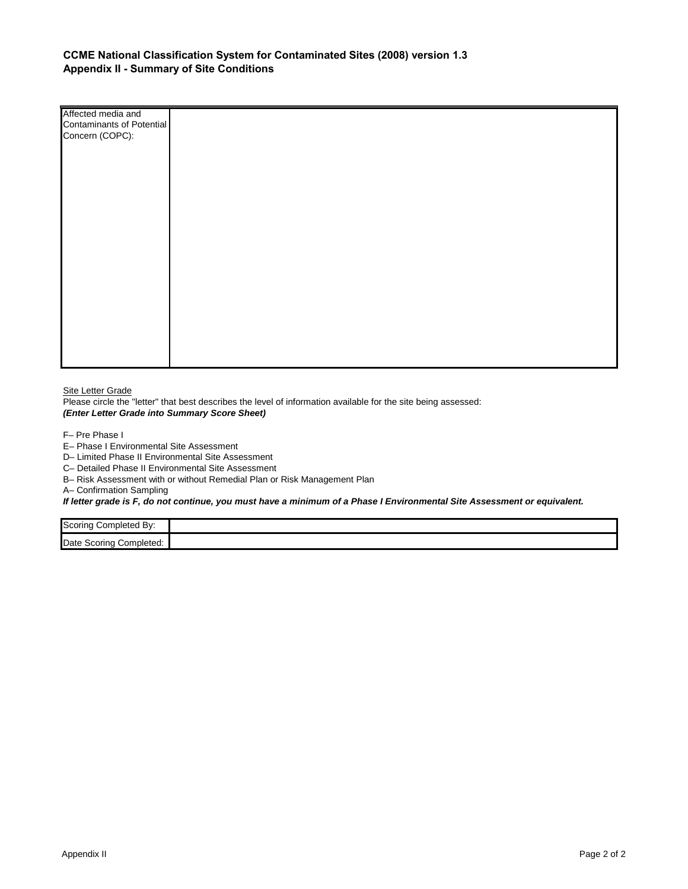**CCME National Classification System for Contaminated Sites (2008) version 1.3**
**Appendix II - Summary of Site Conditions**

| | |
|---|---|
| Affected media and Contaminants of Potential Concern (COPC): | |

Site Letter Grade

Please circle the "letter" that best describes the level of information available for the site being assessed:
***(Enter Letter Grade into Summary Score Sheet)***

F– Pre Phase I
E– Phase I Environmental Site Assessment
D– Limited Phase II Environmental Site Assessment
C– Detailed Phase II Environmental Site Assessment
B– Risk Assessment with or without Remedial Plan or Risk Management Plan
A– Confirmation Sampling
***If letter grade is F, do not continue, you must have a minimum of a Phase I Environmental Site Assessment or equivalent.***

| | |
|---|---|
| Scoring Completed By: | |
| Date Scoring Completed: | |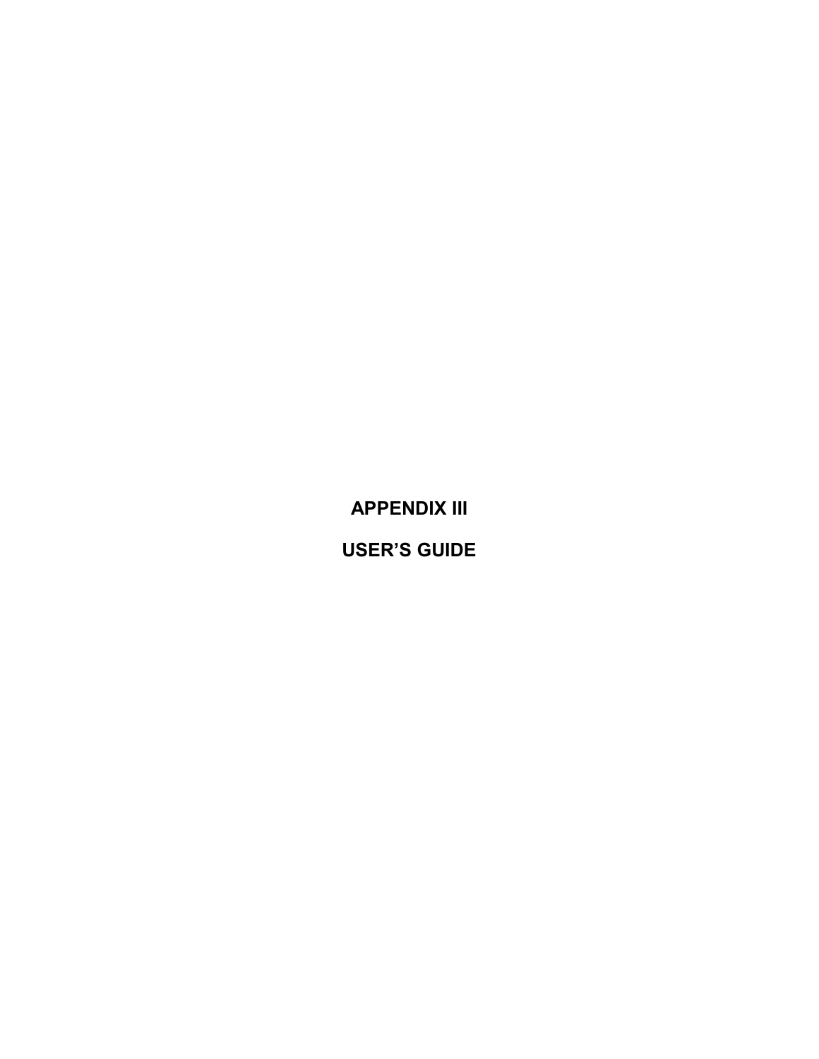# APPENDIX III

# USER'S GUIDE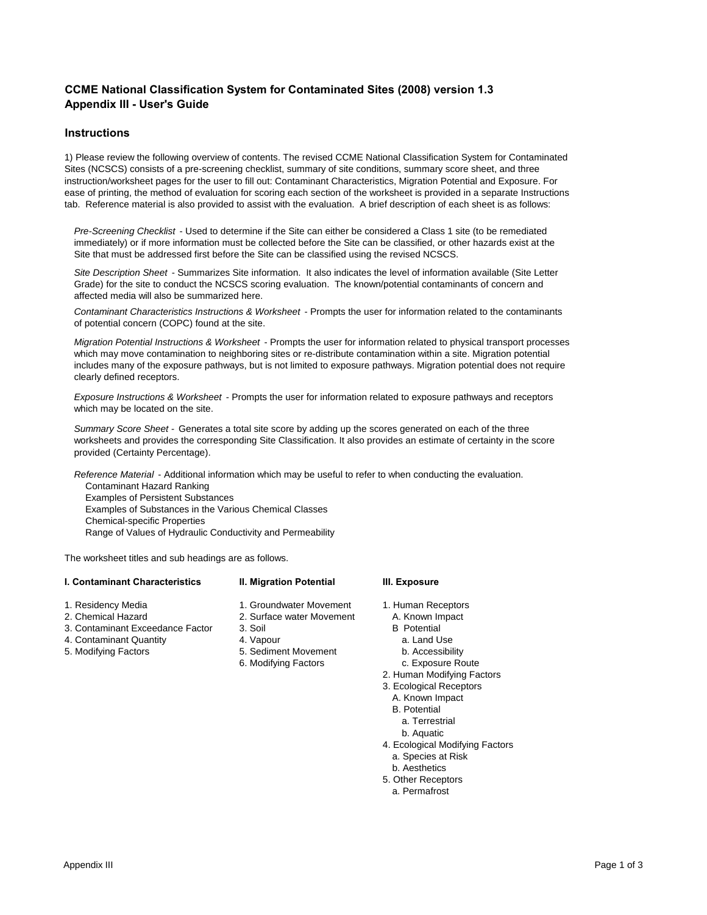# CCME National Classification System for Contaminated Sites (2008) version 1.3
# Appendix III - User's Guide

## Instructions

1) Please review the following overview of contents. The revised CCME National Classification System for Contaminated Sites (NCSCS) consists of a pre-screening checklist, summary of site conditions, summary score sheet, and three instruction/worksheet pages for the user to fill out: Contaminant Characteristics, Migration Potential and Exposure. For ease of printing, the method of evaluation for scoring each section of the worksheet is provided in a separate Instructions tab. Reference material is also provided to assist with the evaluation. A brief description of each sheet is as follows:

*Pre-Screening Checklist* - Used to determine if the Site can either be considered a Class 1 site (to be remediated immediately) or if more information must be collected before the Site can be classified, or other hazards exist at the Site that must be addressed first before the Site can be classified using the revised NCSCS.

*Site Description Sheet* - Summarizes Site information. It also indicates the level of information available (Site Letter Grade) for the site to conduct the NCSCS scoring evaluation. The known/potential contaminants of concern and affected media will also be summarized here.

*Contaminant Characteristics Instructions & Worksheet* - Prompts the user for information related to the contaminants of potential concern (COPC) found at the site.

*Migration Potential Instructions & Worksheet* - Prompts the user for information related to physical transport processes which may move contamination to neighboring sites or re-distribute contamination within a site. Migration potential includes many of the exposure pathways, but is not limited to exposure pathways. Migration potential does not require clearly defined receptors.

*Exposure Instructions & Worksheet* - Prompts the user for information related to exposure pathways and receptors which may be located on the site.

*Summary Score Sheet* - Generates a total site score by adding up the scores generated on each of the three worksheets and provides the corresponding Site Classification. It also provides an estimate of certainty in the score provided (Certainty Percentage).

*Reference Material* - Additional information which may be useful to refer to when conducting the evaluation.
- Contaminant Hazard Ranking
- Examples of Persistent Substances
- Examples of Substances in the Various Chemical Classes
- Chemical-specific Properties
- Range of Values of Hydraulic Conductivity and Permeability

The worksheet titles and sub headings are as follows.

**I. Contaminant Characteristics**

1. Residency Media
2. Chemical Hazard
3. Contaminant Exceedance Factor
4. Contaminant Quantity
5. Modifying Factors

**II. Migration Potential**

1. Groundwater Movement
2. Surface water Movement
3. Soil
4. Vapour
5. Sediment Movement
6. Modifying Factors

**III. Exposure**

1. Human Receptors
   - A. Known Impact
   - B Potential
     - a. Land Use
     - b. Accessibility
     - c. Exposure Route
2. Human Modifying Factors
3. Ecological Receptors
   - A. Known Impact
   - B. Potential
     - a. Terrestrial
     - b. Aquatic
4. Ecological Modifying Factors
   - a. Species at Risk
   - b. Aesthetics
5. Other Receptors
   - a. Permafrost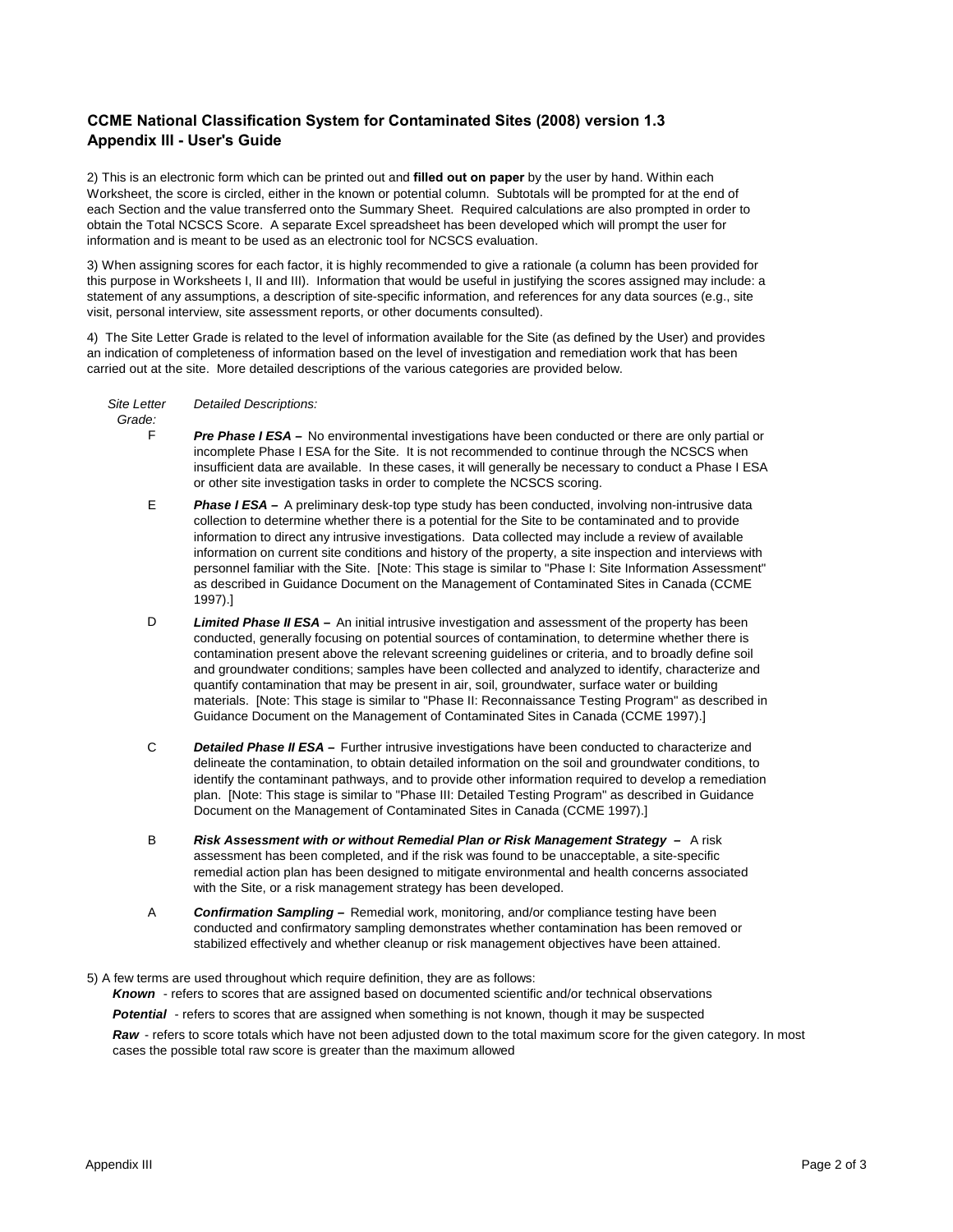## CCME National Classification System for Contaminated Sites (2008) version 1.3
## Appendix III - User's Guide

2) This is an electronic form which can be printed out and **filled out on paper** by the user by hand. Within each Worksheet, the score is circled, either in the known or potential column. Subtotals will be prompted for at the end of each Section and the value transferred onto the Summary Sheet. Required calculations are also prompted in order to obtain the Total NCSCS Score. A separate Excel spreadsheet has been developed which will prompt the user for information and is meant to be used as an electronic tool for NCSCS evaluation.

3) When assigning scores for each factor, it is highly recommended to give a rationale (a column has been provided for this purpose in Worksheets I, II and III). Information that would be useful in justifying the scores assigned may include: a statement of any assumptions, a description of site-specific information, and references for any data sources (e.g., site visit, personal interview, site assessment reports, or other documents consulted).

4) The Site Letter Grade is related to the level of information available for the Site (as defined by the User) and provides an indication of completeness of information based on the level of investigation and remediation work that has been carried out at the site. More detailed descriptions of the various categories are provided below.

| *Site Letter Grade:* | *Detailed Descriptions:* |
|---|---|
| F | ***Pre Phase I ESA –*** No environmental investigations have been conducted or there are only partial or incomplete Phase I ESA for the Site. It is not recommended to continue through the NCSCS when insufficient data are available. In these cases, it will generally be necessary to conduct a Phase I ESA or other site investigation tasks in order to complete the NCSCS scoring. |
| E | ***Phase I ESA –*** A preliminary desk-top type study has been conducted, involving non-intrusive data collection to determine whether there is a potential for the Site to be contaminated and to provide information to direct any intrusive investigations. Data collected may include a review of available information on current site conditions and history of the property, a site inspection and interviews with personnel familiar with the Site. [Note: This stage is similar to "Phase I: Site Information Assessment" as described in Guidance Document on the Management of Contaminated Sites in Canada (CCME 1997).] |
| D | ***Limited Phase II ESA –*** An initial intrusive investigation and assessment of the property has been conducted, generally focusing on potential sources of contamination, to determine whether there is contamination present above the relevant screening guidelines or criteria, and to broadly define soil and groundwater conditions; samples have been collected and analyzed to identify, characterize and quantify contamination that may be present in air, soil, groundwater, surface water or building materials. [Note: This stage is similar to "Phase II: Reconnaissance Testing Program" as described in Guidance Document on the Management of Contaminated Sites in Canada (CCME 1997).] |
| C | ***Detailed Phase II ESA –*** Further intrusive investigations have been conducted to characterize and delineate the contamination, to obtain detailed information on the soil and groundwater conditions, to identify the contaminant pathways, and to provide other information required to develop a remediation plan. [Note: This stage is similar to "Phase III: Detailed Testing Program" as described in Guidance Document on the Management of Contaminated Sites in Canada (CCME 1997).] |
| B | ***Risk Assessment with or without Remedial Plan or Risk Management Strategy –*** A risk assessment has been completed, and if the risk was found to be unacceptable, a site-specific remedial action plan has been designed to mitigate environmental and health concerns associated with the Site, or a risk management strategy has been developed. |
| A | ***Confirmation Sampling –*** Remedial work, monitoring, and/or compliance testing have been conducted and confirmatory sampling demonstrates whether contamination has been removed or stabilized effectively and whether cleanup or risk management objectives have been attained. |

5) A few terms are used throughout which require definition, they are as follows:

***Known*** - refers to scores that are assigned based on documented scientific and/or technical observations

***Potential*** - refers to scores that are assigned when something is not known, though it may be suspected

***Raw*** - refers to score totals which have not been adjusted down to the total maximum score for the given category. In most cases the possible total raw score is greater than the maximum allowed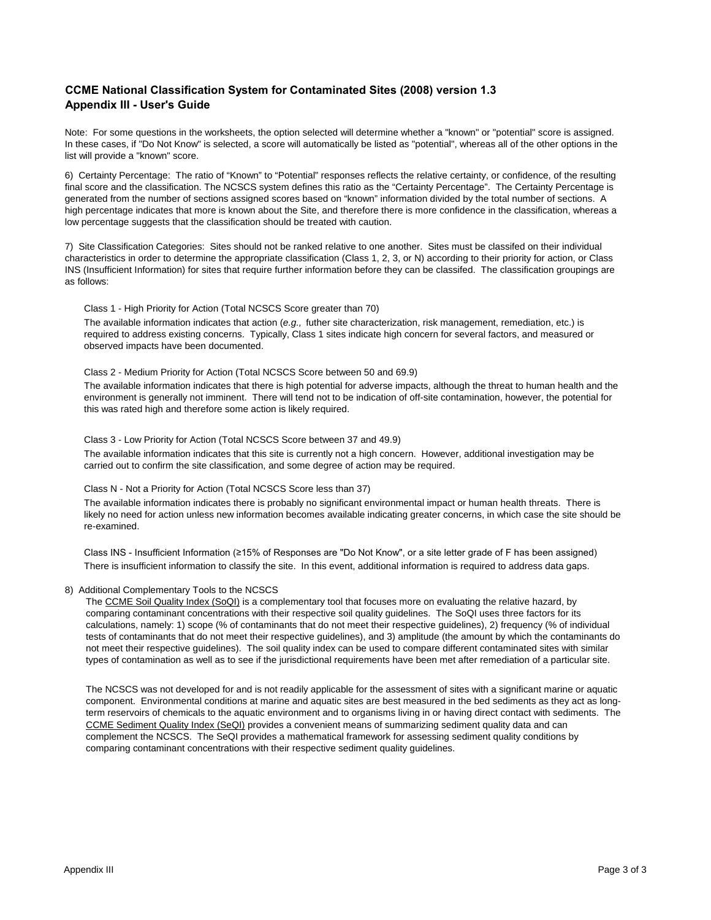## CCME National Classification System for Contaminated Sites (2008) version 1.3
## Appendix III - User's Guide

Note: For some questions in the worksheets, the option selected will determine whether a "known" or "potential" score is assigned. In these cases, if "Do Not Know" is selected, a score will automatically be listed as "potential", whereas all of the other options in the list will provide a "known" score.

6) Certainty Percentage: The ratio of "Known" to "Potential" responses reflects the relative certainty, or confidence, of the resulting final score and the classification. The NCSCS system defines this ratio as the "Certainty Percentage". The Certainty Percentage is generated from the number of sections assigned scores based on "known" information divided by the total number of sections. A high percentage indicates that more is known about the Site, and therefore there is more confidence in the classification, whereas a low percentage suggests that the classification should be treated with caution.

7) Site Classification Categories: Sites should not be ranked relative to one another. Sites must be classifed on their individual characteristics in order to determine the appropriate classification (Class 1, 2, 3, or N) according to their priority for action, or Class INS (Insufficient Information) for sites that require further information before they can be classifed. The classification groupings are as follows:

Class 1 - High Priority for Action (Total NCSCS Score greater than 70)

The available information indicates that action (*e.g.,* futher site characterization, risk management, remediation, etc.) is required to address existing concerns. Typically, Class 1 sites indicate high concern for several factors, and measured or observed impacts have been documented.

Class 2 - Medium Priority for Action (Total NCSCS Score between 50 and 69.9)

The available information indicates that there is high potential for adverse impacts, although the threat to human health and the environment is generally not imminent. There will tend not to be indication of off-site contamination, however, the potential for this was rated high and therefore some action is likely required.

Class 3 - Low Priority for Action (Total NCSCS Score between 37 and 49.9)

The available information indicates that this site is currently not a high concern. However, additional investigation may be carried out to confirm the site classification, and some degree of action may be required.

Class N - Not a Priority for Action (Total NCSCS Score less than 37)

The available information indicates there is probably no significant environmental impact or human health threats. There is likely no need for action unless new information becomes available indicating greater concerns, in which case the site should be re-examined.

Class INS - Insufficient Information (≥15% of Responses are "Do Not Know", or a site letter grade of F has been assigned)

There is insufficient information to classify the site. In this event, additional information is required to address data gaps.

8) Additional Complementary Tools to the NCSCS

The CCME Soil Quality Index (SoQI) is a complementary tool that focuses more on evaluating the relative hazard, by comparing contaminant concentrations with their respective soil quality guidelines. The SoQI uses three factors for its calculations, namely: 1) scope (% of contaminants that do not meet their respective guidelines), 2) frequency (% of individual tests of contaminants that do not meet their respective guidelines), and 3) amplitude (the amount by which the contaminants do not meet their respective guidelines). The soil quality index can be used to compare different contaminated sites with similar types of contamination as well as to see if the jurisdictional requirements have been met after remediation of a particular site.

The NCSCS was not developed for and is not readily applicable for the assessment of sites with a significant marine or aquatic component. Environmental conditions at marine and aquatic sites are best measured in the bed sediments as they act as long-term reservoirs of chemicals to the aquatic environment and to organisms living in or having direct contact with sediments. The CCME Sediment Quality Index (SeQI) provides a convenient means of summarizing sediment quality data and can complement the NCSCS. The SeQI provides a mathematical framework for assessing sediment quality conditions by comparing contaminant concentrations with their respective sediment quality guidelines.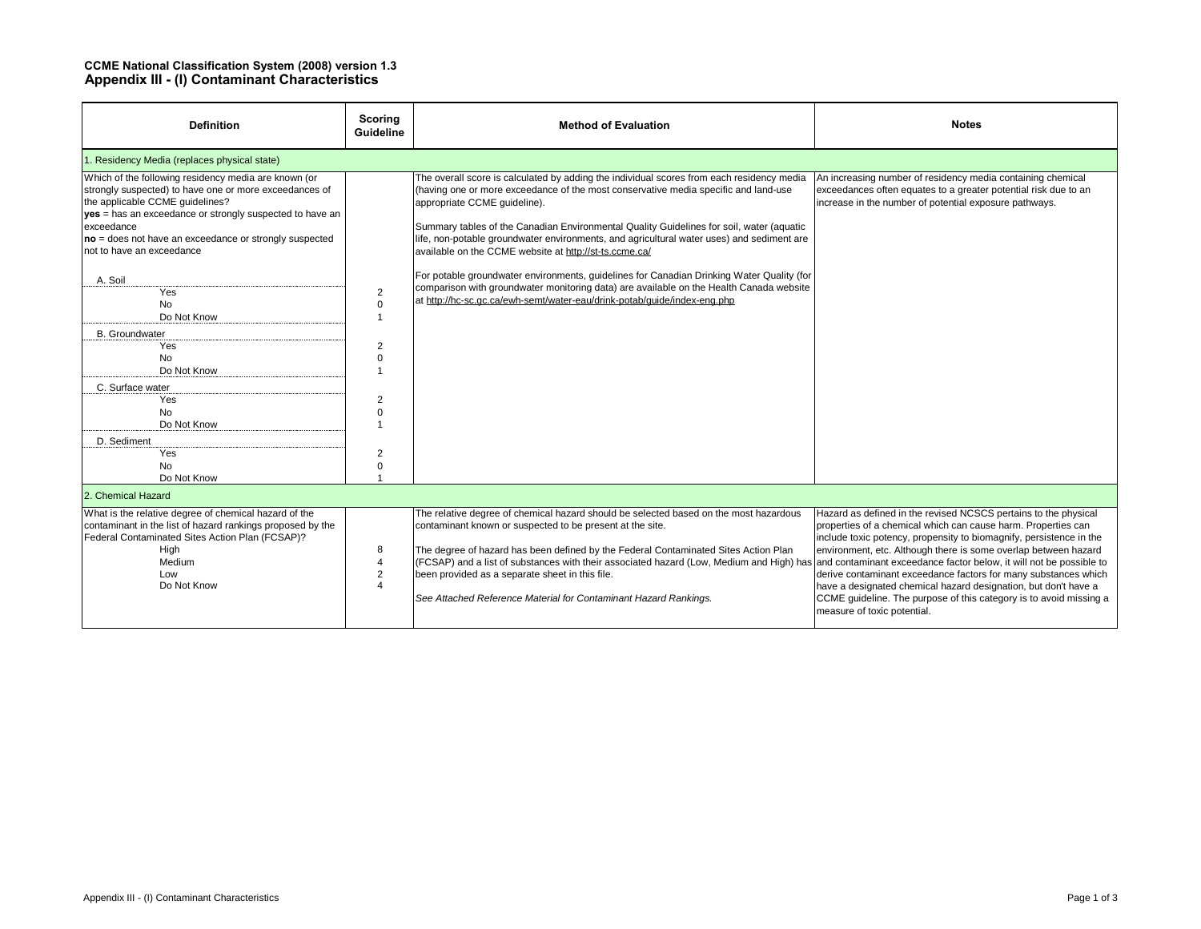**CCME National Classification System (2008) version 1.3**
## Appendix III - (I) Contaminant Characteristics

| Definition | Scoring Guideline | Method of Evaluation | Notes |
|---|---|---|---|
| 1. Residency Media (replaces physical state) | | | |
| Which of the following residency media are known (or strongly suspected) to have one or more exceedances of the applicable CCME guidelines?<br>**yes** = has an exceedance or strongly suspected to have an exceedance<br>**no** = does not have an exceedance or strongly suspected not to have an exceedance | | The overall score is calculated by adding the individual scores from each residency media (having one or more exceedance of the most conservative media specific and land-use appropriate CCME guideline).<br><br>Summary tables of the Canadian Environmental Quality Guidelines for soil, water (aquatic life, non-potable groundwater environments, and agricultural water uses) and sediment are available on the CCME website at http://st-ts.ccme.ca/<br><br>For potable groundwater environments, guidelines for Canadian Drinking Water Quality (for comparison with groundwater monitoring data) are available on the Health Canada website at http://hc-sc.gc.ca/ewh-semt/water-eau/drink-potab/guide/index-eng.php | An increasing number of residency media containing chemical exceedances often equates to a greater potential risk due to an increase in the number of potential exposure pathways. |
| A. Soil | | | |
| Yes | 2 | | |
| No | 0 | | |
| Do Not Know | 1 | | |
| B. Groundwater | | | |
| Yes | 2 | | |
| No | 0 | | |
| Do Not Know | 1 | | |
| C. Surface water | | | |
| Yes | 2 | | |
| No | 0 | | |
| Do Not Know | 1 | | |
| D. Sediment | | | |
| Yes | 2 | | |
| No | 0 | | |
| Do Not Know | 1 | | |
| 2. Chemical Hazard | | | |
| What is the relative degree of chemical hazard of the contaminant in the list of hazard rankings proposed by the Federal Contaminated Sites Action Plan (FCSAP)? | | The relative degree of chemical hazard should be selected based on the most hazardous contaminant known or suspected to be present at the site.<br><br>The degree of hazard has been defined by the Federal Contaminated Sites Action Plan (FCSAP) and a list of substances with their associated hazard (Low, Medium and High) has been provided as a separate sheet in this file.<br><br>*See Attached Reference Material for Contaminant Hazard Rankings.* | Hazard as defined in the revised NCSCS pertains to the physical properties of a chemical which can cause harm. Properties can include toxic potency, propensity to biomagnify, persistence in the environment, etc. Although there is some overlap between hazard and contaminant exceedance factor below, it will not be possible to derive contaminant exceedance factors for many substances which have a designated chemical hazard designation, but don't have a CCME guideline. The purpose of this category is to avoid missing a measure of toxic potential. |
| High | 8 | | |
| Medium | 4 | | |
| Low | 2 | | |
| Do Not Know | 4 | | |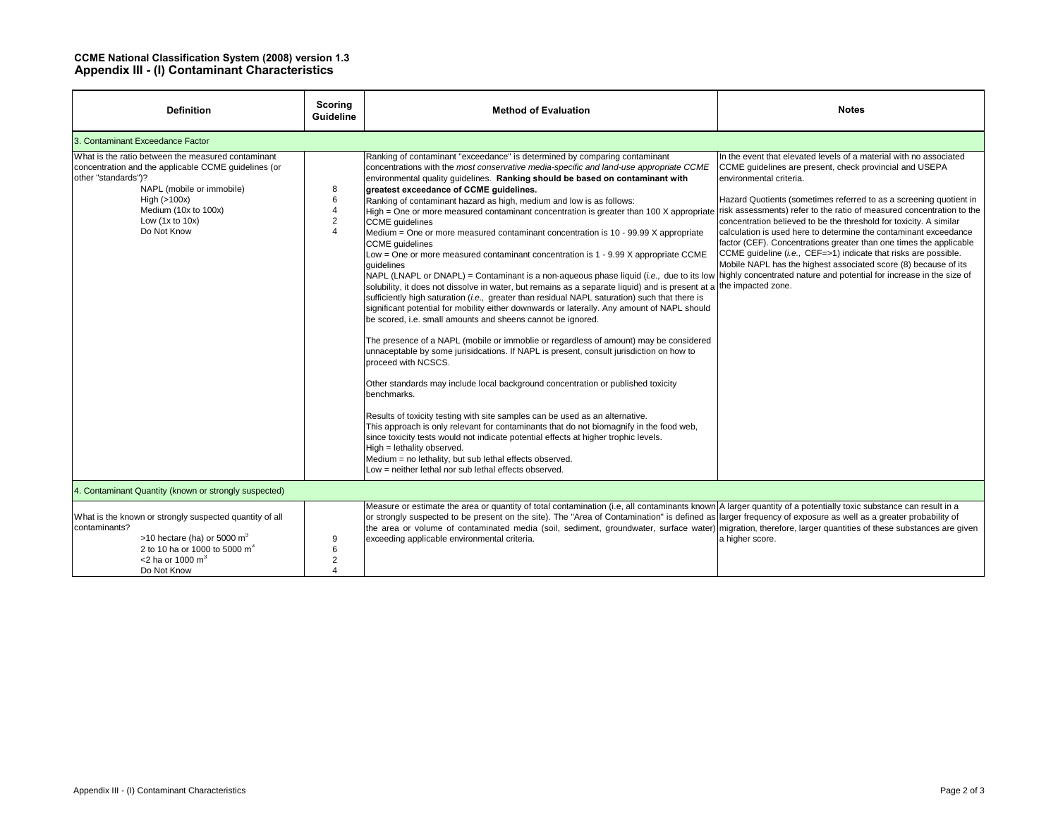**CCME National Classification System (2008) version 1.3**
## Appendix III - (I) Contaminant Characteristics

| Definition | Scoring Guideline | Method of Evaluation | Notes |
|---|---|---|---|
| 3. Contaminant Exceedance Factor | | | |
| What is the ratio between the measured contaminant concentration and the applicable CCME guidelines (or other "standards")?<br>NAPL (mobile or immobile)<br>High (>100x)<br>Medium (10x to 100x)<br>Low (1x to 10x)<br>Do Not Know | <br><br><br>8<br>6<br>4<br>2<br>4 | Ranking of contaminant "exceedance" is determined by comparing contaminant concentrations with the *most conservative media-specific and land-use appropriate CCME* environmental quality guidelines. **Ranking should be based on contaminant with greatest exceedance of CCME guidelines.**<br>Ranking of contaminant hazard as high, medium and low is as follows:<br>High = One or more measured contaminant concentration is greater than 100 X appropriate CCME guidelines<br>Medium = One or more measured contaminant concentration is 10 - 99.99 X appropriate CCME guidelines<br>Low = One or more measured contaminant concentration is 1 - 9.99 X appropriate CCME guidelines<br>NAPL (LNAPL or DNAPL) = Contaminant is a non-aqueous phase liquid (*i.e.,* due to its low solubility, it does not dissolve in water, but remains as a separate liquid) and is present at a sufficiently high saturation (*i.e.,* greater than residual NAPL saturation) such that there is significant potential for mobility either downwards or laterally. Any amount of NAPL should be scored, i.e. small amounts and sheens cannot be ignored.<br><br>The presence of a NAPL (mobile or immoblie or regardless of amount) may be considered unacceptable by some jurisidcations. If NAPL is present, consult jurisdiction on how to proceed with NCSCS.<br><br>Other standards may include local background concentration or published toxicity benchmarks.<br><br>Results of toxicity testing with site samples can be used as an alternative.<br>This approach is only relevant for contaminants that do not biomagnify in the food web, since toxicity tests would not indicate potential effects at higher trophic levels.<br>High = lethality observed.<br>Medium = no lethality, but sub lethal effects observed.<br>Low = neither lethal nor sub lethal effects observed. | In the event that elevated levels of a material with no associated CCME guidelines are present, check provincial and USEPA environmental criteria.<br><br>Hazard Quotients (sometimes referred to as a screening quotient in risk assessments) refer to the ratio of measured concentration to the concentration believed to be the threshold for toxicity. A similar calculation is used here to determine the contaminant exceedance factor (CEF). Concentrations greater than one times the applicable CCME guideline (*i.e.,* CEF=>1) indicate that risks are possible. Mobile NAPL has the highest associated score (8) because of its highly concentrated nature and potential for increase in the size of the impacted zone. |
| 4. Contaminant Quantity (known or strongly suspected) | | | |
| What is the known or strongly suspected quantity of all contaminants?<br>>10 hectare (ha) or 5000 $m^3$<br>2 to 10 ha or 1000 to 5000 $m^3$<br><2 ha or 1000 $m^3$<br>Do Not Know | <br><br>9<br>6<br>2<br>4 | Measure or estimate the area or quantity of total contamination (i.e, all contaminants known or strongly suspected to be present on the site). The "Area of Contamination" is defined as the area or volume of contaminated media (soil, sediment, groundwater, surface water) exceeding applicable environmental criteria. | A larger quantity of a potentially toxic substance can result in a larger frequency of exposure as well as a greater probability of migration, therefore, larger quantities of these substances are given a higher score. |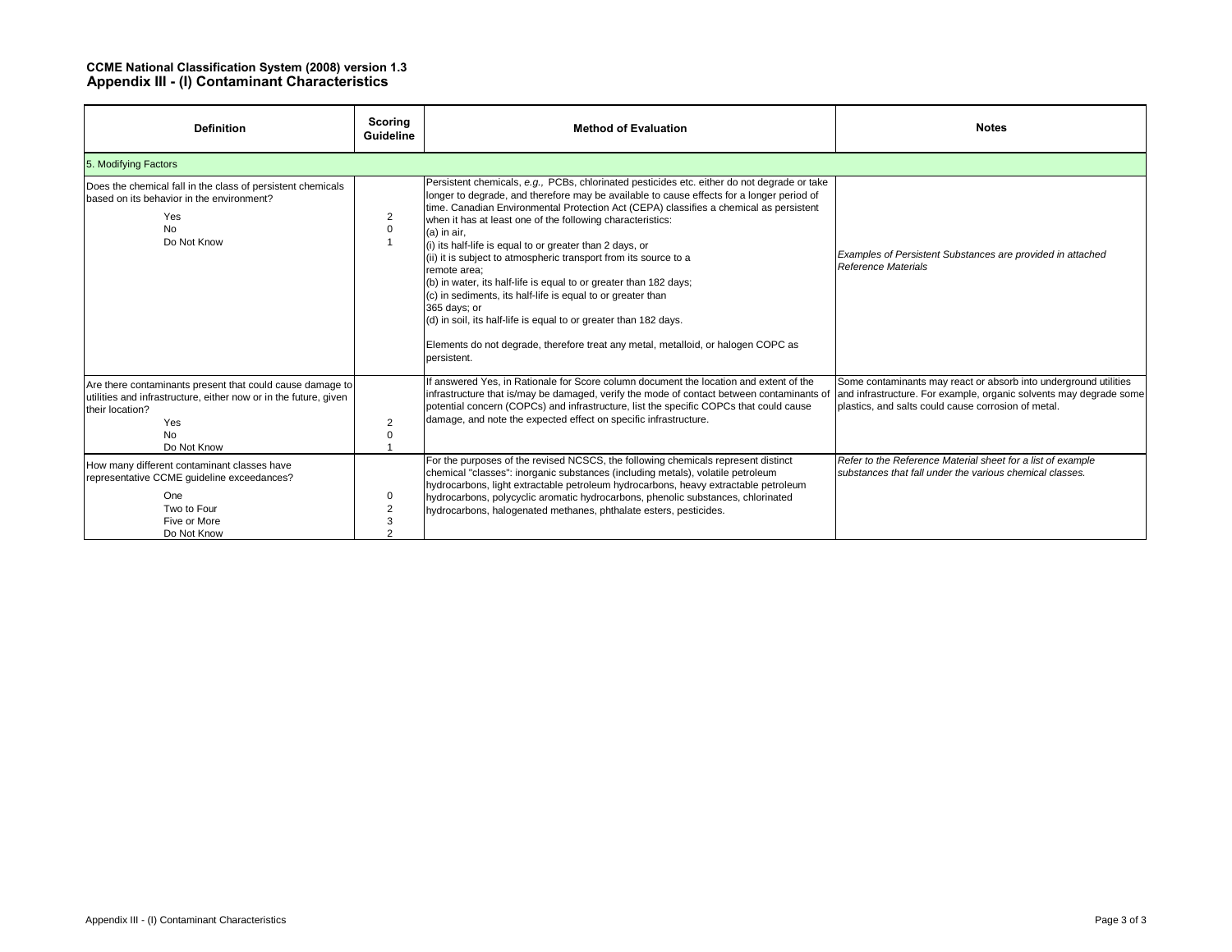**CCME National Classification System (2008) version 1.3**
**Appendix III - (I) Contaminant Characteristics**

| Definition | Scoring Guideline | Method of Evaluation | Notes |
|---|---|---|---|
| 5. Modifying Factors | | | |
| Does the chemical fall in the class of persistent chemicals based on its behavior in the environment?<br>Yes<br>No<br>Do Not Know | <br>2<br>0<br>1 | Persistent chemicals, *e.g.,* PCBs, chlorinated pesticides etc. either do not degrade or take longer to degrade, and therefore may be available to cause effects for a longer period of time. Canadian Environmental Protection Act (CEPA) classifies a chemical as persistent when it has at least one of the following characteristics:<br>(a) in air,<br>(i) its half-life is equal to or greater than 2 days, or<br>(ii) it is subject to atmospheric transport from its source to a remote area;<br>(b) in water, its half-life is equal to or greater than 182 days;<br>(c) in sediments, its half-life is equal to or greater than 365 days; or<br>(d) in soil, its half-life is equal to or greater than 182 days.<br><br>Elements do not degrade, therefore treat any metal, metalloid, or halogen COPC as persistent. | *Examples of Persistent Substances are provided in attached Reference Materials* |
| Are there contaminants present that could cause damage to utilities and infrastructure, either now or in the future, given their location?<br>Yes<br>No<br>Do Not Know | <br>2<br>0<br>1 | If answered Yes, in Rationale for Score column document the location and extent of the infrastructure that is/may be damaged, verify the mode of contact between contaminants of potential concern (COPCs) and infrastructure, list the specific COPCs that could cause damage, and note the expected effect on specific infrastructure. | Some contaminants may react or absorb into underground utilities and infrastructure. For example, organic solvents may degrade some plastics, and salts could cause corrosion of metal. |
| How many different contaminant classes have representative CCME guideline exceedances?<br>One<br>Two to Four<br>Five or More<br>Do Not Know | <br>0<br>2<br>3<br>2 | For the purposes of the revised NCSCS, the following chemicals represent distinct chemical "classes": inorganic substances (including metals), volatile petroleum hydrocarbons, light extractable petroleum hydrocarbons, heavy extractable petroleum hydrocarbons, polycyclic aromatic hydrocarbons, phenolic substances, chlorinated hydrocarbons, halogenated methanes, phthalate esters, pesticides. | *Refer to the Reference Material sheet for a list of example substances that fall under the various chemical classes.* |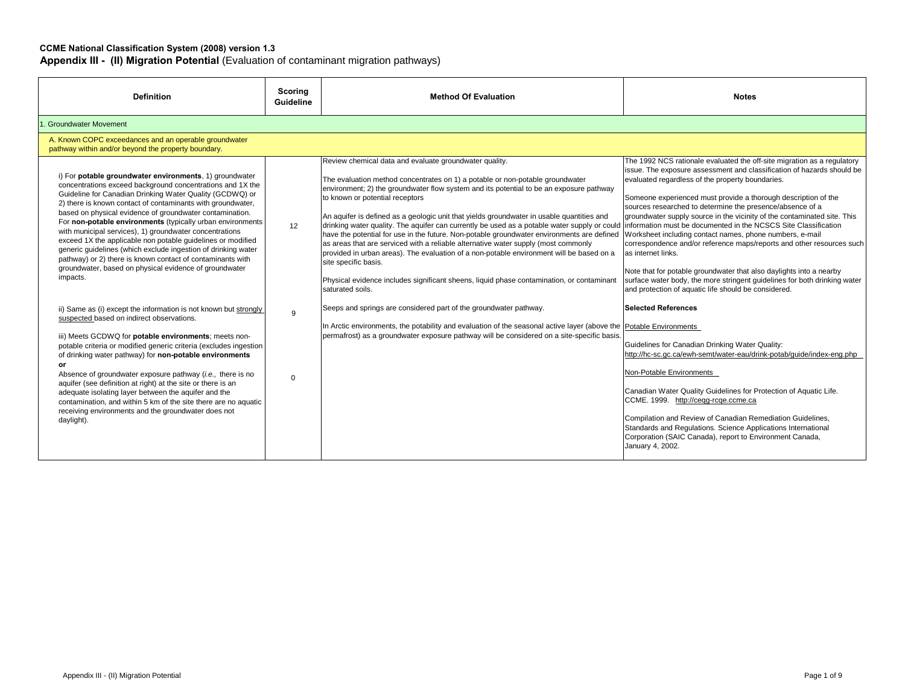**CCME National Classification System (2008) version 1.3**

**Appendix III - (II) Migration Potential** (Evaluation of contaminant migration pathways)

| Definition | Scoring Guideline | Method Of Evaluation | Notes |
|---|---|---|---|
| 1. Groundwater Movement | | | |
| A. Known COPC exceedances and an operable groundwater pathway within and/or beyond the property boundary. | | | |
| i) For **potable groundwater environments**, 1) groundwater concentrations exceed background concentrations and 1X the Guideline for Canadian Drinking Water Quality (GCDWQ) or 2) there is known contact of contaminants with groundwater, based on physical evidence of groundwater contamination. For **non-potable environments** (typically urban environments with municipal services), 1) groundwater concentrations exceed 1X the applicable non potable guidelines or modified generic guidelines (which exclude ingestion of drinking water pathway) or 2) there is known contact of contaminants with groundwater, based on physical evidence of groundwater impacts.<br><br>ii) Same as (i) except the information is not known but <u>strongly suspected</u> based on indirect observations.<br><br>iii) Meets GCDWQ for **potable environments**; meets non-potable criteria or modified generic criteria (excludes ingestion of drinking water pathway) for **non-potable environments**<br>**or**<br>Absence of groundwater exposure pathway (*i.e.,* there is no aquifer (see definition at right) at the site or there is an adequate isolating layer between the aquifer and the contamination, and within 5 km of the site there are no aquatic receiving environments and the groundwater does not daylight). | 12<br><br>9<br><br>0 | Review chemical data and evaluate groundwater quality.<br><br>The evaluation method concentrates on 1) a potable or non-potable groundwater environment; 2) the groundwater flow system and its potential to be an exposure pathway to known or potential receptors<br><br>An aquifer is defined as a geologic unit that yields groundwater in usable quantities and drinking water quality. The aquifer can currently be used as a potable water supply or could have the potential for use in the future. Non-potable groundwater environments are defined as areas that are serviced with a reliable alternative water supply (most commonly provided in urban areas). The evaluation of a non-potable environment will be based on a site specific basis.<br><br>Physical evidence includes significant sheens, liquid phase contamination, or contaminant saturated soils.<br><br>Seeps and springs are considered part of the groundwater pathway.<br><br>In Arctic environments, the potability and evaluation of the seasonal active layer (above the permafrost) as a groundwater exposure pathway will be considered on a site-specific basis. | The 1992 NCS rationale evaluated the off-site migration as a regulatory issue. The exposure assessment and classification of hazards should be evaluated regardless of the property boundaries.<br><br>Someone experienced must provide a thorough description of the sources researched to determine the presence/absence of a groundwater supply source in the vicinity of the contaminated site. This information must be documented in the NCSCS Site Classification Worksheet including contact names, phone numbers, e-mail correspondence and/or reference maps/reports and other resources such as internet links.<br><br>Note that for potable groundwater that also daylights into a nearby surface water body, the more stringent guidelines for both drinking water and protection of aquatic life should be considered.<br><br>**Selected References**<br><br><u>Potable Environments</u><br><br>Guidelines for Canadian Drinking Water Quality: http://hc-sc.gc.ca/ewh-semt/water-eau/drink-potab/guide/index-eng.php<br><br><u>Non-Potable Environments</u><br><br>Canadian Water Quality Guidelines for Protection of Aquatic Life. CCME. 1999. http://ceqg-rcqe.ccme.ca<br><br>Compilation and Review of Canadian Remediation Guidelines, Standards and Regulations. Science Applications International Corporation (SAIC Canada), report to Environment Canada, January 4, 2002. |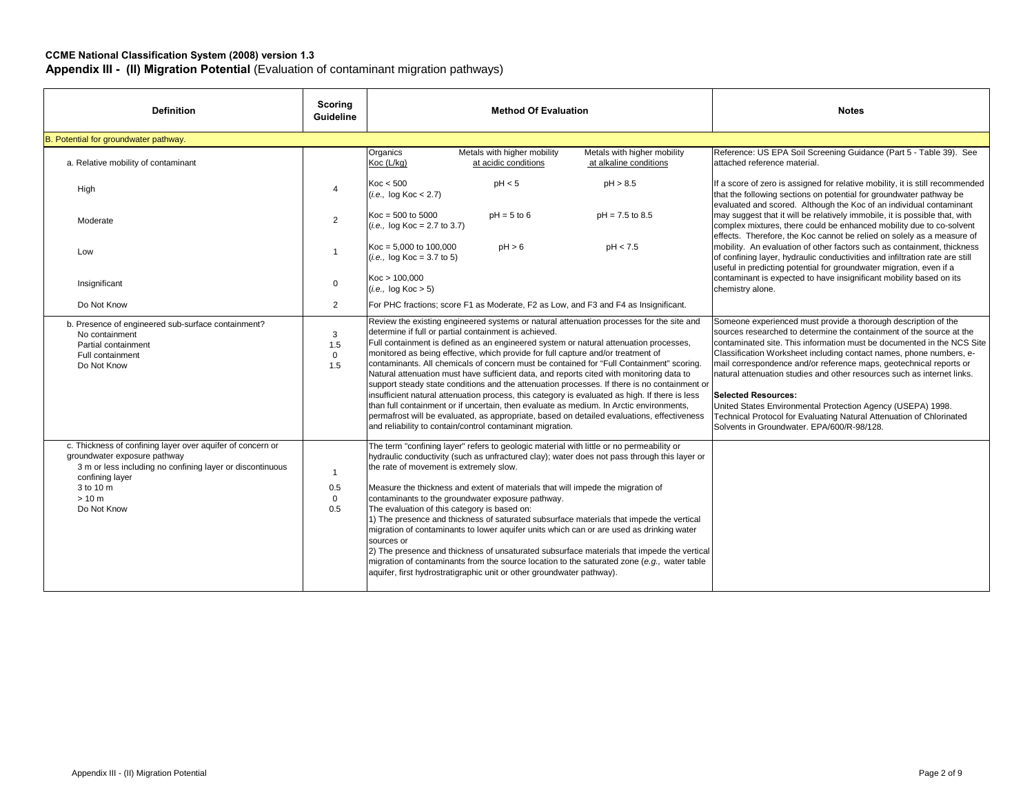**CCME National Classification System (2008) version 1.3**

## Appendix III - (II) Migration Potential (Evaluation of contaminant migration pathways)

| Definition | Scoring Guideline | Method Of Evaluation | Notes |
|---|---|---|---|
| B. Potential for groundwater pathway. | | | |
| a. Relative mobility of contaminant | | Organics Koc (L/kg) — Metals with higher mobility at acidic conditions — Metals with higher mobility at alkaline conditions | Reference: US EPA Soil Screening Guidance (Part 5 - Table 39). See attached reference material. |
| High | 4 | Koc < 500 (*i.e.,* log Koc < 2.7) — pH < 5 — pH > 8.5 | If a score of zero is assigned for relative mobility, it is still recommended that the following sections on potential for groundwater pathway be evaluated and scored. Although the Koc of an individual contaminant may suggest that it will be relatively immobile, it is possible that, with complex mixtures, there could be enhanced mobility due to co-solvent effects. Therefore, the Koc cannot be relied on solely as a measure of mobility. An evaluation of other factors such as containment, thickness of confining layer, hydraulic conductivities and infiltration rate are still useful in predicting potential for groundwater migration, even if a contaminant is expected to have insignificant mobility based on its chemistry alone. |
| Moderate | 2 | Koc = 500 to 5000 (*i.e.,* log Koc = 2.7 to 3.7) — pH = 5 to 6 — pH = 7.5 to 8.5 | |
| Low | 1 | Koc = 5,000 to 100,000 (*i.e.,* log Koc = 3.7 to 5) — pH > 6 — pH < 7.5 | |
| Insignificant | 0 | Koc > 100,000 (*i.e.,* log Koc > 5) | |
| Do Not Know | 2 | For PHC fractions; score F1 as Moderate, F2 as Low, and F3 and F4 as Insignificant. | |
| b. Presence of engineered sub-surface containment?<br>No containment<br>Partial containment<br>Full containment<br>Do Not Know | <br>3<br>1.5<br>0<br>1.5 | Review the existing engineered systems or natural attenuation processes for the site and determine if full or partial containment is achieved.<br>Full containment is defined as an engineered system or natural attenuation processes, monitored as being effective, which provide for full capture and/or treatment of contaminants. All chemicals of concern must be contained for "Full Containment" scoring. Natural attenuation must have sufficient data, and reports cited with monitoring data to support steady state conditions and the attenuation processes. If there is no containment or insufficient natural attenuation process, this category is evaluated as high. If there is less than full containment or if uncertain, then evaluate as medium. In Arctic environments, permafrost will be evaluated, as appropriate, based on detailed evaluations, effectiveness and reliability to contain/control contaminant migration. | Someone experienced must provide a thorough description of the sources researched to determine the containment of the source at the contaminated site. This information must be documented in the NCS Site Classification Worksheet including contact names, phone numbers, e-mail correspondence and/or reference maps, geotechnical reports or natural attenuation studies and other resources such as internet links.<br><br>**Selected Resources:**<br>United States Environmental Protection Agency (USEPA) 1998. Technical Protocol for Evaluating Natural Attenuation of Chlorinated Solvents in Groundwater. EPA/600/R-98/128. |
| c. Thickness of confining layer over aquifer of concern or groundwater exposure pathway<br>3 m or less including no confining layer or discontinuous confining layer<br>3 to 10 m<br>> 10 m<br>Do Not Know | <br><br>1<br>0.5<br>0<br>0.5 | The term "confining layer" refers to geologic material with little or no permeability or hydraulic conductivity (such as unfractured clay); water does not pass through this layer or the rate of movement is extremely slow.<br><br>Measure the thickness and extent of materials that will impede the migration of contaminants to the groundwater exposure pathway.<br>The evaluation of this category is based on:<br>1) The presence and thickness of saturated subsurface materials that impede the vertical migration of contaminants to lower aquifer units which can or are used as drinking water sources or<br>2) The presence and thickness of unsaturated subsurface materials that impede the vertical migration of contaminants from the source location to the saturated zone (*e.g.,* water table aquifer, first hydrostratigraphic unit or other groundwater pathway). | |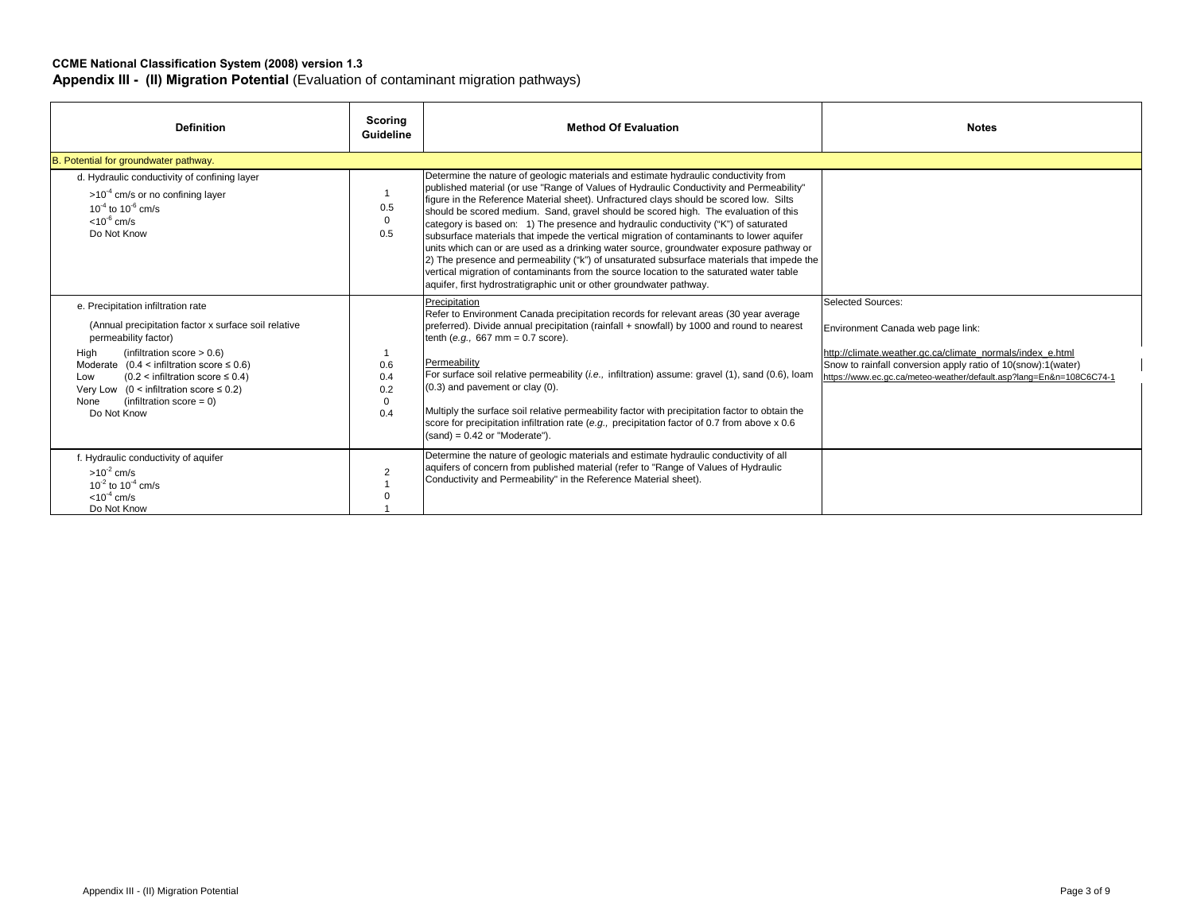**CCME National Classification System (2008) version 1.3**

**Appendix III - (II) Migration Potential** (Evaluation of contaminant migration pathways)

| Definition | Scoring Guideline | Method Of Evaluation | Notes |
|---|---|---|---|
| B. Potential for groundwater pathway. | | | |
| d. Hydraulic conductivity of confining layer<br>$>10^{-4}$ cm/s or no confining layer<br>$10^{-4}$ to $10^{-6}$ cm/s<br>$<10^{-6}$ cm/s<br>Do Not Know | <br>1<br>0.5<br>0<br>0.5 | Determine the nature of geologic materials and estimate hydraulic conductivity from published material (or use "Range of Values of Hydraulic Conductivity and Permeability" figure in the Reference Material sheet). Unfractured clays should be scored low. Silts should be scored medium. Sand, gravel should be scored high. The evaluation of this category is based on: 1) The presence and hydraulic conductivity ("K") of saturated subsurface materials that impede the vertical migration of contaminants to lower aquifer units which can or are used as a drinking water source, groundwater exposure pathway or 2) The presence and permeability ("k") of unsaturated subsurface materials that impede the vertical migration of contaminants from the source location to the saturated water table aquifer, first hydrostratigraphic unit or other groundwater pathway. | |
| e. Precipitation infiltration rate<br><br>(Annual precipitation factor x surface soil relative permeability factor)<br><br>High (infiltration score > 0.6)<br>Moderate (0.4 < infiltration score ≤ 0.6)<br>Low (0.2 < infiltration score ≤ 0.4)<br>Very Low (0 < infiltration score ≤ 0.2)<br>None (infiltration score = 0)<br>Do Not Know | <br><br><br><br>1<br>0.6<br>0.4<br>0.2<br>0<br>0.4 | Precipitation<br>Refer to Environment Canada precipitation records for relevant areas (30 year average preferred). Divide annual precipitation (rainfall + snowfall) by 1000 and round to nearest tenth (*e.g.,* 667 mm = 0.7 score).<br><br>Permeability<br>For surface soil relative permeability (*i.e.,* infiltration) assume: gravel (1), sand (0.6), loam (0.3) and pavement or clay (0).<br><br>Multiply the surface soil relative permeability factor with precipitation factor to obtain the score for precipitation infiltration rate (*e.g.,* precipitation factor of 0.7 from above x 0.6 (sand) = 0.42 or "Moderate"). | Selected Sources:<br><br>Environment Canada web page link:<br><br>http://climate.weather.gc.ca/climate_normals/index_e.html<br>Snow to rainfall conversion apply ratio of 10(snow):1(water)<br>https://www.ec.gc.ca/meteo-weather/default.asp?lang=En&n=108C6C74-1 |
| f. Hydraulic conductivity of aquifer<br>$>10^{-2}$ cm/s<br>$10^{-2}$ to $10^{-4}$ cm/s<br>$<10^{-4}$ cm/s<br>Do Not Know | <br>2<br>1<br>0<br>1 | Determine the nature of geologic materials and estimate hydraulic conductivity of all aquifers of concern from published material (refer to "Range of Values of Hydraulic Conductivity and Permeability" in the Reference Material sheet). | |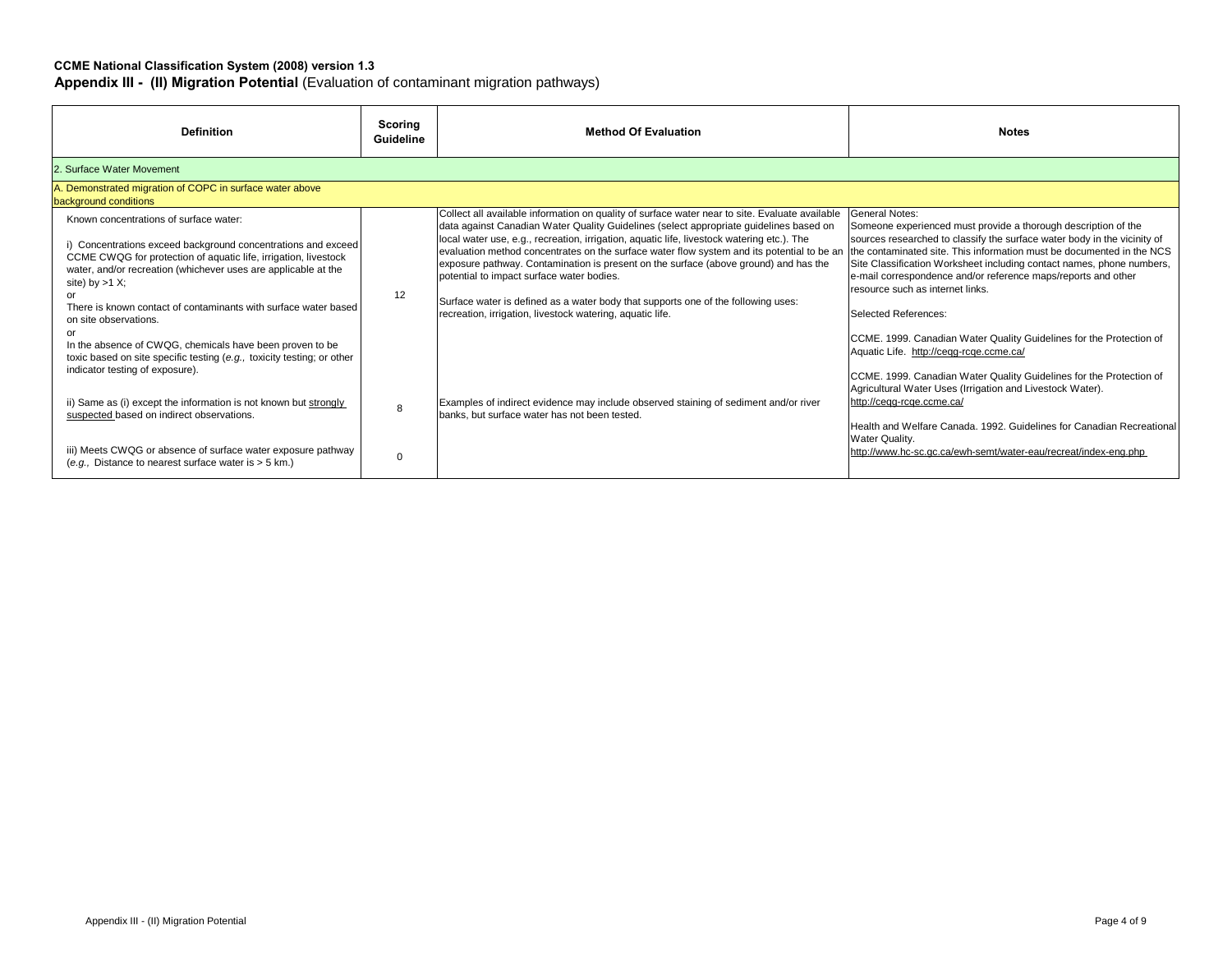**CCME National Classification System (2008) version 1.3**

**Appendix III - (II) Migration Potential** (Evaluation of contaminant migration pathways)

| Definition | Scoring Guideline | Method Of Evaluation | Notes |
|---|---|---|---|
| 2. Surface Water Movement | | | |
| A. Demonstrated migration of COPC in surface water above background conditions | | | |
| Known concentrations of surface water:<br><br>i) Concentrations exceed background concentrations and exceed CCME CWQG for protection of aquatic life, irrigation, livestock water, and/or recreation (whichever uses are applicable at the site) by >1 X;<br>or<br>There is known contact of contaminants with surface water based on site observations.<br>or<br>In the absence of CWQG, chemicals have been proven to be toxic based on site specific testing (*e.g.,* toxicity testing; or other indicator testing of exposure). | 12 | Collect all available information on quality of surface water near to site. Evaluate available data against Canadian Water Quality Guidelines (select appropriate guidelines based on local water use, e.g., recreation, irrigation, aquatic life, livestock watering etc.). The evaluation method concentrates on the surface water flow system and its potential to be an exposure pathway. Contamination is present on the surface (above ground) and has the potential to impact surface water bodies.<br><br>Surface water is defined as a water body that supports one of the following uses: recreation, irrigation, livestock watering, aquatic life. | General Notes:<br>Someone experienced must provide a thorough description of the sources researched to classify the surface water body in the vicinity of the contaminated site. This information must be documented in the NCS Site Classification Worksheet including contact names, phone numbers, e-mail correspondence and/or reference maps/reports and other resource such as internet links.<br><br>Selected References:<br><br>CCME. 1999. Canadian Water Quality Guidelines for the Protection of Aquatic Life. http://ceqg-rcqe.ccme.ca/<br><br>CCME. 1999. Canadian Water Quality Guidelines for the Protection of Agricultural Water Uses (Irrigation and Livestock Water). http://ceqg-rcqe.ccme.ca/<br><br>Health and Welfare Canada. 1992. Guidelines for Canadian Recreational Water Quality. http://www.hc-sc.gc.ca/ewh-semt/water-eau/recreat/index-eng.php |
| ii) Same as (i) except the information is not known but strongly suspected based on indirect observations. | 8 | Examples of indirect evidence may include observed staining of sediment and/or river banks, but surface water has not been tested. | |
| iii) Meets CWQG or absence of surface water exposure pathway (*e.g.,* Distance to nearest surface water is > 5 km.) | 0 | | |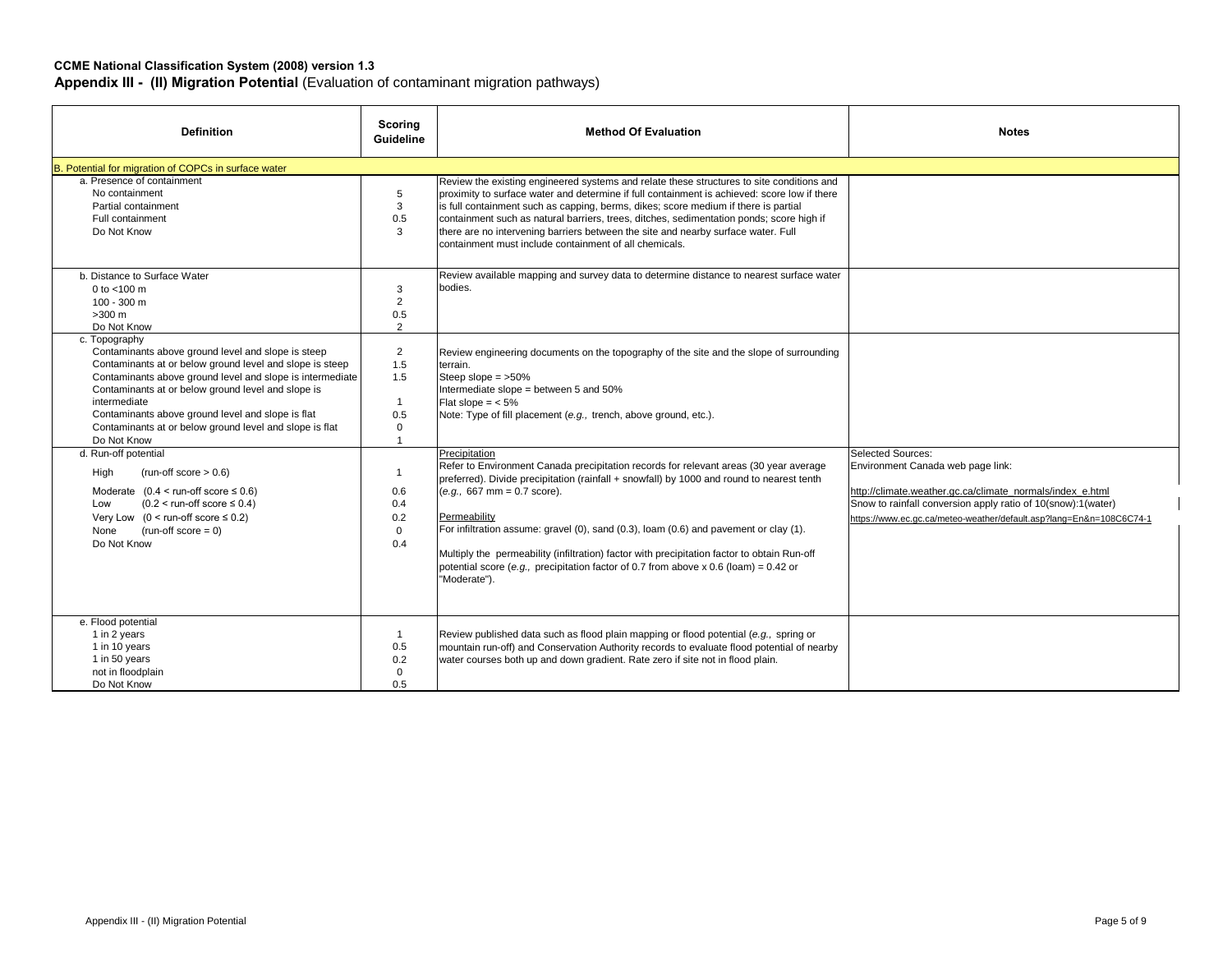**CCME National Classification System (2008) version 1.3**

**Appendix III - (II) Migration Potential** (Evaluation of contaminant migration pathways)

| Definition | Scoring Guideline | Method Of Evaluation | Notes |
|---|---|---|---|
| **B. Potential for migration of COPCs in surface water** | | | |
| a. Presence of containment<br>No containment<br>Partial containment<br>Full containment<br>Do Not Know | <br>5<br>3<br>0.5<br>3 | Review the existing engineered systems and relate these structures to site conditions and proximity to surface water and determine if full containment is achieved: score low if there is full containment such as capping, berms, dikes; score medium if there is partial containment such as natural barriers, trees, ditches, sedimentation ponds; score high if there are no intervening barriers between the site and nearby surface water. Full containment must include containment of all chemicals. | |
| b. Distance to Surface Water<br>0 to <100 m<br>100 - 300 m<br>>300 m<br>Do Not Know | <br>3<br>2<br>0.5<br>2 | Review available mapping and survey data to determine distance to nearest surface water bodies. | |
| c. Topography<br>Contaminants above ground level and slope is steep<br>Contaminants at or below ground level and slope is steep<br>Contaminants above ground level and slope is intermediate<br>Contaminants at or below ground level and slope is intermediate<br>Contaminants above ground level and slope is flat<br>Contaminants at or below ground level and slope is flat<br>Do Not Know | <br>2<br>1.5<br>1.5<br>1<br>0.5<br>0<br>1 | Review engineering documents on the topography of the site and the slope of surrounding terrain.<br>Steep slope = >50%<br>Intermediate slope = between 5 and 50%<br>Flat slope = < 5%<br>Note: Type of fill placement (*e.g.,* trench, above ground, etc.). | |
| d. Run-off potential<br>High (run-off score > 0.6)<br>Moderate (0.4 < run-off score ≤ 0.6)<br>Low (0.2 < run-off score ≤ 0.4)<br>Very Low (0 < run-off score ≤ 0.2)<br>None (run-off score = 0)<br>Do Not Know | <br>1<br>0.6<br>0.4<br>0.2<br>0<br>0.4 | Precipitation<br>Refer to Environment Canada precipitation records for relevant areas (30 year average preferred). Divide precipitation (rainfall + snowfall) by 1000 and round to nearest tenth (*e.g.,* 667 mm = 0.7 score).<br><br>Permeability<br>For infiltration assume: gravel (0), sand (0.3), loam (0.6) and pavement or clay (1).<br><br>Multiply the permeability (infiltration) factor with precipitation factor to obtain Run-off potential score (*e.g.,* precipitation factor of 0.7 from above x 0.6 (loam) = 0.42 or "Moderate"). | Selected Sources:<br>Environment Canada web page link:<br><br>http://climate.weather.gc.ca/climate_normals/index_e.html<br>Snow to rainfall conversion apply ratio of 10(snow):1(water)<br>https://www.ec.gc.ca/meteo-weather/default.asp?lang=En&n=108C6C74-1 |
| e. Flood potential<br>1 in 2 years<br>1 in 10 years<br>1 in 50 years<br>not in floodplain<br>Do Not Know | <br>1<br>0.5<br>0.2<br>0<br>0.5 | Review published data such as flood plain mapping or flood potential (*e.g.,* spring or mountain run-off) and Conservation Authority records to evaluate flood potential of nearby water courses both up and down gradient. Rate zero if site not in flood plain. | |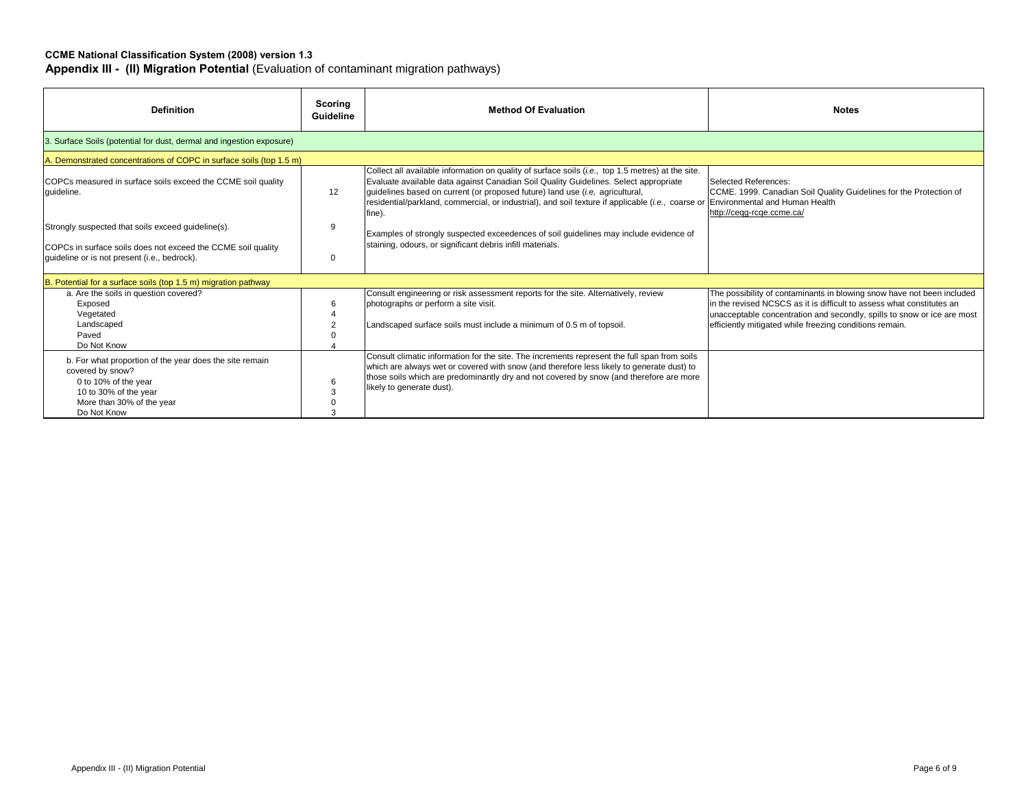**CCME National Classification System (2008) version 1.3**

**Appendix III - (II) Migration Potential** (Evaluation of contaminant migration pathways)

| Definition | Scoring Guideline | Method Of Evaluation | Notes |
|---|---|---|---|
| 3. Surface Soils (potential for dust, dermal and ingestion exposure) | | | |
| A. Demonstrated concentrations of COPC in surface soils (top 1.5 m) | | | |
| COPCs measured in surface soils exceed the CCME soil quality guideline.<br><br>Strongly suspected that soils exceed guideline(s).<br><br>COPCs in surface soils does not exceed the CCME soil quality guideline or is not present (i.e., bedrock). | 12<br><br>9<br><br>0 | Collect all available information on quality of surface soils (*i.e.,* top 1.5 metres) at the site. Evaluate available data against Canadian Soil Quality Guidelines. Select appropriate guidelines based on current (or proposed future) land use (*i.e,* agricultural, residential/parkland, commercial, or industrial), and soil texture if applicable (*i.e.,* coarse or fine).<br><br>Examples of strongly suspected exceedences of soil guidelines may include evidence of staining, odours, or significant debris infill materials. | Selected References:<br>CCME. 1999. Canadian Soil Quality Guidelines for the Protection of Environmental and Human Health<br>http://ceqg-rcqe.ccme.ca/ |
| B. Potential for a surface soils (top 1.5 m) migration pathway | | | |
| a. Are the soils in question covered?<br>Exposed<br>Vegetated<br>Landscaped<br>Paved<br>Do Not Know | <br>6<br>4<br>2<br>0<br>4 | Consult engineering or risk assessment reports for the site. Alternatively, review photographs or perform a site visit.<br><br>Landscaped surface soils must include a minimum of 0.5 m of topsoil. | The possibility of contaminants in blowing snow have not been included in the revised NCSCS as it is difficult to assess what constitutes an unacceptable concentration and secondly, spills to snow or ice are most efficiently mitigated while freezing conditions remain. |
| b. For what proportion of the year does the site remain covered by snow?<br>0 to 10% of the year<br>10 to 30% of the year<br>More than 30% of the year<br>Do Not Know | <br><br>6<br>3<br>0<br>3 | Consult climatic information for the site. The increments represent the full span from soils which are always wet or covered with snow (and therefore less likely to generate dust) to those soils which are predominantly dry and not covered by snow (and therefore are more likely to generate dust). | |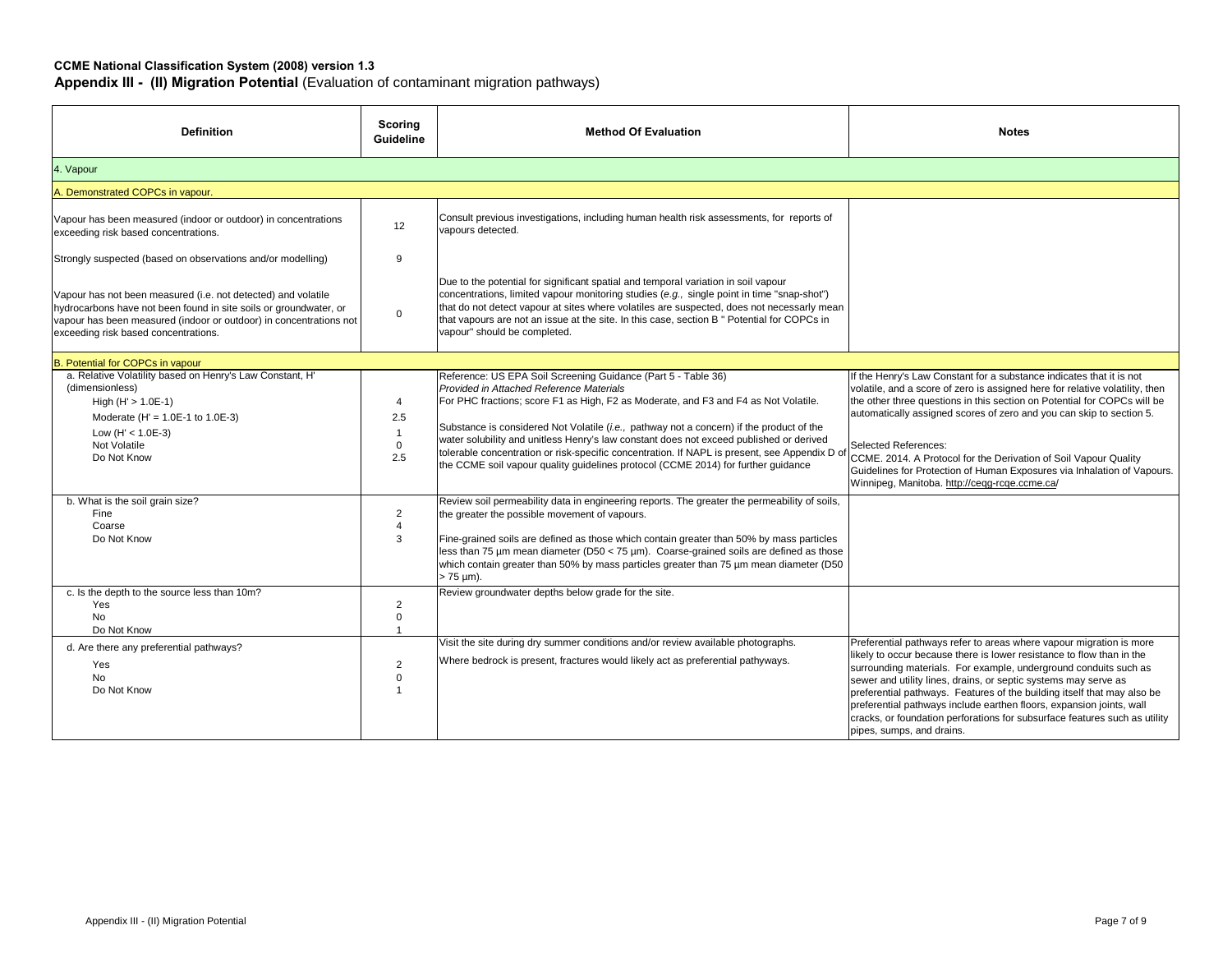**CCME National Classification System (2008) version 1.3**
**Appendix III - (II) Migration Potential** (Evaluation of contaminant migration pathways)

| Definition | Scoring Guideline | Method Of Evaluation | Notes |
|---|---|---|---|
| 4. Vapour | | | |
| A. Demonstrated COPCs in vapour. | | | |
| Vapour has been measured (indoor or outdoor) in concentrations exceeding risk based concentrations. | 12 | Consult previous investigations, including human health risk assessments, for reports of vapours detected. | |
| Strongly suspected (based on observations and/or modelling) | 9 | | |
| Vapour has not been measured (i.e. not detected) and volatile hydrocarbons have not been found in site soils or groundwater, or vapour has been measured (indoor or outdoor) in concentrations not exceeding risk based concentrations. | 0 | Due to the potential for significant spatial and temporal variation in soil vapour concentrations, limited vapour monitoring studies (*e.g.,* single point in time "snap-shot") that do not detect vapour at sites where volatiles are suspected, does not necessarly mean that vapours are not an issue at the site. In this case, section B " Potential for COPCs in vapour" should be completed. | |
| B. Potential for COPCs in vapour | | | |
| a. Relative Volatility based on Henry's Law Constant, H' (dimensionless)<br>High (H' > 1.0E-1)<br>Moderate (H' = 1.0E-1 to 1.0E-3)<br>Low (H' < 1.0E-3)<br>Not Volatile<br>Do Not Know | <br><br>4<br>2.5<br>1<br>0<br>2.5 | Reference: US EPA Soil Screening Guidance (Part 5 - Table 36)<br>*Provided in Attached Reference Materials*<br>For PHC fractions; score F1 as High, F2 as Moderate, and F3 and F4 as Not Volatile.<br><br>Substance is considered Not Volatile (*i.e.,* pathway not a concern) if the product of the water solubility and unitless Henry's law constant does not exceed published or derived tolerable concentration or risk-specific concentration. If NAPL is present, see Appendix D of the CCME soil vapour quality guidelines protocol (CCME 2014) for further guidance | If the Henry's Law Constant for a substance indicates that it is not volatile, and a score of zero is assigned here for relative volatility, then the other three questions in this section on Potential for COPCs will be automatically assigned scores of zero and you can skip to section 5.<br><br>Selected References:<br>CCME. 2014. A Protocol for the Derivation of Soil Vapour Quality Guidelines for Protection of Human Exposures via Inhalation of Vapours. Winnipeg, Manitoba. http://ceqg-rcqe.ccme.ca/ |
| b. What is the soil grain size?<br>Fine<br>Coarse<br>Do Not Know | <br>2<br>4<br>3 | Review soil permeability data in engineering reports. The greater the permeability of soils, the greater the possible movement of vapours.<br><br>Fine-grained soils are defined as those which contain greater than 50% by mass particles less than 75 µm mean diameter (D50 < 75 µm). Coarse-grained soils are defined as those which contain greater than 50% by mass particles greater than 75 µm mean diameter (D50 > 75 µm). | |
| c. Is the depth to the source less than 10m?<br>Yes<br>No<br>Do Not Know | <br>2<br>0<br>1 | Review groundwater depths below grade for the site. | |
| d. Are there any preferential pathways?<br>Yes<br>No<br>Do Not Know | <br>2<br>0<br>1 | Visit the site during dry summer conditions and/or review available photographs.<br><br>Where bedrock is present, fractures would likely act as preferential pathways. | Preferential pathways refer to areas where vapour migration is more likely to occur because there is lower resistance to flow than in the surrounding materials. For example, underground conduits such as sewer and utility lines, drains, or septic systems may serve as preferential pathways. Features of the building itself that may also be preferential pathways include earthen floors, expansion joints, wall cracks, or foundation perforations for subsurface features such as utility pipes, sumps, and drains. |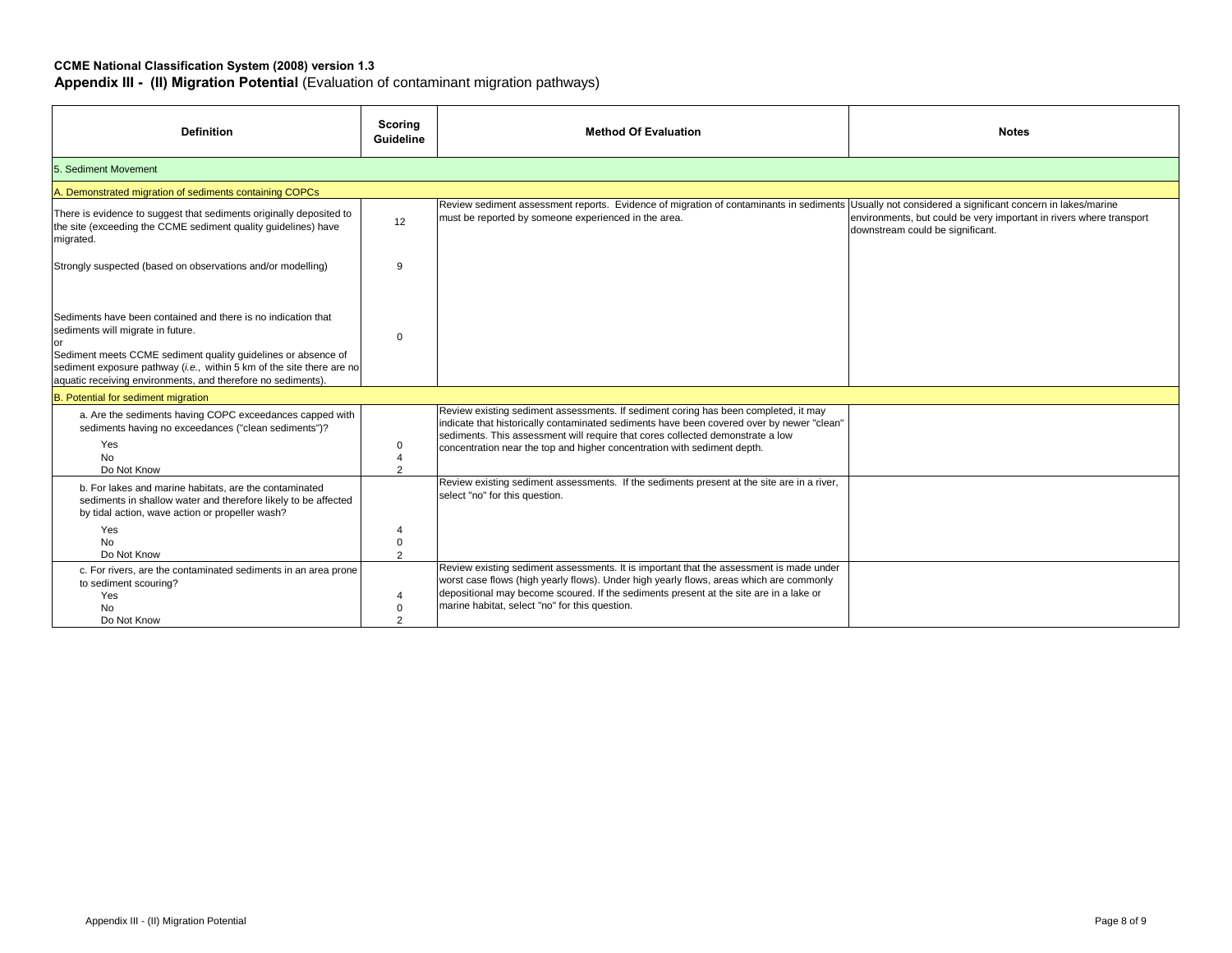**CCME National Classification System (2008) version 1.3**

**Appendix III - (II) Migration Potential** (Evaluation of contaminant migration pathways)

| Definition | Scoring Guideline | Method Of Evaluation | Notes |
|---|---|---|---|
| 5. Sediment Movement | | | |
| A. Demonstrated migration of sediments containing COPCs | | | |
| There is evidence to suggest that sediments originally deposited to the site (exceeding the CCME sediment quality guidelines) have migrated. | 12 | Review sediment assessment reports. Evidence of migration of contaminants in sediments must be reported by someone experienced in the area. | Usually not considered a significant concern in lakes/marine environments, but could be very important in rivers where transport downstream could be significant. |
| Strongly suspected (based on observations and/or modelling) | 9 | | |
| Sediments have been contained and there is no indication that sediments will migrate in future.<br>or<br>Sediment meets CCME sediment quality guidelines or absence of sediment exposure pathway (*i.e.,* within 5 km of the site there are no aquatic receiving environments, and therefore no sediments). | 0 | | |
| B. Potential for sediment migration | | | |
| a. Are the sediments having COPC exceedances capped with sediments having no exceedances ("clean sediments")?<br>Yes<br>No<br>Do Not Know | <br>0<br>4<br>2 | Review existing sediment assessments. If sediment coring has been completed, it may indicate that historically contaminated sediments have been covered over by newer "clean" sediments. This assessment will require that cores collected demonstrate a low concentration near the top and higher concentration with sediment depth. | |
| b. For lakes and marine habitats, are the contaminated sediments in shallow water and therefore likely to be affected by tidal action, wave action or propeller wash?<br>Yes<br>No<br>Do Not Know | <br>4<br>0<br>2 | Review existing sediment assessments. If the sediments present at the site are in a river, select "no" for this question. | |
| c. For rivers, are the contaminated sediments in an area prone to sediment scouring?<br>Yes<br>No<br>Do Not Know | <br>4<br>0<br>2 | Review existing sediment assessments. It is important that the assessment is made under worst case flows (high yearly flows). Under high yearly flows, areas which are commonly depositional may become scoured. If the sediments present at the site are in a lake or marine habitat, select "no" for this question. | |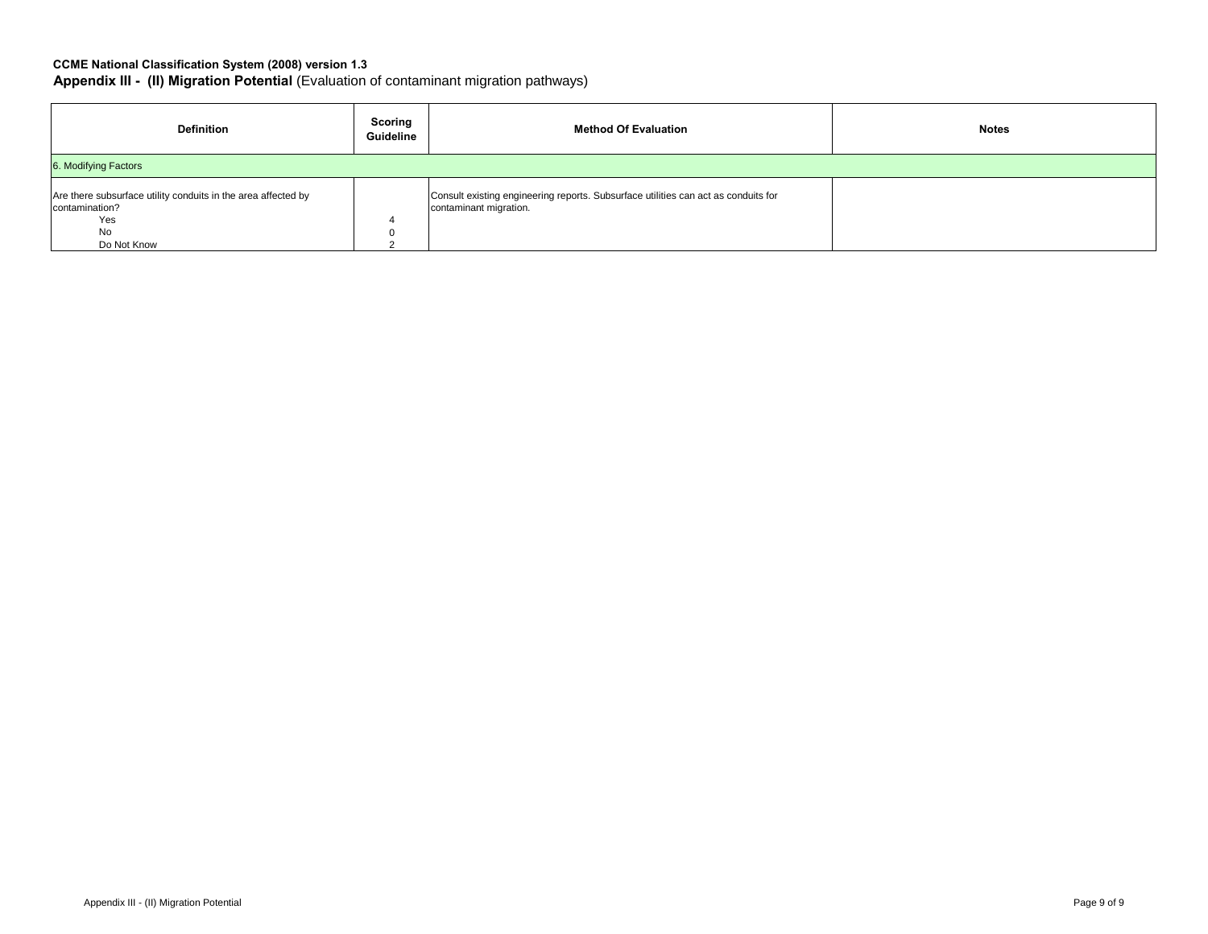**CCME National Classification System (2008) version 1.3**

**Appendix III - (II) Migration Potential** (Evaluation of contaminant migration pathways)

| Definition | Scoring Guideline | Method Of Evaluation | Notes |
|---|---|---|---|
| 6. Modifying Factors | | | |
| Are there subsurface utility conduits in the area affected by contamination?<br>Yes<br>No<br>Do Not Know | <br><br>4<br>0<br>2 | Consult existing engineering reports. Subsurface utilities can act as conduits for contaminant migration. | |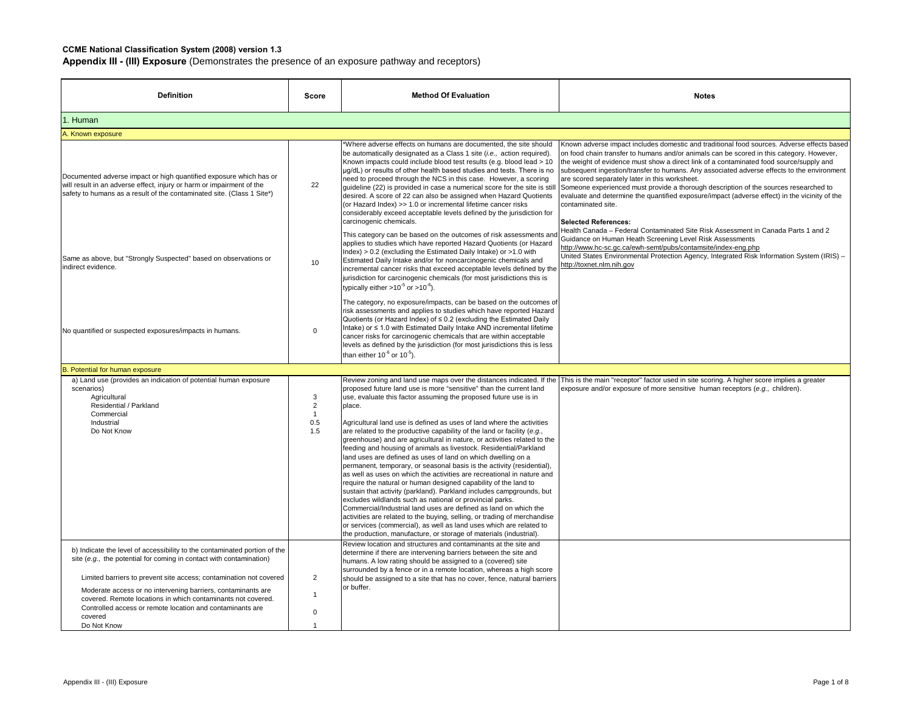**CCME National Classification System (2008) version 1.3**

**Appendix III - (III) Exposure** (Demonstrates the presence of an exposure pathway and receptors)

| Definition | Score | Method Of Evaluation | Notes |
|---|---|---|---|
| **1. Human** | | | |
| **A. Known exposure** | | | |
| Documented adverse impact or high quantified exposure which has or will result in an adverse effect, injury or harm or impairment of the safety to humans as a result of the contaminated site. (Class 1 Site*) | 22 | *Where adverse effects on humans are documented, the site should be automatically designated as a Class 1 site (*i.e.,* action required). Known impacts could include blood test results (e.g. blood lead > 10 µg/dL) or results of other health based studies and tests. There is no need to proceed through the NCS in this case. However, a scoring guideline (22) is provided in case a numerical score for the site is still desired. A score of 22 can also be assigned when Hazard Quotients (or Hazard Index) >> 1.0 or incremental lifetime cancer risks considerably exceed acceptable levels defined by the jurisdiction for carcinogenic chemicals. | Known adverse impact includes domestic and traditional food sources. Adverse effects based on food chain transfer to humans and/or animals can be scored in this category. However, the weight of evidence must show a direct link of a contaminated food source/supply and subsequent ingestion/transfer to humans. Any associated adverse effects to the environment are scored separately later in this worksheet.<br>Someone experienced must provide a thorough description of the sources researched to evaluate and determine the quantified exposure/impact (adverse effect) in the vicinity of the contaminated site.<br><br>**Selected References:**<br>Health Canada – Federal Contaminated Site Risk Assessment in Canada Parts 1 and 2 Guidance on Human Heath Screening Level Risk Assessments<br>http://www.hc-sc.gc.ca/ewh-semt/pubs/contamsite/index-eng.php<br>United States Environmental Protection Agency, Integrated Risk Information System (IRIS) – http://toxnet.nlm.nih.gov |
| Same as above, but "Strongly Suspected" based on observations or indirect evidence. | 10 | This category can be based on the outcomes of risk assessments and applies to studies which have reported Hazard Quotients (or Hazard Index) > 0.2 (excluding the Estimated Daily Intake) or >1.0 with Estimated Daily Intake and/or for noncarcinogenic chemicals and incremental cancer risks that exceed acceptable levels defined by the jurisdiction for carcinogenic chemicals (for most jurisdictions this is typically either $>10^{-5}$ or $>10^{-6}$). | |
| No quantified or suspected exposures/impacts in humans. | 0 | The category, no exposure/impacts, can be based on the outcomes of risk assessments and applies to studies which have reported Hazard Quotients (or Hazard Index) of ≤ 0.2 (excluding the Estimated Daily Intake) or ≤ 1.0 with Estimated Daily Intake AND incremental lifetime cancer risks for carcinogenic chemicals that are within acceptable levels as defined by the jurisdiction (for most jurisdictions this is less than either $10^{-6}$ or $10^{-5}$). | |
| **B. Potential for human exposure** | | | |
| a) Land use (provides an indication of potential human exposure scenarios)<br>Agricultural<br>Residential / Parkland<br>Commercial<br>Industrial<br>Do Not Know | <br><br>3<br>2<br>1<br>0.5<br>1.5 | Review zoning and land use maps over the distances indicated. If the proposed future land use is more "sensitive" than the current land use, evaluate this factor assuming the proposed future use is in place.<br><br>Agricultural land use is defined as uses of land where the activities are related to the productive capability of the land or facility (*e.g.,* greenhouse) and are agricultural in nature, or activities related to the feeding and housing of animals as livestock. Residential/Parkland land uses are defined as uses of land on which dwelling on a permanent, temporary, or seasonal basis is the activity (residential), as well as uses on which the activities are recreational in nature and require the natural or human designed capability of the land to sustain that activity (parkland). Parkland includes campgrounds, but excludes wildlands such as national or provincial parks. Commercial/Industrial land uses are defined as land on which the activities are related to the buying, selling, or trading of merchandise or services (commercial), as well as land uses which are related to the production, manufacture, or storage of materials (industrial). | This is the main "receptor" factor used in site scoring. A higher score implies a greater exposure and/or exposure of more sensitive human receptors (*e.g.,* children). |
| b) Indicate the level of accessibility to the contaminated portion of the site (*e.g.,* the potential for coming in contact with contamination)<br><br>Limited barriers to prevent site access; contamination not covered<br>Moderate access or no intervening barriers, contaminants are covered. Remote locations in which contaminants not covered.<br>Controlled access or remote location and contaminants are covered<br>Do Not Know | <br><br><br>2<br><br>1<br><br>0<br>1 | Review location and structures and contaminants at the site and determine if there are intervening barriers between the site and humans. A low rating should be assigned to a (covered) site surrounded by a fence or in a remote location, whereas a high score should be assigned to a site that has no cover, fence, natural barriers or buffer. | |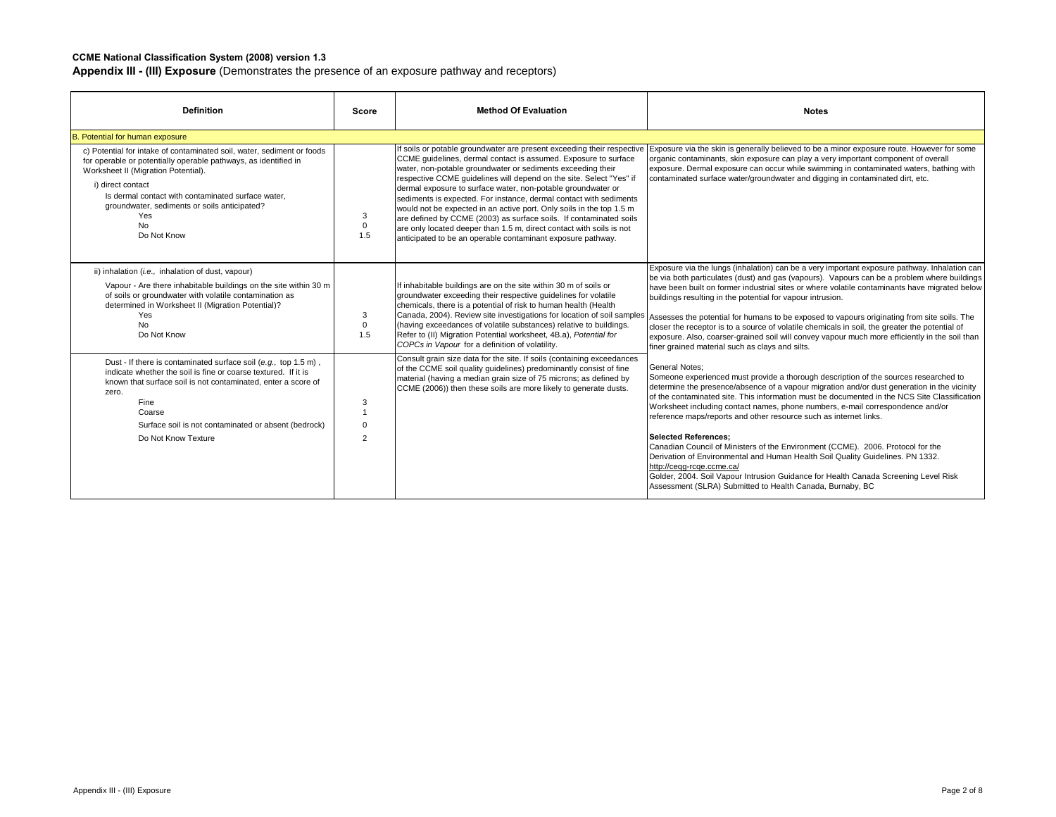**CCME National Classification System (2008) version 1.3**

**Appendix III - (III) Exposure** (Demonstrates the presence of an exposure pathway and receptors)

| Definition | Score | Method Of Evaluation | Notes |
|---|---|---|---|
| B. Potential for human exposure | | | |
| c) Potential for intake of contaminated soil, water, sediment or foods for operable or potentially operable pathways, as identified in Worksheet II (Migration Potential).<br><br>i) direct contact<br>Is dermal contact with contaminated surface water, groundwater, sediments or soils anticipated?<br>Yes<br>No<br>Do Not Know | <br><br><br><br><br><br>3<br>0<br>1.5 | If soils or potable groundwater are present exceeding their respective CCME guidelines, dermal contact is assumed. Exposure to surface water, non-potable groundwater or sediments exceeding their respective CCME guidelines will depend on the site. Select "Yes" if dermal exposure to surface water, non-potable groundwater or sediments is expected. For instance, dermal contact with sediments would not be expected in an active port. Only soils in the top 1.5 m are defined by CCME (2003) as surface soils. If contaminated soils are only located deeper than 1.5 m, direct contact with soils is not anticipated to be an operable contaminant exposure pathway. | Exposure via the skin is generally believed to be a minor exposure route. However for some organic contaminants, skin exposure can play a very important component of overall exposure. Dermal exposure can occur while swimming in contaminated waters, bathing with contaminated surface water/groundwater and digging in contaminated dirt, etc. |
| ii) inhalation (*i.e.,* inhalation of dust, vapour)<br><br>Vapour - Are there inhabitable buildings on the site within 30 m of soils or groundwater with volatile contamination as determined in Worksheet II (Migration Potential)?<br>Yes<br>No<br>Do Not Know | <br><br><br><br><br>3<br>0<br>1.5 | If inhabitable buildings are on the site within 30 m of soils or groundwater exceeding their respective guidelines for volatile chemicals, there is a potential of risk to human health (Health Canada, 2004). Review site investigations for location of soil samples (having exceedances of volatile substances) relative to buildings. Refer to (II) Migration Potential worksheet, 4B.a), *Potential for COPCs in Vapour* for a definition of volatility. | Exposure via the lungs (inhalation) can be a very important exposure pathway. Inhalation can be via both particulates (dust) and gas (vapours). Vapours can be a problem where buildings have been built on former industrial sites or where volatile contaminants have migrated below buildings resulting in the potential for vapour intrusion.<br><br>Assesses the potential for humans to be exposed to vapours originating from site soils. The closer the receptor is to a source of volatile chemicals in soil, the greater the potential of exposure. Also, coarser-grained soil will convey vapour much more efficiently in the soil than finer grained material such as clays and silts. |
| Dust - If there is contaminated surface soil (*e.g.,* top 1.5 m), indicate whether the soil is fine or coarse textured. If it is known that surface soil is not contaminated, enter a score of zero.<br>Fine<br>Coarse<br>Surface soil is not contaminated or absent (bedrock)<br>Do Not Know Texture | <br><br><br><br>3<br>1<br>0<br>2 | Consult grain size data for the site. If soils (containing exceedances of the CCME soil quality guidelines) predominantly consist of fine material (having a median grain size of 75 microns; as defined by CCME (2006)) then these soils are more likely to generate dusts. | General Notes;<br>Someone experienced must provide a thorough description of the sources researched to determine the presence/absence of a vapour migration and/or dust generation in the vicinity of the contaminated site. This information must be documented in the NCS Site Classification Worksheet including contact names, phone numbers, e-mail correspondence and/or reference maps/reports and other resource such as internet links.<br><br>**Selected References;**<br>Canadian Council of Ministers of the Environment (CCME). 2006. Protocol for the Derivation of Environmental and Human Health Soil Quality Guidelines. PN 1332. http://ceqg-rcqe.ccme.ca/<br>Golder, 2004. Soil Vapour Intrusion Guidance for Health Canada Screening Level Risk Assessment (SLRA) Submitted to Health Canada, Burnaby, BC |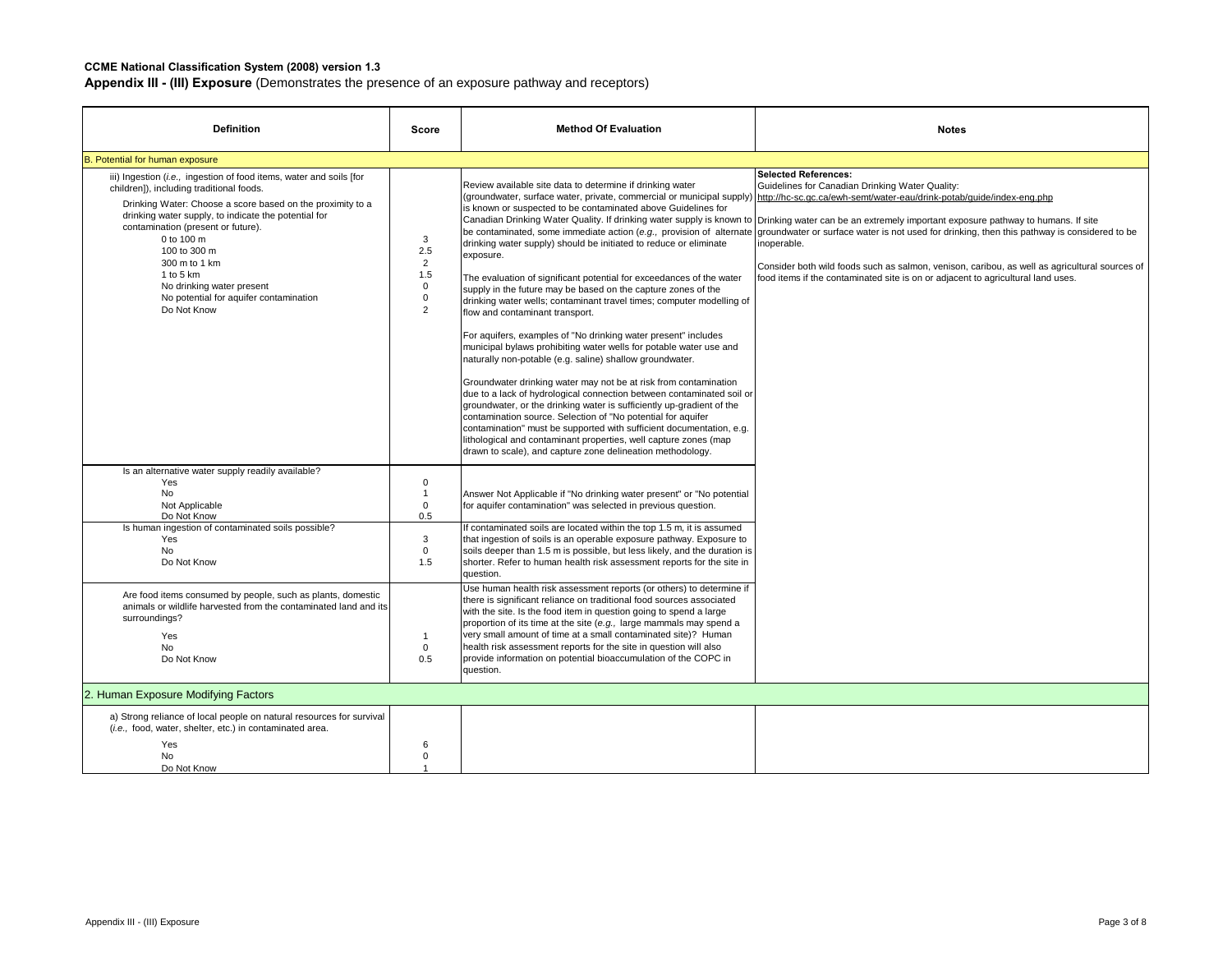**CCME National Classification System (2008) version 1.3**

**Appendix III - (III) Exposure** (Demonstrates the presence of an exposure pathway and receptors)

| Definition | Score | Method Of Evaluation | Notes |
|---|---|---|---|
| B. Potential for human exposure | | | |
| iii) Ingestion (*i.e.,* ingestion of food items, water and soils [for children]), including traditional foods.<br><br>Drinking Water: Choose a score based on the proximity to a drinking water supply, to indicate the potential for contamination (present or future).<br>0 to 100 m<br>100 to 300 m<br>300 m to 1 km<br>1 to 5 km<br>No drinking water present<br>No potential for aquifer contamination<br>Do Not Know | <br><br><br><br>3<br>2.5<br>2<br>1.5<br>0<br>0<br>2 | Review available site data to determine if drinking water (groundwater, surface water, private, commercial or municipal supply) is known or suspected to be contaminated above Guidelines for Canadian Drinking Water Quality. If drinking water supply is known to be contaminated, some immediate action (*e.g.,* provision of alternate drinking water supply) should be initiated to reduce or eliminate exposure.<br><br>The evaluation of significant potential for exceedances of the water supply in the future may be based on the capture zones of the drinking water wells; contaminant travel times; computer modelling of flow and contaminant transport.<br><br>For aquifers, examples of "No drinking water present" includes municipal bylaws prohibiting water wells for potable water use and naturally non-potable (e.g. saline) shallow groundwater.<br><br>Groundwater drinking water may not be at risk from contamination due to a lack of hydrological connection between contaminated soil or groundwater, or the drinking water is sufficiently up-gradient of the contamination source. Selection of "No potential for aquifer contamination" must be supported with sufficient documentation, e.g. lithological and contaminant properties, well capture zones (map drawn to scale), and capture zone delineation methodology. | **Selected References:**<br>Guidelines for Canadian Drinking Water Quality:<br>http://hc-sc.gc.ca/ewh-semt/water-eau/drink-potab/guide/index-eng.php<br><br>Drinking water can be an extremely important exposure pathway to humans. If site groundwater or surface water is not used for drinking, then this pathway is considered to be inoperable.<br><br>Consider both wild foods such as salmon, venison, caribou, as well as agricultural sources of food items if the contaminated site is on or adjacent to agricultural land uses. |
| Is an alternative water supply readily available?<br>Yes<br>No<br>Not Applicable<br>Do Not Know | <br>0<br>1<br>0<br>0.5 | Answer Not Applicable if "No drinking water present" or "No potential for aquifer contamination" was selected in previous question. | |
| Is human ingestion of contaminated soils possible?<br>Yes<br>No<br>Do Not Know | <br>3<br>0<br>1.5 | If contaminated soils are located within the top 1.5 m, it is assumed that ingestion of soils is an operable exposure pathway. Exposure to soils deeper than 1.5 m is possible, but less likely, and the duration is shorter. Refer to human health risk assessment reports for the site in question. | |
| Are food items consumed by people, such as plants, domestic animals or wildlife harvested from the contaminated land and its surroundings?<br>Yes<br>No<br>Do Not Know | <br><br><br>1<br>0<br>0.5 | Use human health risk assessment reports (or others) to determine if there is significant reliance on traditional food sources associated with the site. Is the food item in question going to spend a large proportion of its time at the site (*e.g.,* large mammals may spend a very small amount of time at a small contaminated site)? Human health risk assessment reports for the site in question will also provide information on potential bioaccumulation of the COPC in question. | |
| 2. Human Exposure Modifying Factors | | | |
| a) Strong reliance of local people on natural resources for survival (*i.e.,* food, water, shelter, etc.) in contaminated area.<br>Yes<br>No<br>Do Not Know | <br><br>6<br>0<br>1 | | |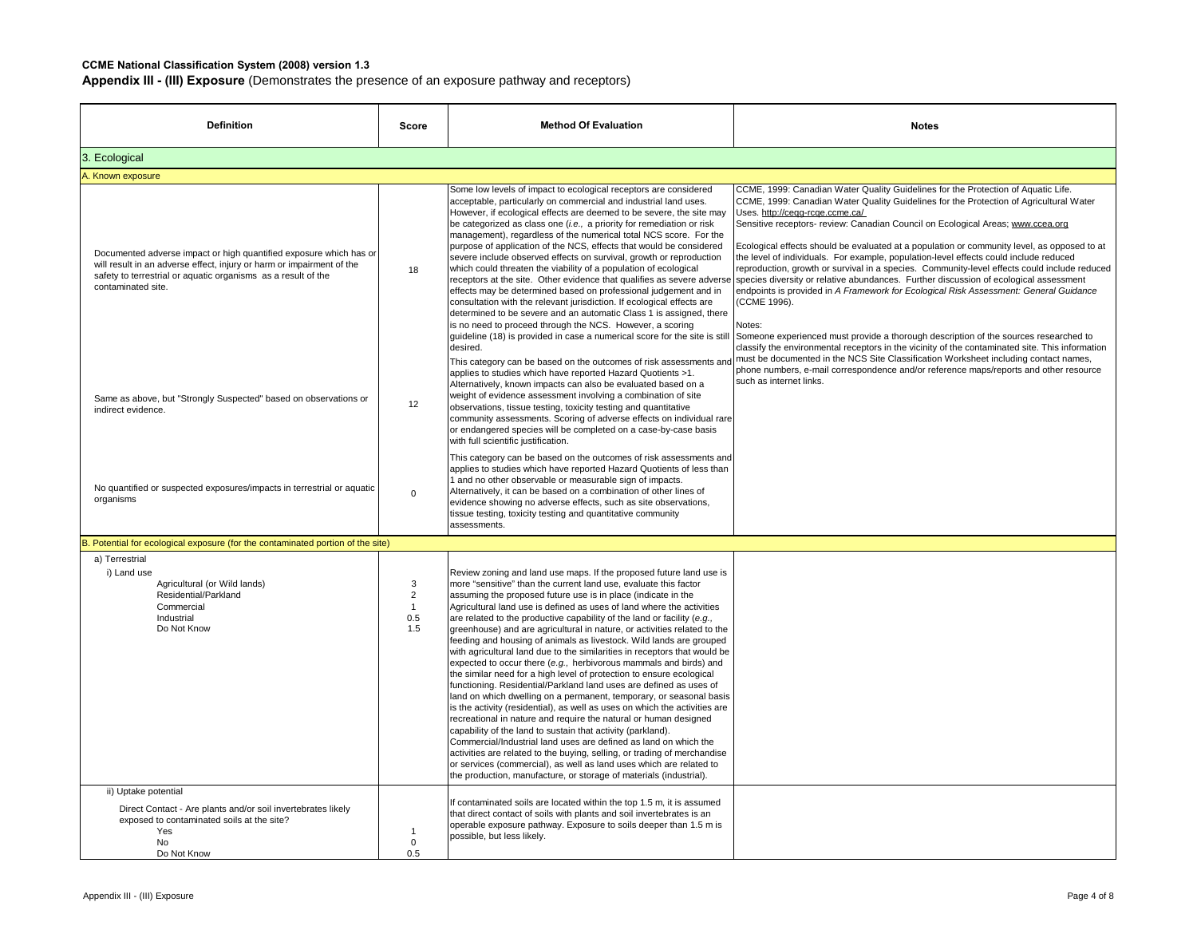**CCME National Classification System (2008) version 1.3**

**Appendix III - (III) Exposure** (Demonstrates the presence of an exposure pathway and receptors)

| Definition | Score | Method Of Evaluation | Notes |
|---|---|---|---|
| **3. Ecological** | | | |
| **A. Known exposure** | | | |
| Documented adverse impact or high quantified exposure which has or will result in an adverse effect, injury or harm or impairment of the safety to terrestrial or aquatic organisms as a result of the contaminated site. | 18 | Some low levels of impact to ecological receptors are considered acceptable, particularly on commercial and industrial land uses. However, if ecological effects are deemed to be severe, the site may be categorized as class one (*i.e.,* a priority for remediation or risk management), regardless of the numerical total NCS score. For the purpose of application of the NCS, effects that would be considered severe include observed effects on survival, growth or reproduction which could threaten the viability of a population of ecological receptors at the site. Other evidence that qualifies as severe adverse effects may be determined based on professional judgement and in consultation with the relevant jurisdiction. If ecological effects are determined to be severe and an automatic Class 1 is assigned, there is no need to proceed through the NCS. However, a scoring guideline (18) is provided in case a numerical score for the site is still desired. | CCME, 1999: Canadian Water Quality Guidelines for the Protection of Aquatic Life.<br>CCME, 1999: Canadian Water Quality Guidelines for the Protection of Agricultural Water Uses. http://ceqg-rcqe.ccme.ca/<br>Sensitive receptors- review: Canadian Council on Ecological Areas; www.ccea.org<br><br>Ecological effects should be evaluated at a population or community level, as opposed to at the level of individuals. For example, population-level effects could include reduced reproduction, growth or survival in a species. Community-level effects could include reduced species diversity or relative abundances. Further discussion of ecological assessment endpoints is provided in *A Framework for Ecological Risk Assessment: General Guidance* (CCME 1996).<br><br>Notes:<br>Someone experienced must provide a thorough description of the sources researched to classify the environmental receptors in the vicinity of the contaminated site. This information must be documented in the NCS Site Classification Worksheet including contact names, phone numbers, e-mail correspondence and/or reference maps/reports and other resource such as internet links. |
| Same as above, but "Strongly Suspected" based on observations or indirect evidence. | 12 | This category can be based on the outcomes of risk assessments and applies to studies which have reported Hazard Quotients >1. Alternatively, known impacts can also be evaluated based on a weight of evidence assessment involving a combination of site observations, tissue testing, toxicity testing and quantitative community assessments. Scoring of adverse effects on individual rare or endangered species will be completed on a case-by-case basis with full scientific justification. | |
| No quantified or suspected exposures/impacts in terrestrial or aquatic organisms | 0 | This category can be based on the outcomes of risk assessments and applies to studies which have reported Hazard Quotients of less than 1 and no other observable or measurable sign of impacts. Alternatively, it can be based on a combination of other lines of evidence showing no adverse effects, such as site observations, tissue testing, toxicity testing and quantitative community assessments. | |
| **B. Potential for ecological exposure (for the contaminated portion of the site)** | | | |
| a) Terrestrial<br>i) Land use<br>Agricultural (or Wild lands)<br>Residential/Parkland<br>Commercial<br>Industrial<br>Do Not Know | <br><br>3<br>2<br>1<br>0.5<br>1.5 | Review zoning and land use maps. If the proposed future land use is more "sensitive" than the current land use, evaluate this factor assuming the proposed future use is in place (indicate in the Agricultural land use is defined as uses of land where the activities are related to the productive capability of the land or facility (*e.g.,* greenhouse) and are agricultural in nature, or activities related to the feeding and housing of animals as livestock. Wild lands are grouped with agricultural land due to the similarities in receptors that would be expected to occur there (*e.g.,* herbivorous mammals and birds) and the similar need for a high level of protection to ensure ecological functioning. Residential/Parkland land uses are defined as uses of land on which dwelling on a permanent, temporary, or seasonal basis is the activity (residential), as well as uses on which the activities are recreational in nature and require the natural or human designed capability of the land to sustain that activity (parkland). Commercial/Industrial land uses are defined as land on which the activities are related to the buying, selling, or trading of merchandise or services (commercial), as well as land uses which are related to the production, manufacture, or storage of materials (industrial). | |
| ii) Uptake potential<br>Direct Contact - Are plants and/or soil invertebrates likely exposed to contaminated soils at the site?<br>Yes<br>No<br>Do Not Know | <br><br><br>1<br>0<br>0.5 | If contaminated soils are located within the top 1.5 m, it is assumed that direct contact of soils with plants and soil invertebrates is an operable exposure pathway. Exposure to soils deeper than 1.5 m is possible, but less likely. | |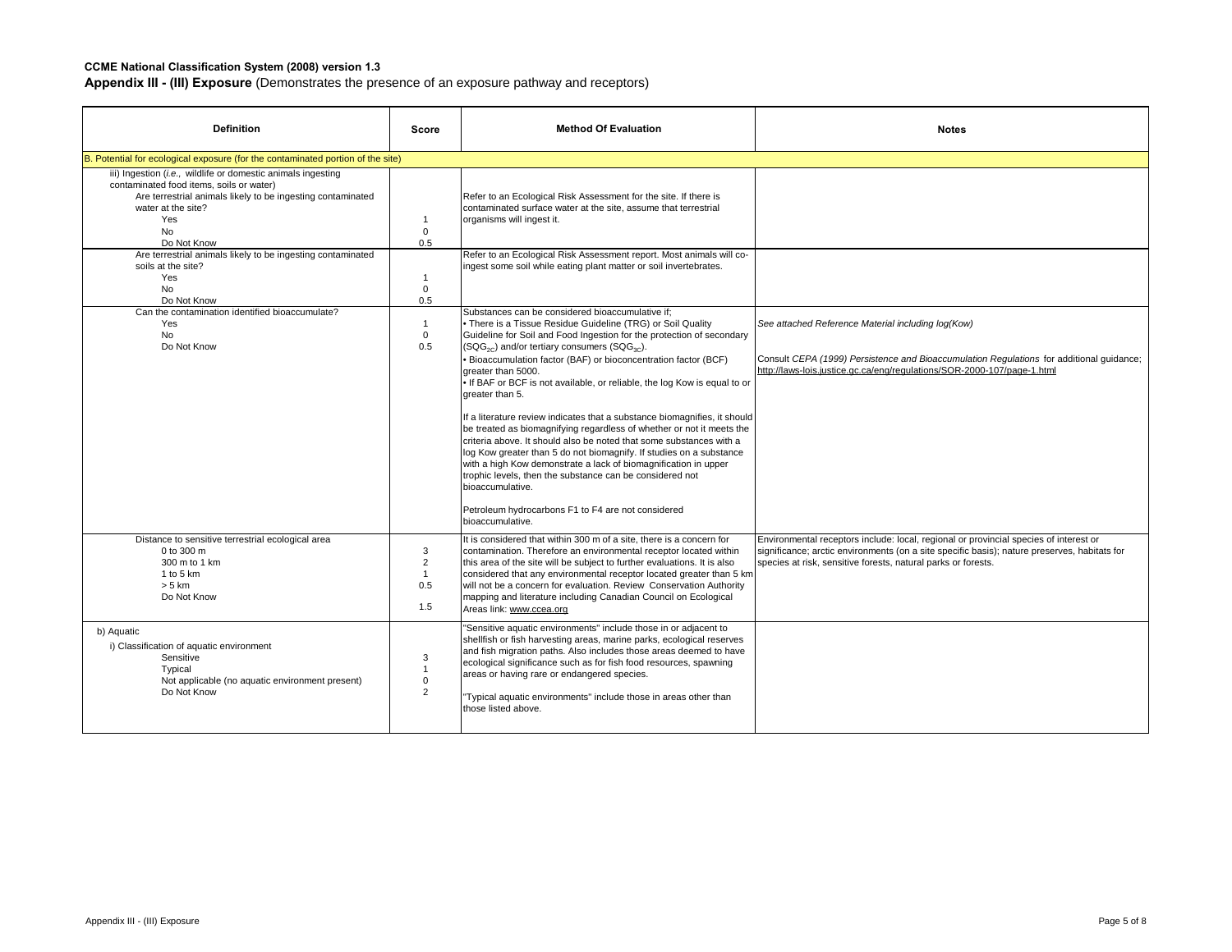**CCME National Classification System (2008) version 1.3**

**Appendix III - (III) Exposure** (Demonstrates the presence of an exposure pathway and receptors)

| Definition | Score | Method Of Evaluation | Notes |
|---|---|---|---|
| B. Potential for ecological exposure (for the contaminated portion of the site) | | | |
| iii) Ingestion (*i.e.,* wildlife or domestic animals ingesting contaminated food items, soils or water)<br>Are terrestrial animals likely to be ingesting contaminated water at the site?<br>Yes<br>No<br>Do Not Know | <br><br><br>1<br>0<br>0.5 | Refer to an Ecological Risk Assessment for the site. If there is contaminated surface water at the site, assume that terrestrial organisms will ingest it. | |
| Are terrestrial animals likely to be ingesting contaminated soils at the site?<br>Yes<br>No<br>Do Not Know | <br>1<br>0<br>0.5 | Refer to an Ecological Risk Assessment report. Most animals will co-ingest some soil while eating plant matter or soil invertebrates. | |
| Can the contamination identified bioaccumulate?<br>Yes<br>No<br>Do Not Know | <br>1<br>0<br>0.5 | Substances can be considered bioaccumulative if;<br>• There is a Tissue Residue Guideline (TRG) or Soil Quality Guideline for Soil and Food Ingestion for the protection of secondary ($SQG_{2C}$) and/or tertiary consumers ($SQG_{3C}$).<br>• Bioaccumulation factor (BAF) or bioconcentration factor (BCF) greater than 5000.<br>• If BAF or BCF is not available, or reliable, the log Kow is equal to or greater than 5.<br><br>If a literature review indicates that a substance biomagnifies, it should be treated as biomagnifying regardless of whether or not it meets the criteria above. It should also be noted that some substances with a log Kow greater than 5 do not biomagnify. If studies on a substance with a high Kow demonstrate a lack of biomagnification in upper trophic levels, then the substance can be considered not bioaccumulative.<br><br>Petroleum hydrocarbons F1 to F4 are not considered bioaccumulative. | *See attached Reference Material including log(Kow)*<br><br>Consult *CEPA (1999) Persistence and Bioaccumulation Regulations* for additional guidance; http://laws-lois.justice.gc.ca/eng/regulations/SOR-2000-107/page-1.html |
| Distance to sensitive terrestrial ecological area<br>0 to 300 m<br>300 m to 1 km<br>1 to 5 km<br>> 5 km<br>Do Not Know | <br>3<br>2<br>1<br>0.5<br>1.5 | It is considered that within 300 m of a site, there is a concern for contamination. Therefore an environmental receptor located within this area of the site will be subject to further evaluations. It is also considered that any environmental receptor located greater than 5 km will not be a concern for evaluation. Review Conservation Authority mapping and literature including Canadian Council on Ecological Areas link: www.ccea.org | Environmental receptors include: local, regional or provincial species of interest or significance; arctic environments (on a site specific basis); nature preserves, habitats for species at risk, sensitive forests, natural parks or forests. |
| b) Aquatic<br>i) Classification of aquatic environment<br>Sensitive<br>Typical<br>Not applicable (no aquatic environment present)<br>Do Not Know | <br><br>3<br>1<br>0<br>2 | "Sensitive aquatic environments" include those in or adjacent to shellfish or fish harvesting areas, marine parks, ecological reserves and fish migration paths. Also includes those areas deemed to have ecological significance such as for fish food resources, spawning areas or having rare or endangered species.<br><br>"Typical aquatic environments" include those in areas other than those listed above. | |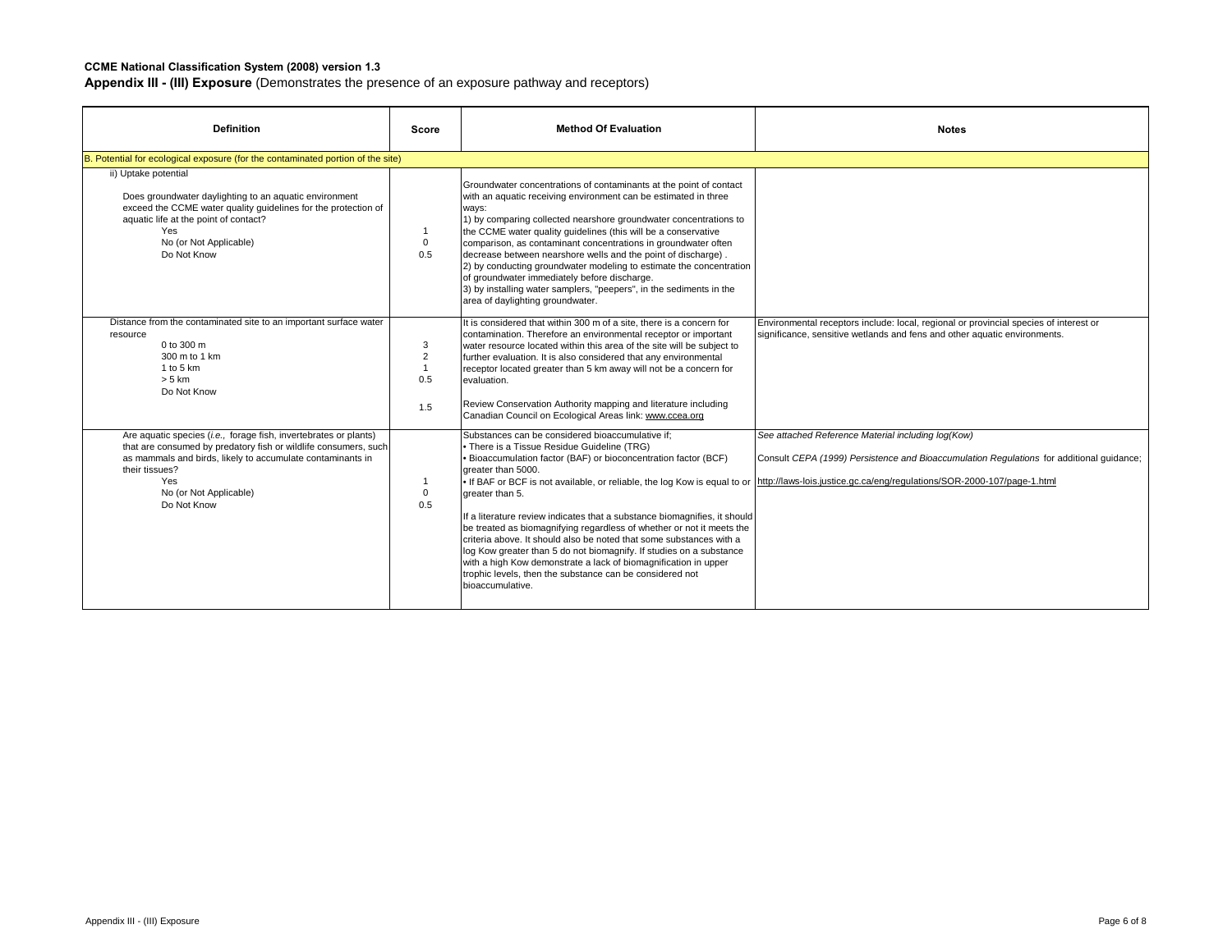**CCME National Classification System (2008) version 1.3**

**Appendix III - (III) Exposure** (Demonstrates the presence of an exposure pathway and receptors)

| Definition | Score | Method Of Evaluation | Notes |
|---|---|---|---|
| B. Potential for ecological exposure (for the contaminated portion of the site) | | | |
| ii) Uptake potential<br><br>Does groundwater daylighting to an aquatic environment exceed the CCME water quality guidelines for the protection of aquatic life at the point of contact?<br>Yes<br>No (or Not Applicable)<br>Do Not Know | <br><br><br><br><br>1<br>0<br>0.5 | Groundwater concentrations of contaminants at the point of contact with an aquatic receiving environment can be estimated in three ways:<br>1) by comparing collected nearshore groundwater concentrations to the CCME water quality guidelines (this will be a conservative comparison, as contaminant concentrations in groundwater often decrease between nearshore wells and the point of discharge) .<br>2) by conducting groundwater modeling to estimate the concentration of groundwater immediately before discharge.<br>3) by installing water samplers, "peepers", in the sediments in the area of daylighting groundwater. | |
| Distance from the contaminated site to an important surface water resource<br>0 to 300 m<br>300 m to 1 km<br>1 to 5 km<br>> 5 km<br>Do Not Know | <br><br>3<br>2<br>1<br>0.5<br>1.5 | It is considered that within 300 m of a site, there is a concern for contamination. Therefore an environmental receptor or important water resource located within this area of the site will be subject to further evaluation. It is also considered that any environmental receptor located greater than 5 km away will not be a concern for evaluation.<br><br>Review Conservation Authority mapping and literature including Canadian Council on Ecological Areas link: www.ccea.org | Environmental receptors include: local, regional or provincial species of interest or significance, sensitive wetlands and fens and other aquatic environments. |
| Are aquatic species (*i.e.*, forage fish, invertebrates or plants) that are consumed by predatory fish or wildlife consumers, such as mammals and birds, likely to accumulate contaminants in their tissues?<br>Yes<br>No (or Not Applicable)<br>Do Not Know | <br><br><br><br>1<br>0<br>0.5 | Substances can be considered bioaccumulative if;<br>• There is a Tissue Residue Guideline (TRG)<br>• Bioaccumulation factor (BAF) or bioconcentration factor (BCF) greater than 5000.<br>• If BAF or BCF is not available, or reliable, the log Kow is equal to or greater than 5.<br><br>If a literature review indicates that a substance biomagnifies, it should be treated as biomagnifying regardless of whether or not it meets the criteria above. It should also be noted that some substances with a log Kow greater than 5 do not biomagnify. If studies on a substance with a high Kow demonstrate a lack of biomagnification in upper trophic levels, then the substance can be considered not bioaccumulative. | *See attached Reference Material including log(Kow)*<br><br>Consult *CEPA (1999) Persistence and Bioaccumulation Regulations* for additional guidance;<br><br>http://laws-lois.justice.gc.ca/eng/regulations/SOR-2000-107/page-1.html |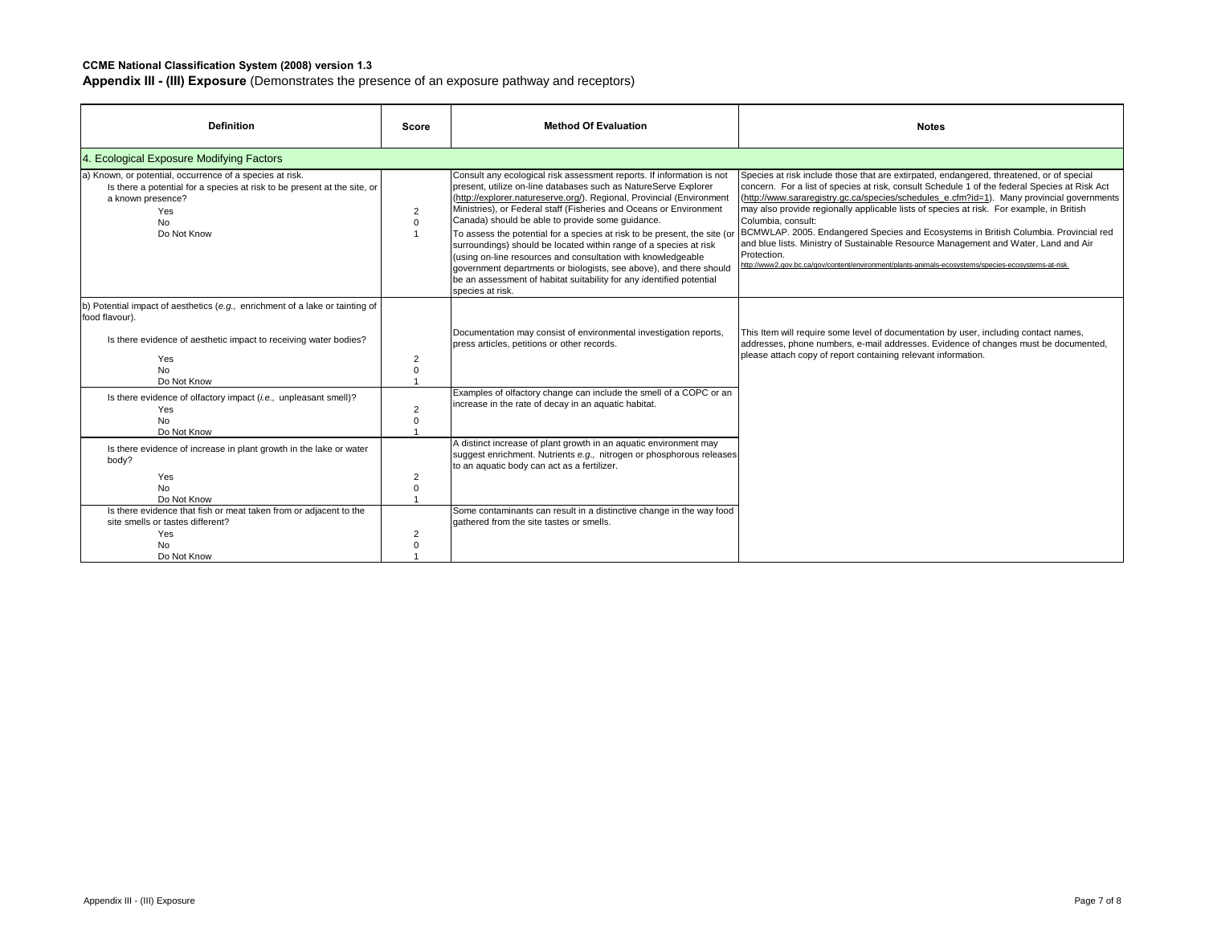**CCME National Classification System (2008) version 1.3**

**Appendix III - (III) Exposure** (Demonstrates the presence of an exposure pathway and receptors)

| Definition | Score | Method Of Evaluation | Notes |
|---|---|---|---|
| 4. Ecological Exposure Modifying Factors | | | |
| a) Known, or potential, occurrence of a species at risk.<br>Is there a potential for a species at risk to be present at the site, or a known presence?<br>Yes<br>No<br>Do Not Know | <br><br><br>2<br>0<br>1 | Consult any ecological risk assessment reports. If information is not present, utilize on-line databases such as NatureServe Explorer (http://explorer.natureserve.org/). Regional, Provincial (Environment Ministries), or Federal staff (Fisheries and Oceans or Environment Canada) should be able to provide some guidance.<br>To assess the potential for a species at risk to be present, the site (or surroundings) should be located within range of a species at risk (using on-line resources and consultation with knowledgeable government departments or biologists, see above), and there should be an assessment of habitat suitability for any identified potential species at risk. | Species at risk include those that are extirpated, endangered, threatened, or of special concern. For a list of species at risk, consult Schedule 1 of the federal Species at Risk Act (http://www.sararegistry.gc.ca/species/schedules_e.cfm?id=1). Many provincial governments may also provide regionally applicable lists of species at risk. For example, in British Columbia, consult:<br>BCMWLAP. 2005. Endangered Species and Ecosystems in British Columbia. Provincial red and blue lists. Ministry of Sustainable Resource Management and Water, Land and Air Protection.<br>http://www2.gov.bc.ca/gov/content/environment/plants-animals-ecosystems/species-ecosystems-at-risk |
| b) Potential impact of aesthetics (*e.g.,* enrichment of a lake or tainting of food flavour).<br>Is there evidence of aesthetic impact to receiving water bodies?<br>Yes<br>No<br>Do Not Know | <br><br><br>2<br>0<br>1 | Documentation may consist of environmental investigation reports, press articles, petitions or other records. | This Item will require some level of documentation by user, including contact names, addresses, phone numbers, e-mail addresses. Evidence of changes must be documented, please attach copy of report containing relevant information. |
| Is there evidence of olfactory impact (*i.e.,* unpleasant smell)?<br>Yes<br>No<br>Do Not Know | <br>2<br>0<br>1 | Examples of olfactory change can include the smell of a COPC or an increase in the rate of decay in an aquatic habitat. | |
| Is there evidence of increase in plant growth in the lake or water body?<br>Yes<br>No<br>Do Not Know | <br>2<br>0<br>1 | A distinct increase of plant growth in an aquatic environment may suggest enrichment. Nutrients *e.g.,* nitrogen or phosphorous releases to an aquatic body can act as a fertilizer. | |
| Is there evidence that fish or meat taken from or adjacent to the site smells or tastes different?<br>Yes<br>No<br>Do Not Know | <br>2<br>0<br>1 | Some contaminants can result in a distinctive change in the way food gathered from the site tastes or smells. | |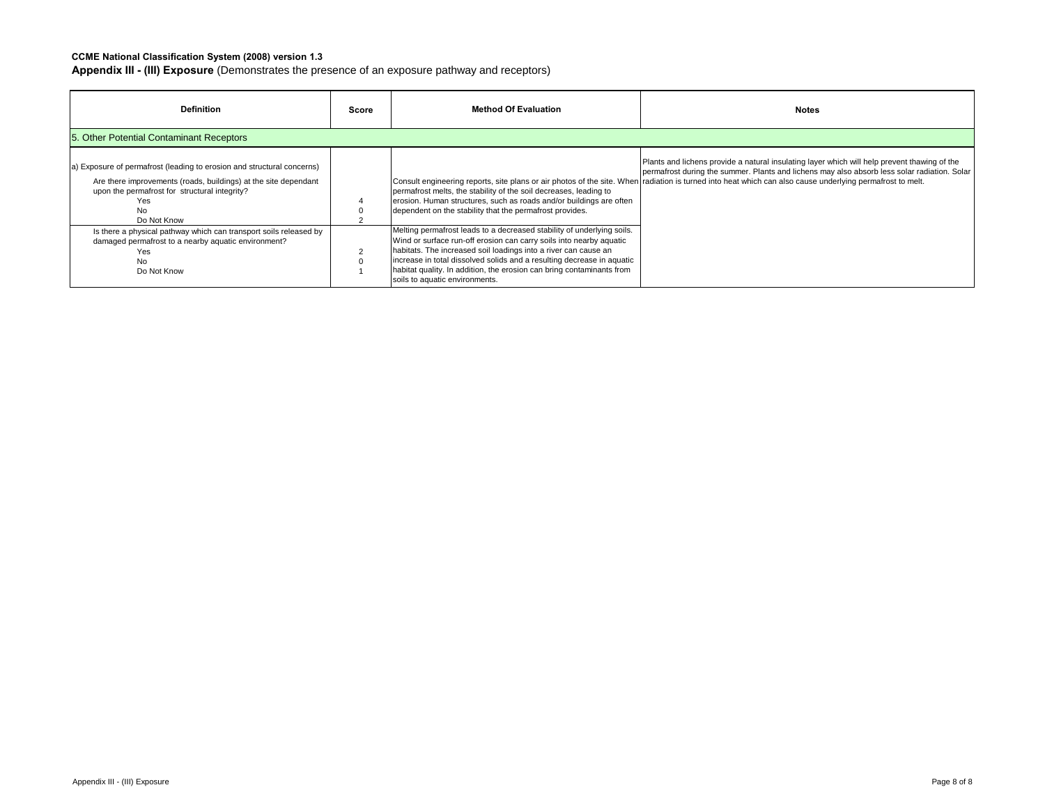**CCME National Classification System (2008) version 1.3**

**Appendix III - (III) Exposure** (Demonstrates the presence of an exposure pathway and receptors)

| Definition | Score | Method Of Evaluation | Notes |
| --- | --- | --- | --- |
| 5. Other Potential Contaminant Receptors | | | |
| a) Exposure of permafrost (leading to erosion and structural concerns)<br><br>Are there improvements (roads, buildings) at the site dependant upon the permafrost for structural integrity?<br>Yes<br>No<br>Do Not Know | <br><br><br><br>4<br>0<br>2 | Consult engineering reports, site plans or air photos of the site. When permafrost melts, the stability of the soil decreases, leading to erosion. Human structures, such as roads and/or buildings are often dependent on the stability that the permafrost provides. | Plants and lichens provide a natural insulating layer which will help prevent thawing of the permafrost during the summer. Plants and lichens may also absorb less solar radiation. Solar radiation is turned into heat which can also cause underlying permafrost to melt. |
| Is there a physical pathway which can transport soils released by damaged permafrost to a nearby aquatic environment?<br>Yes<br>No<br>Do Not Know | <br><br>2<br>0<br>1 | Melting permafrost leads to a decreased stability of underlying soils. Wind or surface run-off erosion can carry soils into nearby aquatic habitats. The increased soil loadings into a river can cause an increase in total dissolved solids and a resulting decrease in aquatic habitat quality. In addition, the erosion can bring contaminants from soils to aquatic environments. | |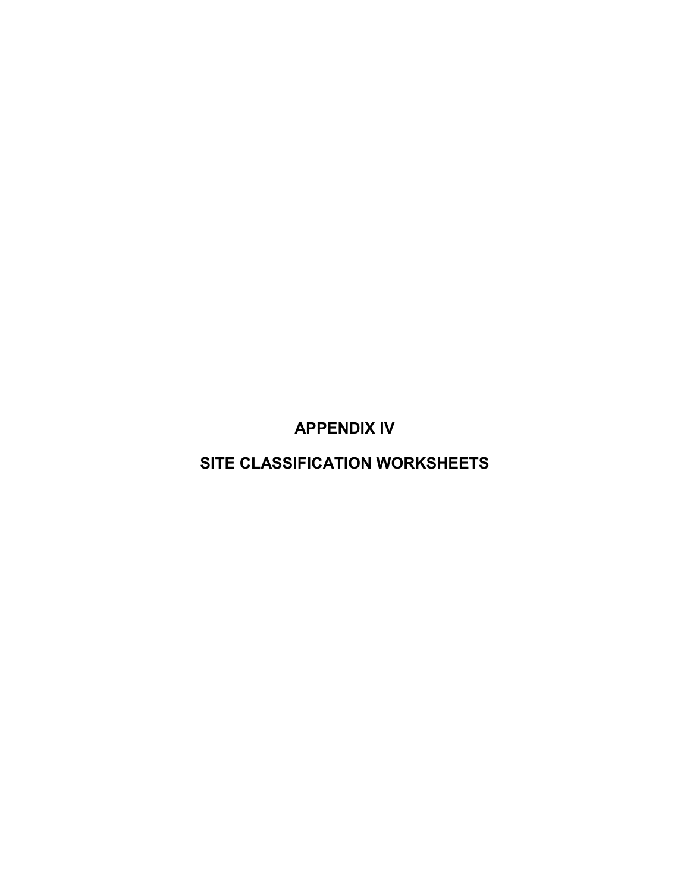# APPENDIX IV

# SITE CLASSIFICATION WORKSHEETS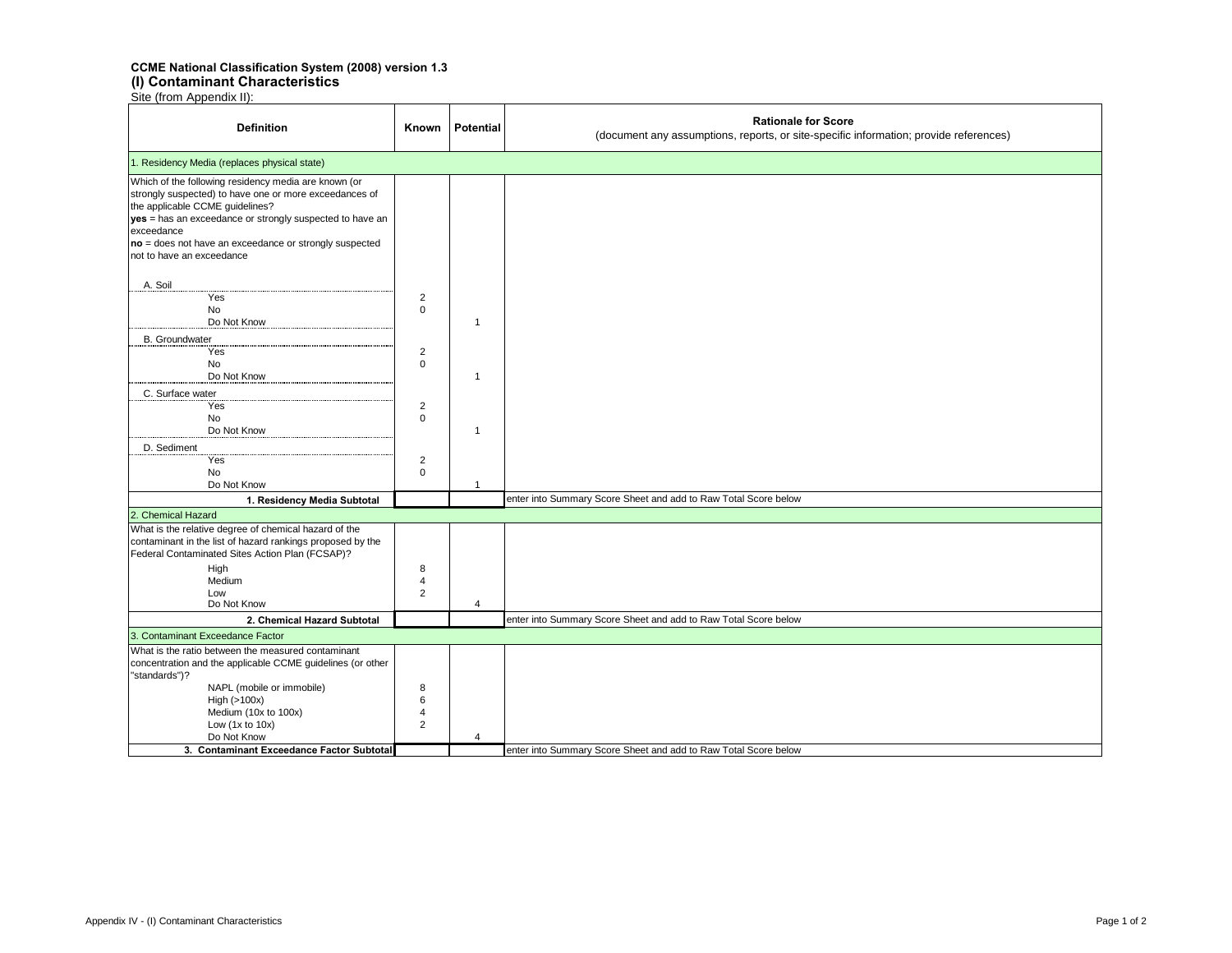**CCME National Classification System (2008) version 1.3**

## (I) Contaminant Characteristics

Site (from Appendix II):

| Definition | Known | Potential | Rationale for Score<br>(document any assumptions, reports, or site-specific information; provide references) |
|---|---|---|---|
| 1. Residency Media (replaces physical state) | | | |
| Which of the following residency media are known (or strongly suspected) to have one or more exceedances of the applicable CCME guidelines?<br>**yes** = has an exceedance or strongly suspected to have an exceedance<br>**no** = does not have an exceedance or strongly suspected not to have an exceedance | | | |
| A. Soil | | | |
| Yes | 2 | | |
| No | 0 | | |
| Do Not Know | | 1 | |
| B. Groundwater | | | |
| Yes | 2 | | |
| No | 0 | | |
| Do Not Know | | 1 | |
| C. Surface water | | | |
| Yes | 2 | | |
| No | 0 | | |
| Do Not Know | | 1 | |
| D. Sediment | | | |
| Yes | 2 | | |
| No | 0 | | |
| Do Not Know | | 1 | |
| **1. Residency Media Subtotal** | | | enter into Summary Score Sheet and add to Raw Total Score below |
| 2. Chemical Hazard | | | |
| What is the relative degree of chemical hazard of the contaminant in the list of hazard rankings proposed by the Federal Contaminated Sites Action Plan (FCSAP)? | | | |
| High | 8 | | |
| Medium | 4 | | |
| Low | 2 | | |
| Do Not Know | | 4 | |
| **2. Chemical Hazard Subtotal** | | | enter into Summary Score Sheet and add to Raw Total Score below |
| 3. Contaminant Exceedance Factor | | | |
| What is the ratio between the measured contaminant concentration and the applicable CCME guidelines (or other "standards")? | | | |
| NAPL (mobile or immobile) | 8 | | |
| High (>100x) | 6 | | |
| Medium (10x to 100x) | 4 | | |
| Low (1x to 10x) | 2 | | |
| Do Not Know | | 4 | |
| **3. Contaminant Exceedance Factor Subtotal** | | | enter into Summary Score Sheet and add to Raw Total Score below |

Appendix IV - (I) Contaminant Characteristics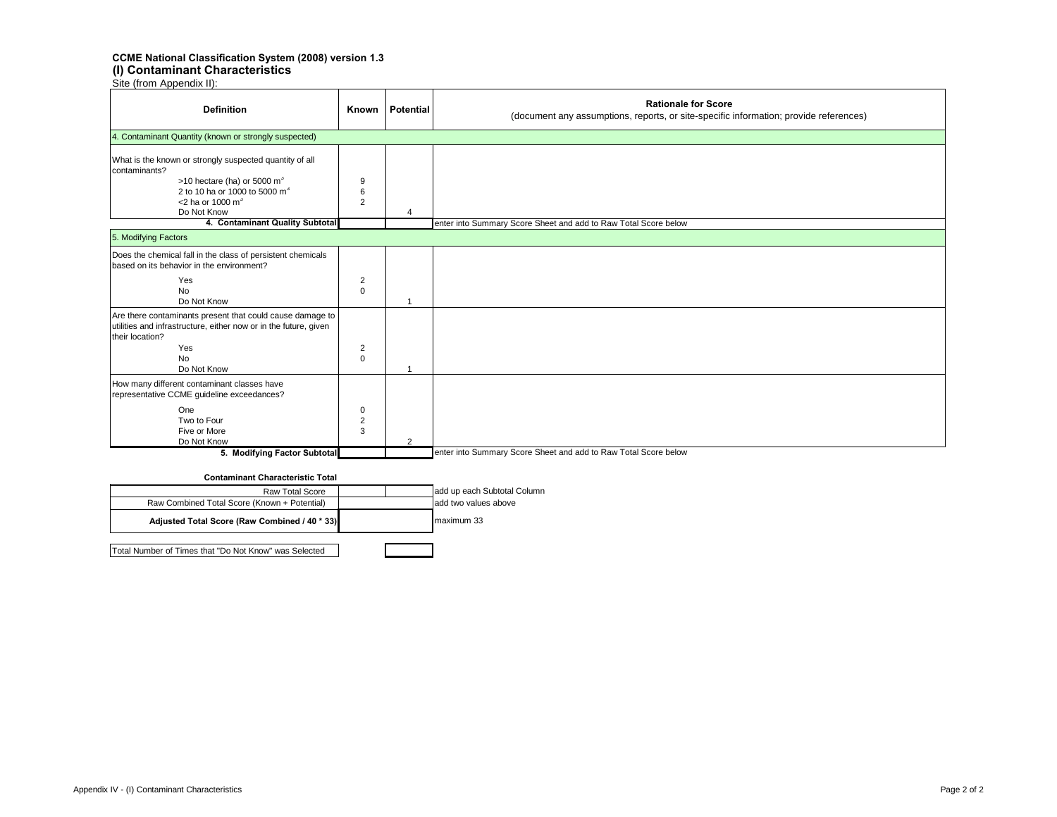**CCME National Classification System (2008) version 1.3**

**(I) Contaminant Characteristics**

Site (from Appendix II):

| Definition | Known | Potential | Rationale for Score<br>(document any assumptions, reports, or site-specific information; provide references) |
|---|---|---|---|
| 4. Contaminant Quantity (known or strongly suspected) | | | |
| What is the known or strongly suspected quantity of all contaminants? | | | |
| >10 hectare (ha) or 5000 $m^3$ | 9 | | |
| 2 to 10 ha or 1000 to 5000 $m^3$ | 6 | | |
| <2 ha or 1000 $m^3$ | 2 | | |
| Do Not Know | | 4 | |
| **4. Contaminant Quality Subtotal** | | | enter into Summary Score Sheet and add to Raw Total Score below |
| 5. Modifying Factors | | | |
| Does the chemical fall in the class of persistent chemicals based on its behavior in the environment? | | | |
| Yes | 2 | | |
| No | 0 | | |
| Do Not Know | | 1 | |
| Are there contaminants present that could cause damage to utilities and infrastructure, either now or in the future, given their location? | | | |
| Yes | 2 | | |
| No | 0 | | |
| Do Not Know | | 1 | |
| How many different contaminant classes have representative CCME guideline exceedances? | | | |
| One | 0 | | |
| Two to Four | 2 | | |
| Five or More | 3 | | |
| Do Not Know | | 2 | |
| **5. Modifying Factor Subtotal** | | | enter into Summary Score Sheet and add to Raw Total Score below |

**Contaminant Characteristic Total**

| | Known | Potential | |
|---|---|---|---|
| Raw Total Score | | | add up each Subtotal Column |
| Raw Combined Total Score (Known + Potential) | | | add two values above |
| **Adjusted Total Score (Raw Combined / 40 * 33)** | | | maximum 33 |

| | |
|---|---|
| Total Number of Times that "Do Not Know" was Selected | |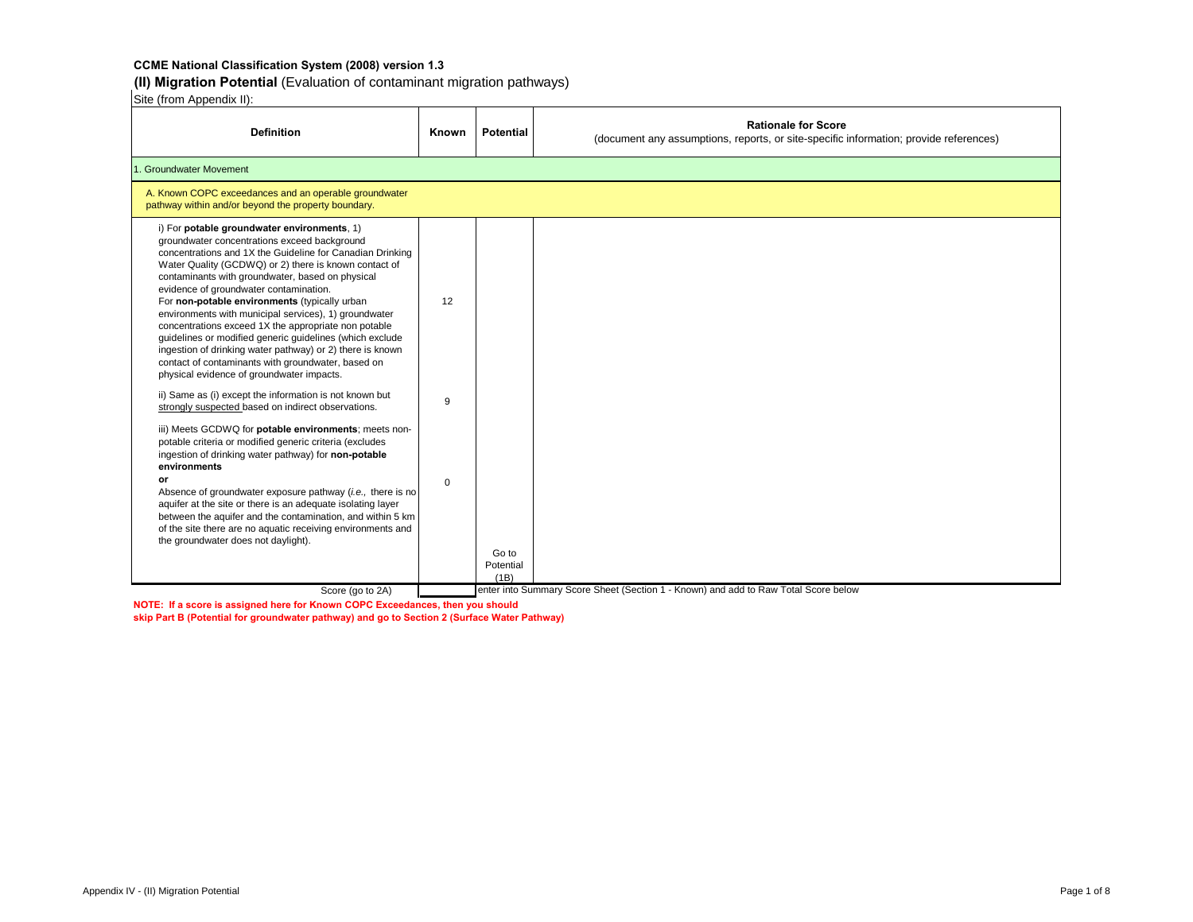**CCME National Classification System (2008) version 1.3**

**(II) Migration Potential** (Evaluation of contaminant migration pathways)

Site (from Appendix II):

| Definition | Known | Potential | Rationale for Score<br>(document any assumptions, reports, or site-specific information; provide references) |
|---|---|---|---|
| 1. Groundwater Movement | | | |
| A. Known COPC exceedances and an operable groundwater pathway within and/or beyond the property boundary. | | | |
| i) For **potable groundwater environments**, 1) groundwater concentrations exceed background concentrations and 1X the Guideline for Canadian Drinking Water Quality (GCDWQ) or 2) there is known contact of contaminants with groundwater, based on physical evidence of groundwater contamination.<br>For **non-potable environments** (typically urban environments with municipal services), 1) groundwater concentrations exceed 1X the appropriate non potable guidelines or modified generic guidelines (which exclude ingestion of drinking water pathway) or 2) there is known contact of contaminants with groundwater, based on physical evidence of groundwater impacts. | 12 | | |
| ii) Same as (i) except the information is not known but strongly suspected based on indirect observations. | 9 | | |
| iii) Meets GCDWQ for **potable environments**; meets non-potable criteria or modified generic criteria (excludes ingestion of drinking water pathway) for **non-potable environments**<br>**or**<br>Absence of groundwater exposure pathway (*i.e.,* there is no aquifer at the site or there is an adequate isolating layer between the aquifer and the contamination, and within 5 km of the site there are no aquatic receiving environments and the groundwater does not daylight). | 0 | Go to Potential (1B) | |
| Score (go to 2A) | | | enter into Summary Score Sheet (Section 1 - Known) and add to Raw Total Score below |

**NOTE: If a score is assigned here for Known COPC Exceedances, then you should skip Part B (Potential for groundwater pathway) and go to Section 2 (Surface Water Pathway)**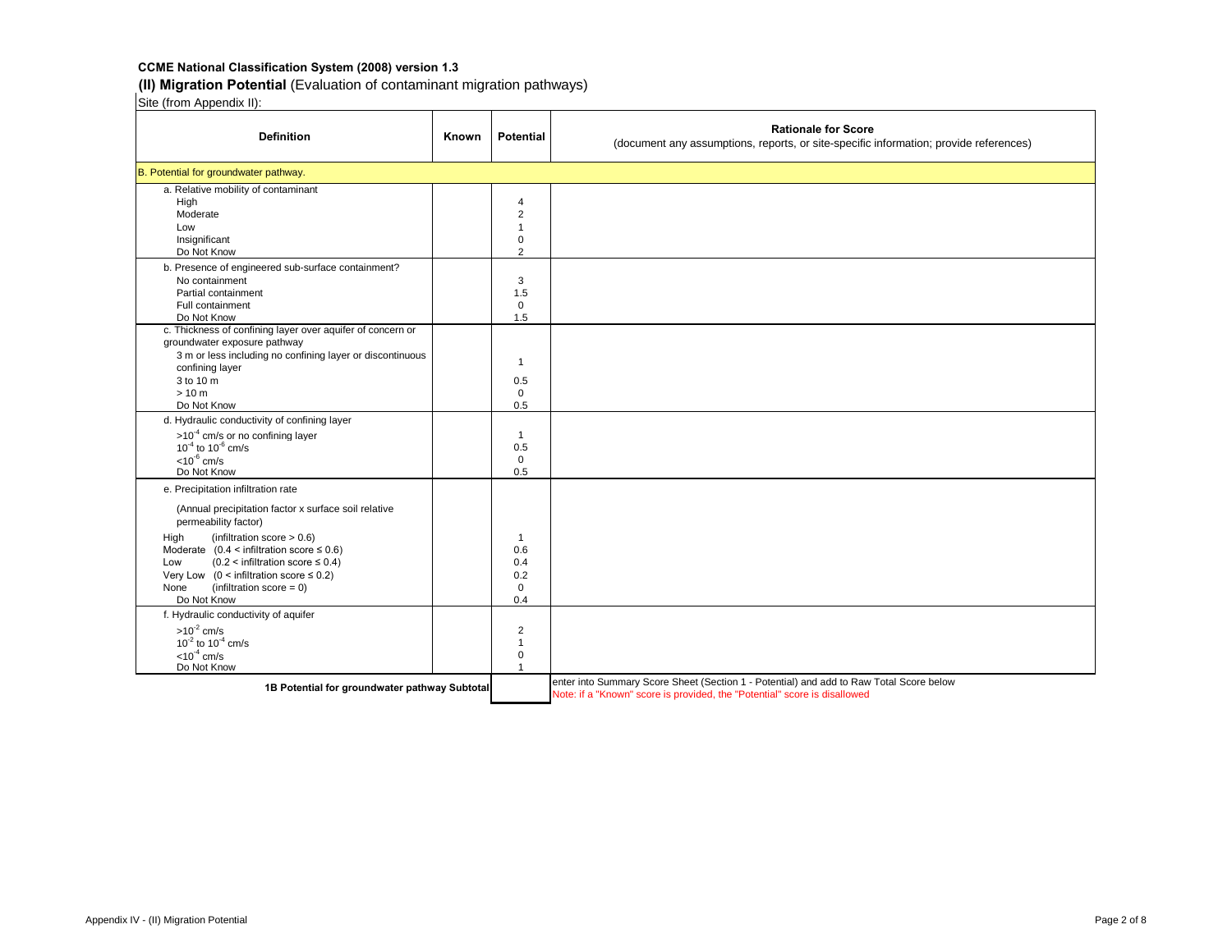**CCME National Classification System (2008) version 1.3**

## (II) Migration Potential (Evaluation of contaminant migration pathways)

Site (from Appendix II):

| Definition | Known | Potential | Rationale for Score (document any assumptions, reports, or site-specific information; provide references) |
|---|---|---|---|
| B. Potential for groundwater pathway. | | | |
| a. Relative mobility of contaminant | | | |
| High | | 4 | |
| Moderate | | 2 | |
| Low | | 1 | |
| Insignificant | | 0 | |
| Do Not Know | | 2 | |
| b. Presence of engineered sub-surface containment? | | | |
| No containment | | 3 | |
| Partial containment | | 1.5 | |
| Full containment | | 0 | |
| Do Not Know | | 1.5 | |
| c. Thickness of confining layer over aquifer of concern or groundwater exposure pathway | | | |
| 3 m or less including no confining layer or discontinuous confining layer | | 1 | |
| 3 to 10 m | | 0.5 | |
| > 10 m | | 0 | |
| Do Not Know | | 0.5 | |
| d. Hydraulic conductivity of confining layer | | | |
| $>10^{-4}$ cm/s or no confining layer | | 1 | |
| $10^{-4}$ to $10^{-6}$ cm/s | | 0.5 | |
| $<10^{-6}$ cm/s | | 0 | |
| Do Not Know | | 0.5 | |
| e. Precipitation infiltration rate (Annual precipitation factor x surface soil relative permeability factor) | | | |
| High (infiltration score > 0.6) | | 1 | |
| Moderate (0.4 < infiltration score ≤ 0.6) | | 0.6 | |
| Low (0.2 < infiltration score ≤ 0.4) | | 0.4 | |
| Very Low (0 < infiltration score ≤ 0.2) | | 0.2 | |
| None (infiltration score = 0) | | 0 | |
| Do Not Know | | 0.4 | |
| f. Hydraulic conductivity of aquifer | | | |
| $>10^{-2}$ cm/s | | 2 | |
| $10^{-2}$ to $10^{-4}$ cm/s | | 1 | |
| $<10^{-4}$ cm/s | | 0 | |
| Do Not Know | | 1 | |
| **1B Potential for groundwater pathway Subtotal** | | | enter into Summary Score Sheet (Section 1 - Potential) and add to Raw Total Score below. Note: if a "Known" score is provided, the "Potential" score is disallowed |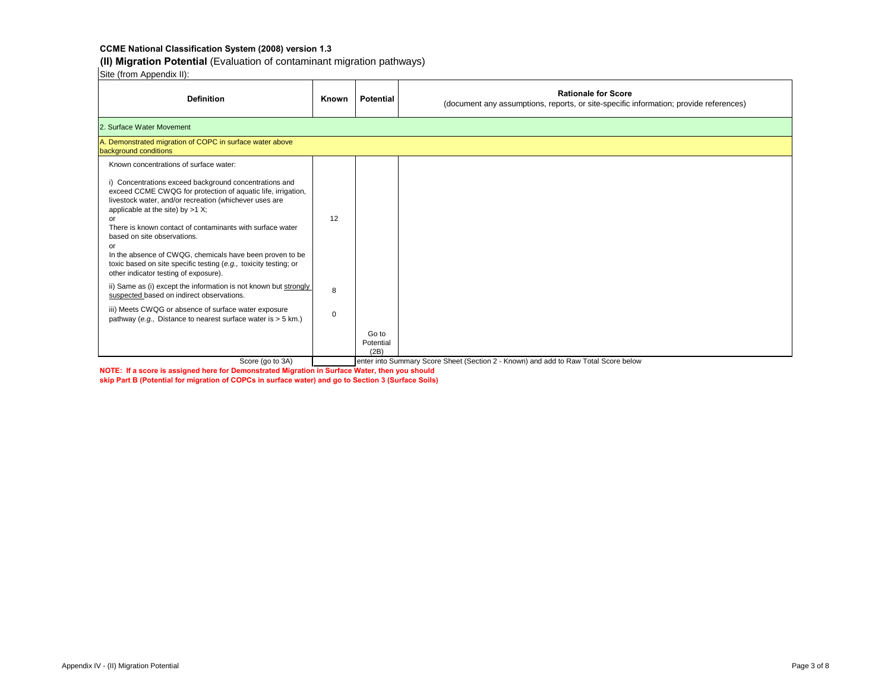**CCME National Classification System (2008) version 1.3**

**(II) Migration Potential** (Evaluation of contaminant migration pathways)

Site (from Appendix II):

| Definition | Known | Potential | Rationale for Score (document any assumptions, reports, or site-specific information; provide references) |
|---|---|---|---|
| 2. Surface Water Movement | | | |
| A. Demonstrated migration of COPC in surface water above background conditions | | | |
| Known concentrations of surface water: | | | |
| i) Concentrations exceed background concentrations and exceed CCME CWQG for protection of aquatic life, irrigation, livestock water, and/or recreation (whichever uses are applicable at the site) by >1 X; or There is known contact of contaminants with surface water based on site observations. or In the absence of CWQG, chemicals have been proven to be toxic based on site specific testing (*e.g.,* toxicity testing; or other indicator testing of exposure). | 12 | | |
| ii) Same as (i) except the information is not known but <u>strongly suspected</u> based on indirect observations. | 8 | | |
| iii) Meets CWQG or absence of surface water exposure pathway (*e.g.,* Distance to nearest surface water is > 5 km.) | 0 | | |
| | | Go to Potential (2B) | |
| Score (go to 3A) | | | enter into Summary Score Sheet (Section 2 - Known) and add to Raw Total Score below |

**NOTE: If a score is assigned here for Demonstrated Migration in Surface Water, then you should skip Part B (Potential for migration of COPCs in surface water) and go to Section 3 (Surface Soils)**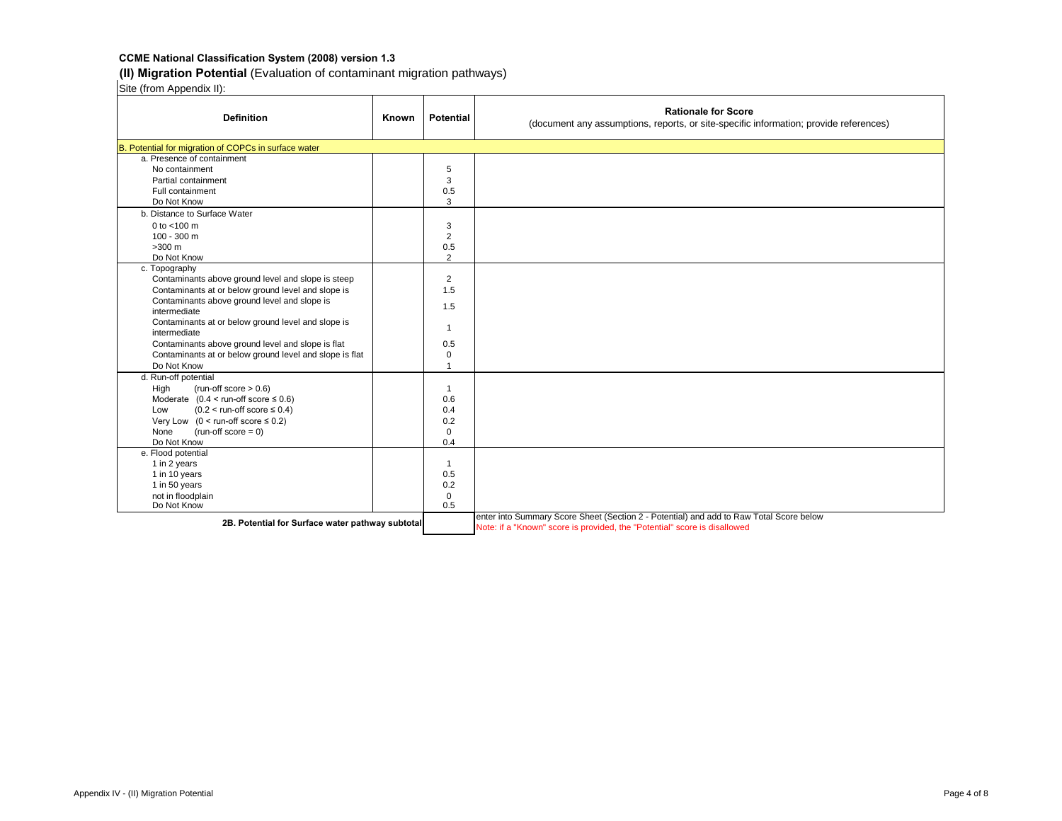**CCME National Classification System (2008) version 1.3**

**(II) Migration Potential** (Evaluation of contaminant migration pathways)

Site (from Appendix II):

| Definition | Known | Potential | Rationale for Score (document any assumptions, reports, or site-specific information; provide references) |
|---|---|---|---|
| B. Potential for migration of COPCs in surface water | | | |
| a. Presence of containment | | | |
| No containment | | 5 | |
| Partial containment | | 3 | |
| Full containment | | 0.5 | |
| Do Not Know | | 3 | |
| b. Distance to Surface Water | | | |
| 0 to <100 m | | 3 | |
| 100 - 300 m | | 2 | |
| >300 m | | 0.5 | |
| Do Not Know | | 2 | |
| c. Topography | | | |
| Contaminants above ground level and slope is steep | | 2 | |
| Contaminants at or below ground level and slope is | | 1.5 | |
| Contaminants above ground level and slope is intermediate | | 1.5 | |
| Contaminants at or below ground level and slope is intermediate | | 1 | |
| Contaminants above ground level and slope is flat | | 0.5 | |
| Contaminants at or below ground level and slope is flat | | 0 | |
| Do Not Know | | 1 | |
| d. Run-off potential | | | |
| High (run-off score > 0.6) | | 1 | |
| Moderate (0.4 < run-off score ≤ 0.6) | | 0.6 | |
| Low (0.2 < run-off score ≤ 0.4) | | 0.4 | |
| Very Low (0 < run-off score ≤ 0.2) | | 0.2 | |
| None (run-off score = 0) | | 0 | |
| Do Not Know | | 0.4 | |
| e. Flood potential | | | |
| 1 in 2 years | | 1 | |
| 1 in 10 years | | 0.5 | |
| 1 in 50 years | | 0.2 | |
| not in floodplain | | 0 | |
| Do Not Know | | 0.5 | |
| **2B. Potential for Surface water pathway subtotal** | | | enter into Summary Score Sheet (Section 2 - Potential) and add to Raw Total Score below<br>Note: if a "Known" score is provided, the "Potential" score is disallowed |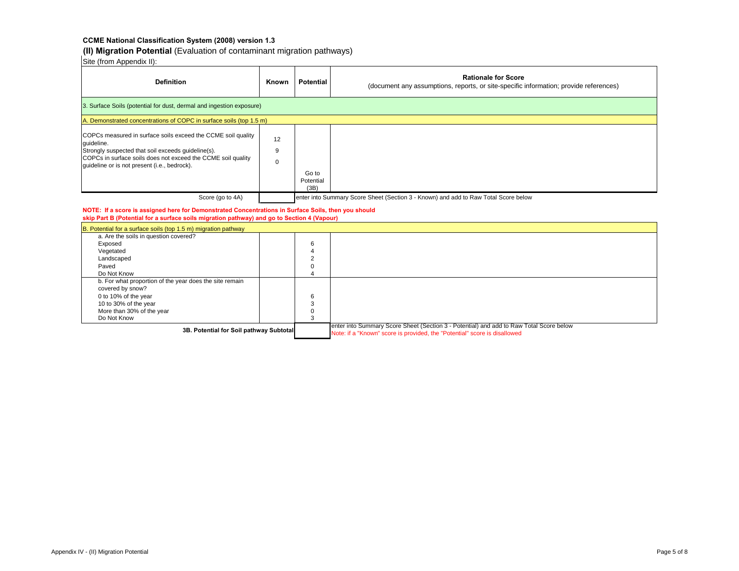**CCME National Classification System (2008) version 1.3**

## (II) Migration Potential (Evaluation of contaminant migration pathways)

Site (from Appendix II):

| Definition | Known | Potential | Rationale for Score (document any assumptions, reports, or site-specific information; provide references) |
|---|---|---|---|
| 3. Surface Soils (potential for dust, dermal and ingestion exposure) | | | |
| A. Demonstrated concentrations of COPC in surface soils (top 1.5 m) | | | |
| COPCs measured in surface soils exceed the CCME soil quality guideline. | 12 | | |
| Strongly suspected that soil exceeds guideline(s). | 9 | | |
| COPCs in surface soils does not exceed the CCME soil quality guideline or is not present (i.e., bedrock). | 0 | Go to Potential (3B) | |
| Score (go to 4A) | | | enter into Summary Score Sheet (Section 3 - Known) and add to Raw Total Score below |

**NOTE: If a score is assigned here for Demonstrated Concentrations in Surface Soils, then you should skip Part B (Potential for a surface soils migration pathway) and go to Section 4 (Vapour)**

| Definition | Known | Potential | Rationale for Score |
|---|---|---|---|
| B. Potential for a surface soils (top 1.5 m) migration pathway | | | |
| a. Are the soils in question covered? | | | |
| Exposed | | 6 | |
| Vegetated | | 4 | |
| Landscaped | | 2 | |
| Paved | | 0 | |
| Do Not Know | | 4 | |
| b. For what proportion of the year does the site remain covered by snow? | | | |
| 0 to 10% of the year | | 6 | |
| 10 to 30% of the year | | 3 | |
| More than 30% of the year | | 0 | |
| Do Not Know | | 3 | |
| **3B. Potential for Soil pathway Subtotal** | | | enter into Summary Score Sheet (Section 3 - Potential) and add to Raw Total Score below<br>Note: if a "Known" score is provided, the "Potential" score is disallowed |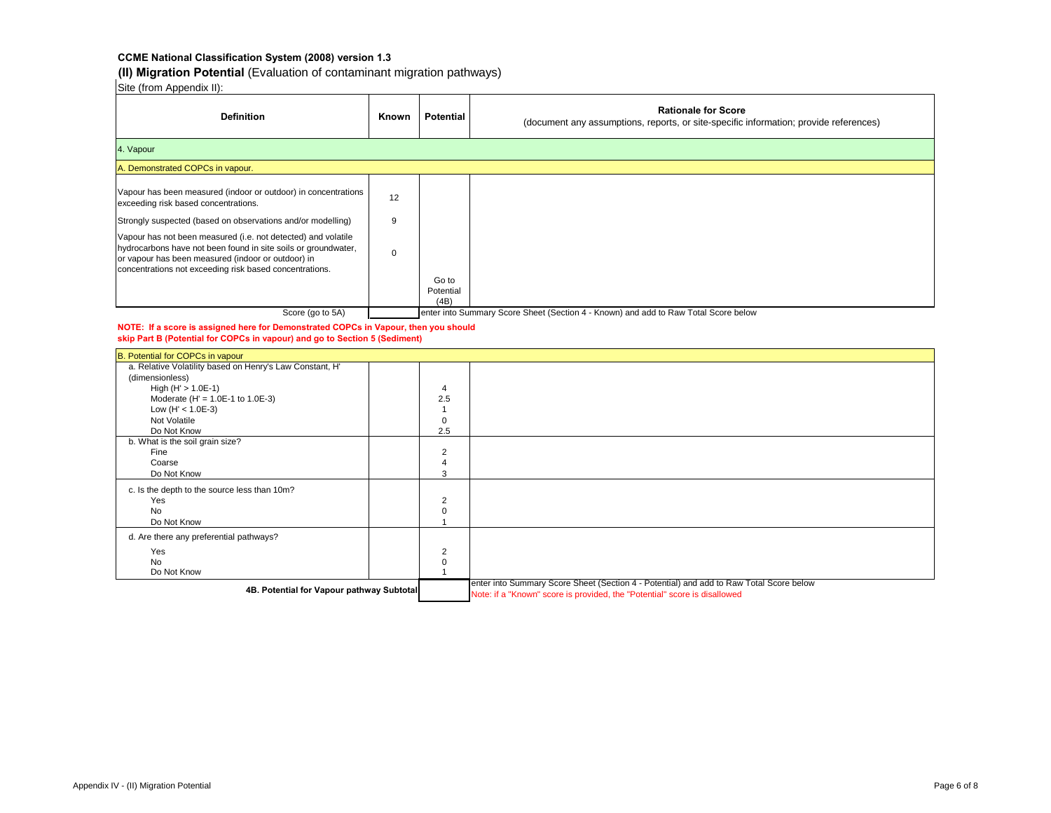**CCME National Classification System (2008) version 1.3**

## (II) Migration Potential (Evaluation of contaminant migration pathways)

Site (from Appendix II):

| Definition | Known | Potential | Rationale for Score (document any assumptions, reports, or site-specific information; provide references) |
|---|---|---|---|
| **4. Vapour** | | | |
| **A. Demonstrated COPCs in vapour.** | | | |
| Vapour has been measured (indoor or outdoor) in concentrations exceeding risk based concentrations. | 12 | | |
| Strongly suspected (based on observations and/or modelling) | 9 | | |
| Vapour has not been measured (i.e. not detected) and volatile hydrocarbons have not been found in site soils or groundwater, or vapour has been measured (indoor or outdoor) in concentrations not exceeding risk based concentrations. | 0 | | |
| | | Go to Potential (4B) | |
| Score (go to 5A) | | | enter into Summary Score Sheet (Section 4 - Known) and add to Raw Total Score below |

**NOTE: If a score is assigned here for Demonstrated COPCs in Vapour, then you should skip Part B (Potential for COPCs in vapour) and go to Section 5 (Sediment)**

| Definition | Known | Potential | Rationale for Score |
|---|---|---|---|
| **B. Potential for COPCs in vapour** | | | |
| a. Relative Volatility based on Henry's Law Constant, H' (dimensionless) | | | |
| High (H' > 1.0E-1) | | 4 | |
| Moderate (H' = 1.0E-1 to 1.0E-3) | | 2.5 | |
| Low (H' < 1.0E-3) | | 1 | |
| Not Volatile | | 0 | |
| Do Not Know | | 2.5 | |
| b. What is the soil grain size? | | | |
| Fine | | 2 | |
| Coarse | | 4 | |
| Do Not Know | | 3 | |
| c. Is the depth to the source less than 10m? | | | |
| Yes | | 2 | |
| No | | 0 | |
| Do Not Know | | 1 | |
| d. Are there any preferential pathways? | | | |
| Yes | | 2 | |
| No | | 0 | |
| Do Not Know | | 1 | |
| **4B. Potential for Vapour pathway Subtotal** | | | enter into Summary Score Sheet (Section 4 - Potential) and add to Raw Total Score below<br>Note: if a "Known" score is provided, the "Potential" score is disallowed |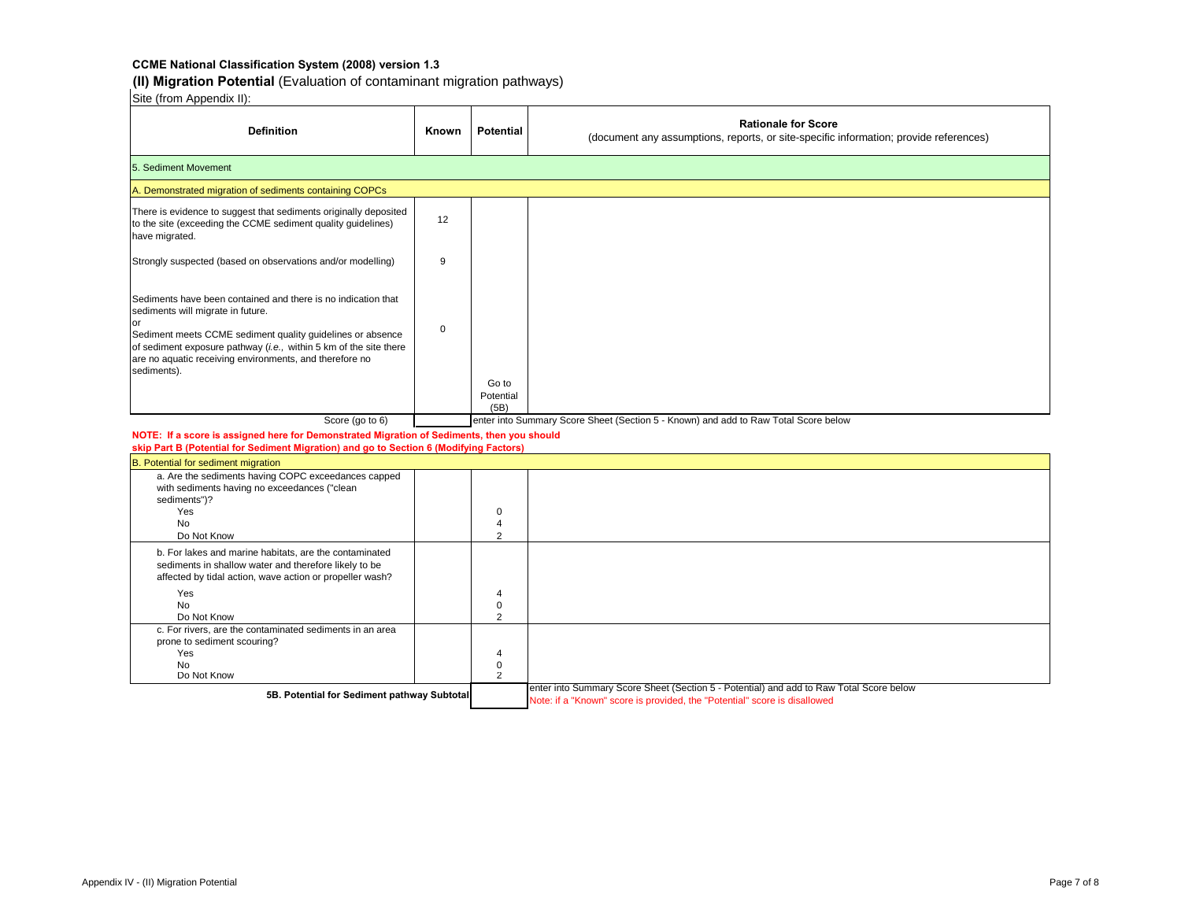**CCME National Classification System (2008) version 1.3**

**(II) Migration Potential** (Evaluation of contaminant migration pathways)

Site (from Appendix II):

| Definition | Known | Potential | Rationale for Score<br>(document any assumptions, reports, or site-specific information; provide references) |
|---|---|---|---|
| 5. Sediment Movement | | | |
| A. Demonstrated migration of sediments containing COPCs | | | |
| There is evidence to suggest that sediments originally deposited to the site (exceeding the CCME sediment quality guidelines) have migrated. | 12 | | |
| Strongly suspected (based on observations and/or modelling) | 9 | | |
| Sediments have been contained and there is no indication that sediments will migrate in future.<br>or<br>Sediment meets CCME sediment quality guidelines or absence of sediment exposure pathway (*i.e.,* within 5 km of the site there are no aquatic receiving environments, and therefore no sediments). | 0 | | |
| | | Go to Potential (5B) | |
| Score (go to 6) | | | enter into Summary Score Sheet (Section 5 - Known) and add to Raw Total Score below |

**NOTE: If a score is assigned here for Demonstrated Migration of Sediments, then you should skip Part B (Potential for Sediment Migration) and go to Section 6 (Modifying Factors)**

| Definition | Known | Potential | Rationale for Score |
|---|---|---|---|
| B. Potential for sediment migration | | | |
| a. Are the sediments having COPC exceedances capped with sediments having no exceedances ("clean sediments")?<br>Yes<br>No<br>Do Not Know | | <br><br><br>0<br>4<br>2 | |
| b. For lakes and marine habitats, are the contaminated sediments in shallow water and therefore likely to be affected by tidal action, wave action or propeller wash?<br>Yes<br>No<br>Do Not Know | | <br><br><br>4<br>0<br>2 | |
| c. For rivers, are the contaminated sediments in an area prone to sediment scouring?<br>Yes<br>No<br>Do Not Know | | <br><br>4<br>0<br>2 | |
| **5B. Potential for Sediment pathway Subtotal** | | | enter into Summary Score Sheet (Section 5 - Potential) and add to Raw Total Score below<br>Note: if a "Known" score is provided, the "Potential" score is disallowed |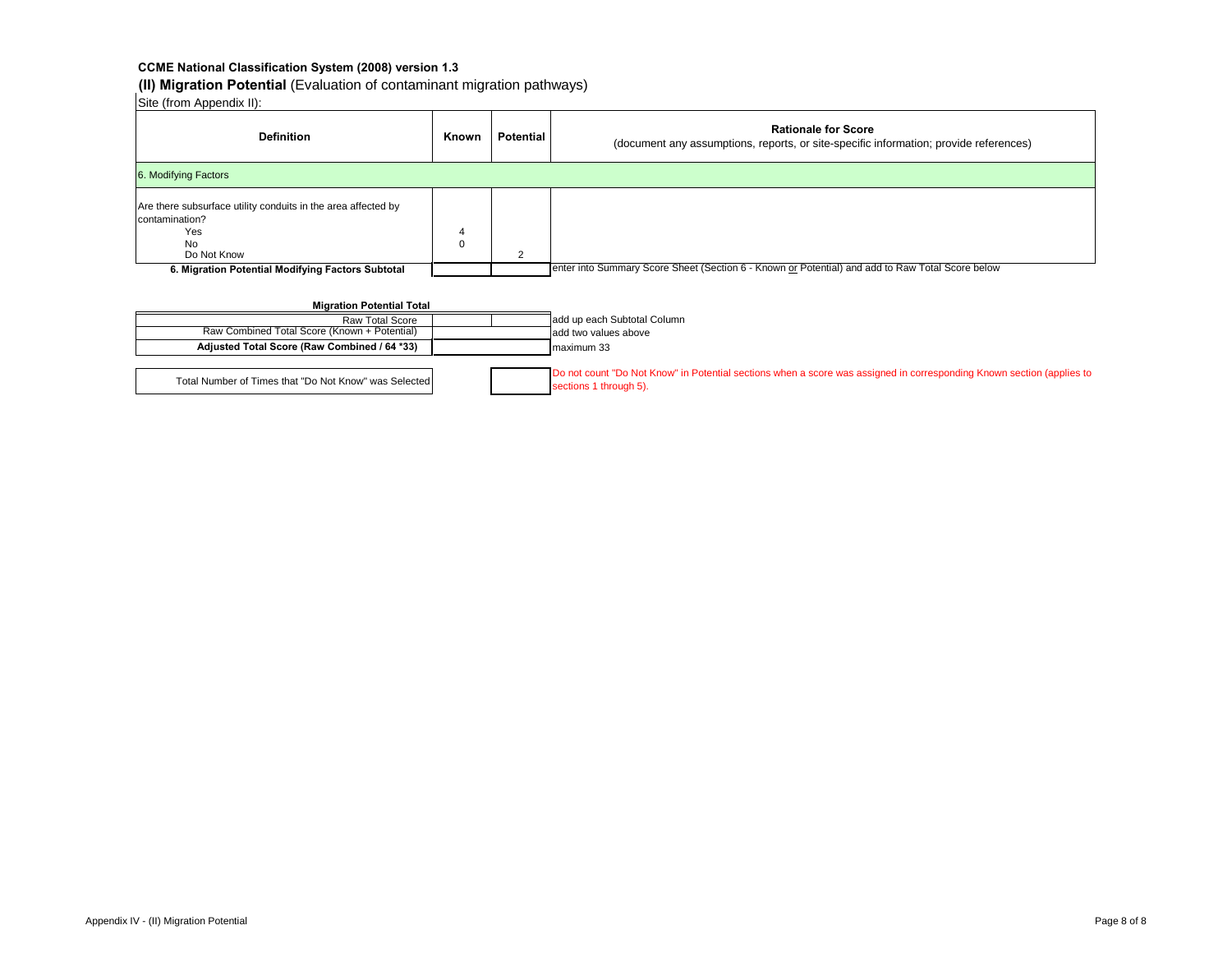**CCME National Classification System (2008) version 1.3**

**(II) Migration Potential** (Evaluation of contaminant migration pathways)

Site (from Appendix II):

| Definition | Known | Potential | Rationale for Score (document any assumptions, reports, or site-specific information; provide references) |
|---|---|---|---|
| 6. Modifying Factors | | | |
| Are there subsurface utility conduits in the area affected by contamination?<br>Yes<br>No<br>Do Not Know | <br><br>4<br>0 | <br><br><br><br>2 | |
| **6. Migration Potential Modifying Factors Subtotal** | | | enter into Summary Score Sheet (Section 6 - Known <u>or</u> Potential) and add to Raw Total Score below |

**Migration Potential Total**

| | Known | Potential | |
|---|---|---|---|
| Raw Total Score | | | add up each Subtotal Column |
| Raw Combined Total Score (Known + Potential) | | | add two values above |
| **Adjusted Total Score (Raw Combined / 64 *33)** | | | maximum 33 |

| | | |
|---|---|---|
| Total Number of Times that "Do Not Know" was Selected | | Do not count "Do Not Know" in Potential sections when a score was assigned in corresponding Known section (applies to sections 1 through 5). |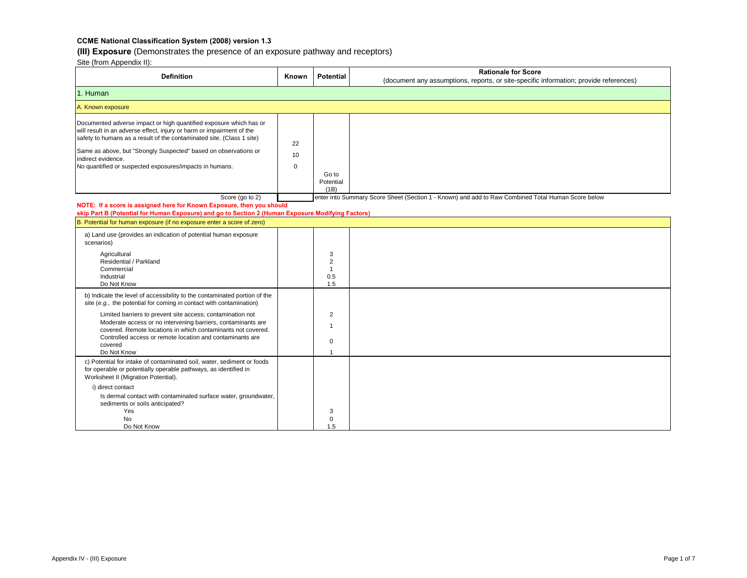**CCME National Classification System (2008) version 1.3**

**(III) Exposure** (Demonstrates the presence of an exposure pathway and receptors)

Site (from Appendix II):

| Definition | Known | Potential | Rationale for Score (document any assumptions, reports, or site-specific information; provide references) |
|---|---|---|---|
| 1. Human | | | |
| A. Known exposure | | | |
| Documented adverse impact or high quantified exposure which has or will result in an adverse effect, injury or harm or impairment of the safety to humans as a result of the contaminated site. (Class 1 site) | 22 | | |
| Same as above, but "Strongly Suspected" based on observations or indirect evidence. | 10 | | |
| No quantified or suspected exposures/impacts in humans. | 0 | Go to Potential (1B) | |
| Score (go to 2) | | | enter into Summary Score Sheet (Section 1 - Known) and add to Raw Combined Total Human Score below |

**NOTE: If a score is assigned here for Known Exposure, then you should skip Part B (Potential for Human Exposure) and go to Section 2 (Human Exposure Modifying Factors)**

| Definition | Known | Potential | Rationale for Score |
|---|---|---|---|
| B. Potential for human exposure (if no exposure enter a score of zero) | | | |
| a) Land use (provides an indication of potential human exposure scenarios) | | | |
| Agricultural | | 3 | |
| Residential / Parkland | | 2 | |
| Commercial | | 1 | |
| Industrial | | 0.5 | |
| Do Not Know | | 1.5 | |
| b) Indicate the level of accessibility to the contaminated portion of the site (*e.g.,* the potential for coming in contact with contamination) | | | |
| Limited barriers to prevent site access; contamination not | | 2 | |
| Moderate access or no intervening barriers, contaminants are covered. Remote locations in which contaminants not covered. | | 1 | |
| Controlled access or remote location and contaminants are covered | | 0 | |
| Do Not Know | | 1 | |
| c) Potential for intake of contaminated soil, water, sediment or foods for operable or potentially operable pathways, as identified in Worksheet II (Migration Potential). | | | |
| i) direct contact | | | |
| Is dermal contact with contaminated surface water, groundwater, sediments or soils anticipated? | | | |
| Yes | | 3 | |
| No | | 0 | |
| Do Not Know | | 1.5 | |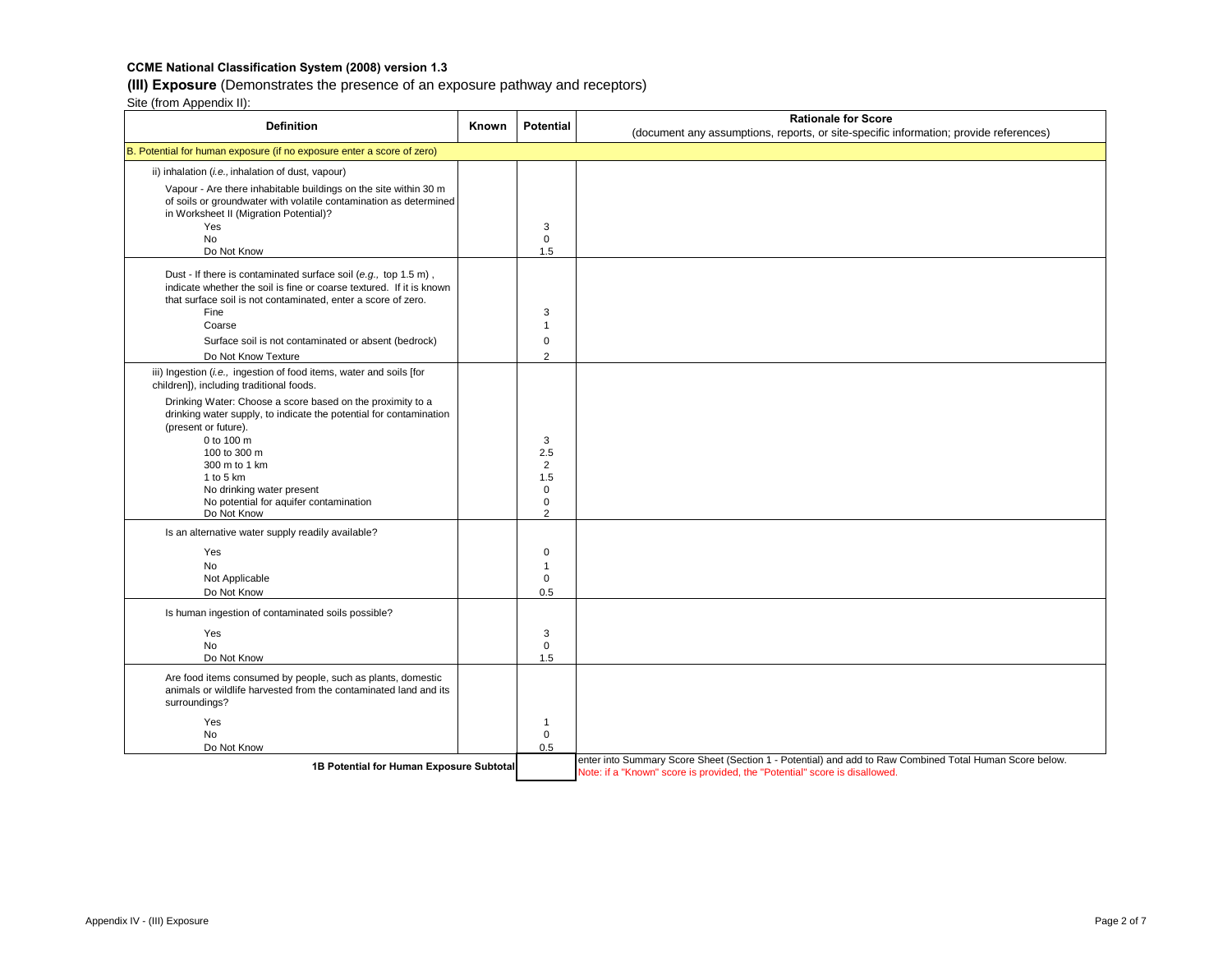**CCME National Classification System (2008) version 1.3**

**(III) Exposure** (Demonstrates the presence of an exposure pathway and receptors)

Site (from Appendix II):

| Definition | Known | Potential | Rationale for Score<br>(document any assumptions, reports, or site-specific information; provide references) |
|---|---|---|---|
| B. Potential for human exposure (if no exposure enter a score of zero) | | | |
| ii) inhalation (*i.e.,* inhalation of dust, vapour)<br><br>Vapour - Are there inhabitable buildings on the site within 30 m of soils or groundwater with volatile contamination as determined in Worksheet II (Migration Potential)?<br>Yes<br>No<br>Do Not Know | | <br><br><br><br>3<br>0<br>1.5 | |
| Dust - If there is contaminated surface soil (*e.g.,* top 1.5 m), indicate whether the soil is fine or coarse textured. If it is known that surface soil is not contaminated, enter a score of zero.<br>Fine<br>Coarse<br>Surface soil is not contaminated or absent (bedrock)<br>Do Not Know Texture | | <br><br><br>3<br>1<br>0<br>2 | |
| iii) Ingestion (*i.e.,* ingestion of food items, water and soils [for children]), including traditional foods.<br><br>Drinking Water: Choose a score based on the proximity to a drinking water supply, to indicate the potential for contamination (present or future).<br>0 to 100 m<br>100 to 300 m<br>300 m to 1 km<br>1 to 5 km<br>No drinking water present<br>No potential for aquifer contamination<br>Do Not Know | | <br><br><br><br><br>3<br>2.5<br>2<br>1.5<br>0<br>0<br>2 | |
| Is an alternative water supply readily available?<br>Yes<br>No<br>Not Applicable<br>Do Not Know | | <br>0<br>1<br>0<br>0.5 | |
| Is human ingestion of contaminated soils possible?<br>Yes<br>No<br>Do Not Know | | <br>3<br>0<br>1.5 | |
| Are food items consumed by people, such as plants, domestic animals or wildlife harvested from the contaminated land and its surroundings?<br>Yes<br>No<br>Do Not Know | | <br><br><br>1<br>0<br>0.5 | |
| **1B Potential for Human Exposure Subtotal** | | | enter into Summary Score Sheet (Section 1 - Potential) and add to Raw Combined Total Human Score below.<br>Note: if a "Known" score is provided, the "Potential" score is disallowed. |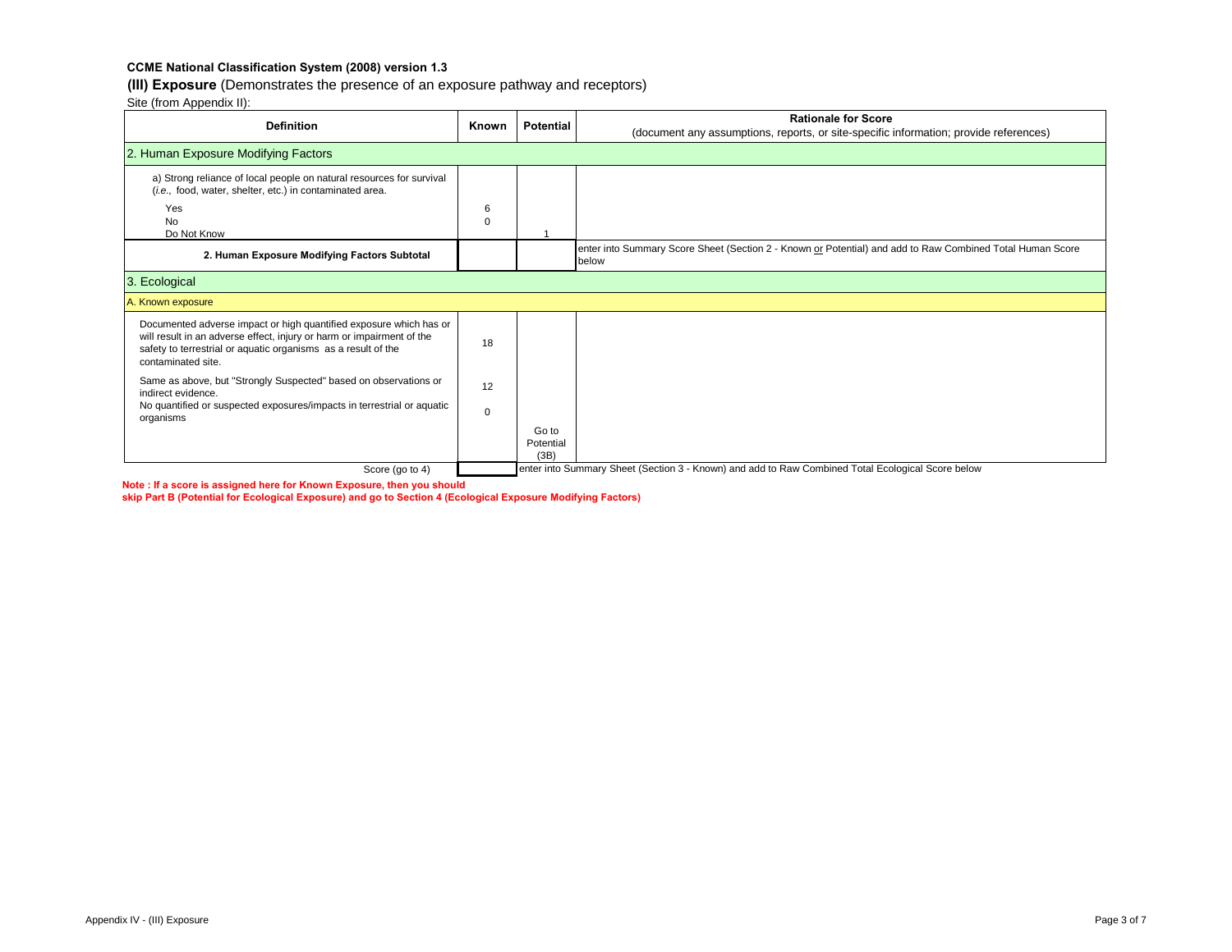**CCME National Classification System (2008) version 1.3**

**(III) Exposure** (Demonstrates the presence of an exposure pathway and receptors)

Site (from Appendix II):

| Definition | Known | Potential | Rationale for Score (document any assumptions, reports, or site-specific information; provide references) |
|---|---|---|---|
| **2. Human Exposure Modifying Factors** | | | |
| a) Strong reliance of local people on natural resources for survival (*i.e.,* food, water, shelter, etc.) in contaminated area. | | | |
| Yes | 6 | | |
| No | 0 | | |
| Do Not Know | | 1 | |
| **2. Human Exposure Modifying Factors Subtotal** | | | enter into Summary Score Sheet (Section 2 - Known or Potential) and add to Raw Combined Total Human Score below |
| **3. Ecological** | | | |
| A. Known exposure | | | |
| Documented adverse impact or high quantified exposure which has or will result in an adverse effect, injury or harm or impairment of the safety to terrestrial or aquatic organisms as a result of the contaminated site. | 18 | | |
| Same as above, but "Strongly Suspected" based on observations or indirect evidence. | 12 | | |
| No quantified or suspected exposures/impacts in terrestrial or aquatic organisms | 0 | Go to Potential (3B) | |
| Score (go to 4) | | | enter into Summary Score Sheet (Section 3 - Known) and add to Raw Combined Total Ecological Score below |

**Note : If a score is assigned here for Known Exposure, then you should skip Part B (Potential for Ecological Exposure) and go to Section 4 (Ecological Exposure Modifying Factors)**

Appendix IV - (III) Exposure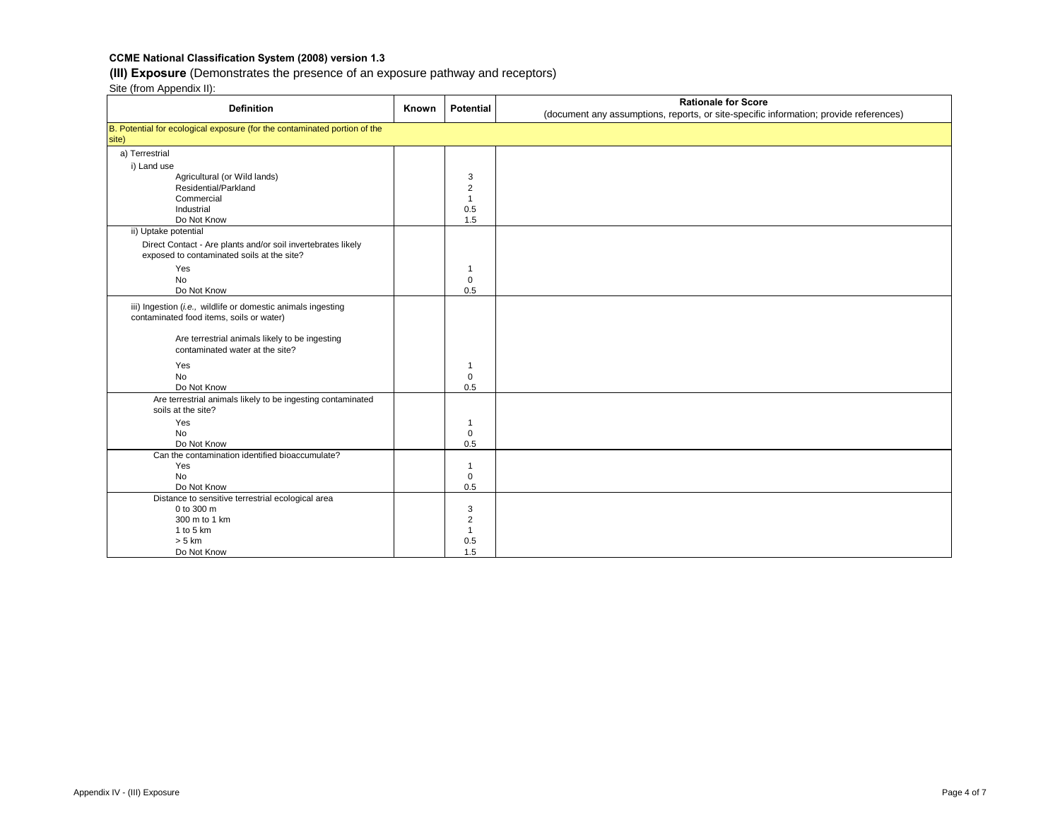**CCME National Classification System (2008) version 1.3**

**(III) Exposure** (Demonstrates the presence of an exposure pathway and receptors)

Site (from Appendix II):

| Definition | Known | Potential | Rationale for Score (document any assumptions, reports, or site-specific information; provide references) |
|---|---|---|---|
| B. Potential for ecological exposure (for the contaminated portion of the site) | | | |
| a) Terrestrial | | | |
| i) Land use | | | |
| Agricultural (or Wild lands) | | 3 | |
| Residential/Parkland | | 2 | |
| Commercial | | 1 | |
| Industrial | | 0.5 | |
| Do Not Know | | 1.5 | |
| ii) Uptake potential | | | |
| Direct Contact - Are plants and/or soil invertebrates likely exposed to contaminated soils at the site? | | | |
| Yes | | 1 | |
| No | | 0 | |
| Do Not Know | | 0.5 | |
| iii) Ingestion (*i.e.,* wildlife or domestic animals ingesting contaminated food items, soils or water) | | | |
| Are terrestrial animals likely to be ingesting contaminated water at the site? | | | |
| Yes | | 1 | |
| No | | 0 | |
| Do Not Know | | 0.5 | |
| Are terrestrial animals likely to be ingesting contaminated soils at the site? | | | |
| Yes | | 1 | |
| No | | 0 | |
| Do Not Know | | 0.5 | |
| Can the contamination identified bioaccumulate? | | | |
| Yes | | 1 | |
| No | | 0 | |
| Do Not Know | | 0.5 | |
| Distance to sensitive terrestrial ecological area | | | |
| 0 to 300 m | | 3 | |
| 300 m to 1 km | | 2 | |
| 1 to 5 km | | 1 | |
| > 5 km | | 0.5 | |
| Do Not Know | | 1.5 | |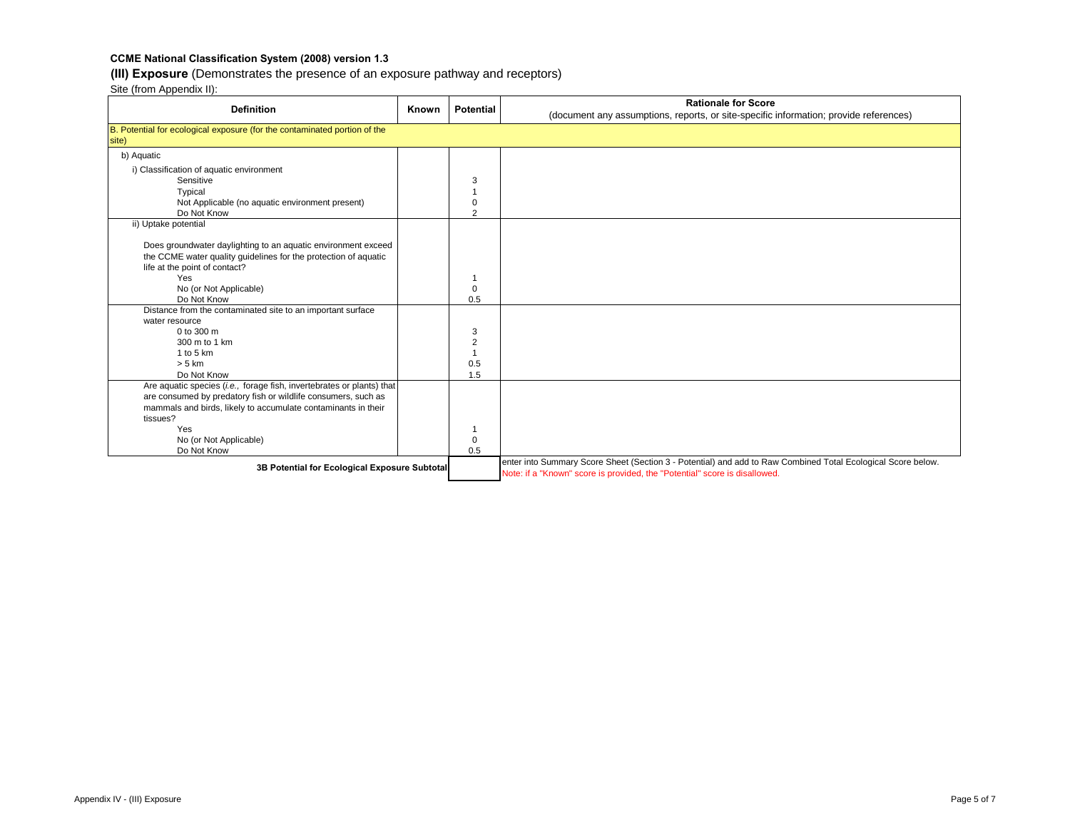**CCME National Classification System (2008) version 1.3**

**(III) Exposure** (Demonstrates the presence of an exposure pathway and receptors)

Site (from Appendix II):

| Definition | Known | Potential | Rationale for Score (document any assumptions, reports, or site-specific information; provide references) |
|---|---|---|---|
| B. Potential for ecological exposure (for the contaminated portion of the site) | | | |
| b) Aquatic | | | |
| i) Classification of aquatic environment<br>Sensitive<br>Typical<br>Not Applicable (no aquatic environment present)<br>Do Not Know | | <br>3<br>1<br>0<br>2 | |
| ii) Uptake potential<br><br>Does groundwater daylighting to an aquatic environment exceed the CCME water quality guidelines for the protection of aquatic life at the point of contact?<br>Yes<br>No (or Not Applicable)<br>Do Not Know | | <br><br><br>1<br>0<br>0.5 | |
| Distance from the contaminated site to an important surface water resource<br>0 to 300 m<br>300 m to 1 km<br>1 to 5 km<br>> 5 km<br>Do Not Know | | <br>3<br>2<br>1<br>0.5<br>1.5 | |
| Are aquatic species (*i.e.,* forage fish, invertebrates or plants) that are consumed by predatory fish or wildlife consumers, such as mammals and birds, likely to accumulate contaminants in their tissues?<br>Yes<br>No (or Not Applicable)<br>Do Not Know | | <br>1<br>0<br>0.5 | |
| **3B Potential for Ecological Exposure Subtotal** | | | enter into Summary Score Sheet (Section 3 - Potential) and add to Raw Combined Total Ecological Score below.<br>Note: if a "Known" score is provided, the "Potential" score is disallowed. |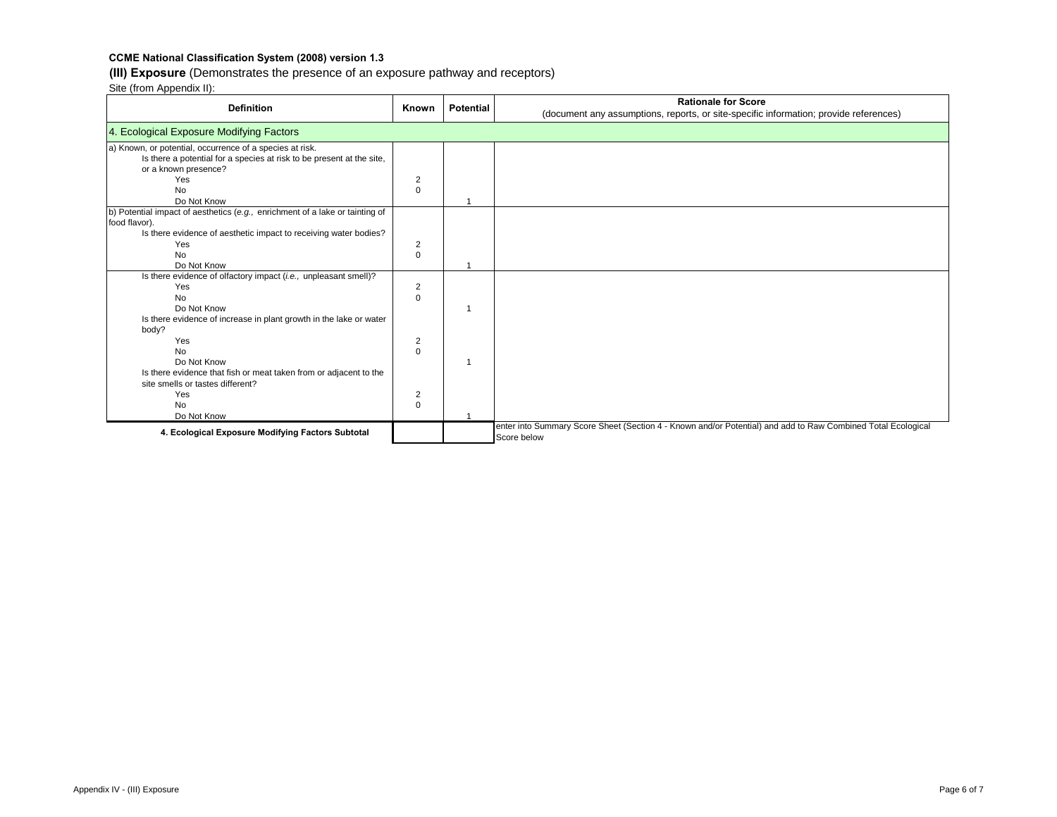**CCME National Classification System (2008) version 1.3**

**(III) Exposure** (Demonstrates the presence of an exposure pathway and receptors)

Site (from Appendix II):

| Definition | Known | Potential | Rationale for Score (document any assumptions, reports, or site-specific information; provide references) |
|---|---|---|---|
| 4. Ecological Exposure Modifying Factors | | | |
| a) Known, or potential, occurrence of a species at risk. | | | |
| Is there a potential for a species at risk to be present at the site, or a known presence? | | | |
| Yes | 2 | | |
| No | 0 | | |
| Do Not Know | | 1 | |
| b) Potential impact of aesthetics (*e.g.,* enrichment of a lake or tainting of food flavor). | | | |
| Is there evidence of aesthetic impact to receiving water bodies? | | | |
| Yes | 2 | | |
| No | 0 | | |
| Do Not Know | | 1 | |
| Is there evidence of olfactory impact (*i.e.,* unpleasant smell)? | | | |
| Yes | 2 | | |
| No | 0 | | |
| Do Not Know | | 1 | |
| Is there evidence of increase in plant growth in the lake or water body? | | | |
| Yes | 2 | | |
| No | 0 | | |
| Do Not Know | | 1 | |
| Is there evidence that fish or meat taken from or adjacent to the site smells or tastes different? | | | |
| Yes | 2 | | |
| No | 0 | | |
| Do Not Know | | 1 | |
| **4. Ecological Exposure Modifying Factors Subtotal** | | | enter into Summary Score Sheet (Section 4 - Known and/or Potential) and add to Raw Combined Total Ecological Score below |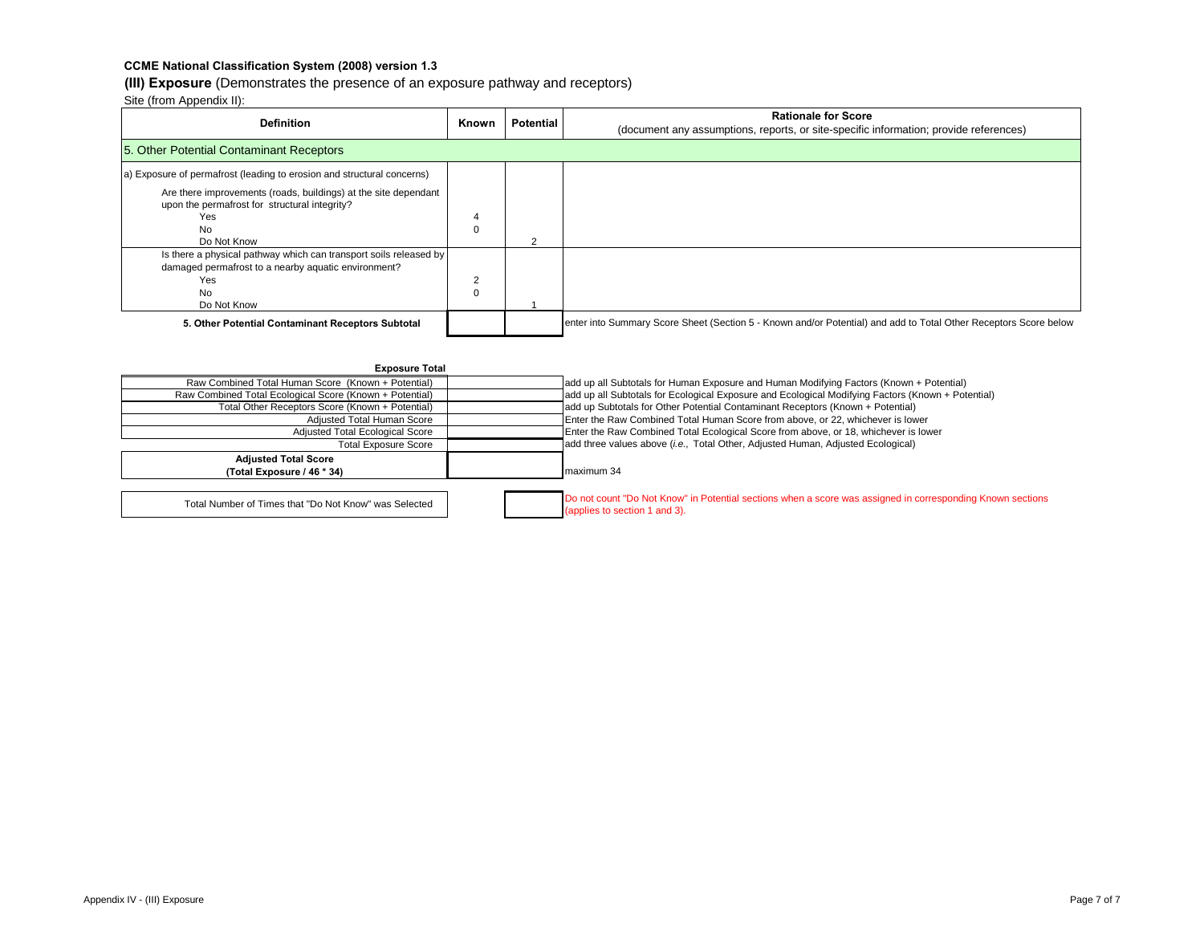**CCME National Classification System (2008) version 1.3**

**(III) Exposure** (Demonstrates the presence of an exposure pathway and receptors)

Site (from Appendix II):

| Definition | Known | Potential | Rationale for Score<br>(document any assumptions, reports, or site-specific information; provide references) |
|---|---|---|---|
| 5. Other Potential Contaminant Receptors | | | |
| a) Exposure of permafrost (leading to erosion and structural concerns)<br><br>Are there improvements (roads, buildings) at the site dependant upon the permafrost for structural integrity?<br>Yes<br>No<br>Do Not Know | <br><br><br><br>4<br>0<br> | <br><br><br><br><br><br>2 | |
| Is there a physical pathway which can transport soils released by damaged permafrost to a nearby aquatic environment?<br>Yes<br>No<br>Do Not Know | <br><br>2<br>0<br> | <br><br><br><br>1 | |
| **5. Other Potential Contaminant Receptors Subtotal** | | | enter into Summary Score Sheet (Section 5 - Known and/or Potential) and add to Total Other Receptors Score below |

**Exposure Total**

| | | |
|---|---|---|
| Raw Combined Total Human Score (Known + Potential) | | add up all Subtotals for Human Exposure and Human Modifying Factors (Known + Potential) |
| Raw Combined Total Ecological Score (Known + Potential) | | add up all Subtotals for Ecological Exposure and Ecological Modifying Factors (Known + Potential) |
| Total Other Receptors Score (Known + Potential) | | add up Subtotals for Other Potential Contaminant Receptors (Known + Potential) |
| Adjusted Total Human Score | | Enter the Raw Combined Total Human Score from above, or 22, whichever is lower |
| Adjusted Total Ecological Score | | Enter the Raw Combined Total Ecological Score from above, or 18, whichever is lower |
| Total Exposure Score | | add three values above (*i.e.,* Total Other, Adjusted Human, Adjusted Ecological) |
| **Adjusted Total Score (Total Exposure / 46 * 34)** | | maximum 34 |

| | | |
|---|---|---|
| Total Number of Times that "Do Not Know" was Selected | | Do not count "Do Not Know" in Potential sections when a score was assigned in corresponding Known sections (applies to section 1 and 3). |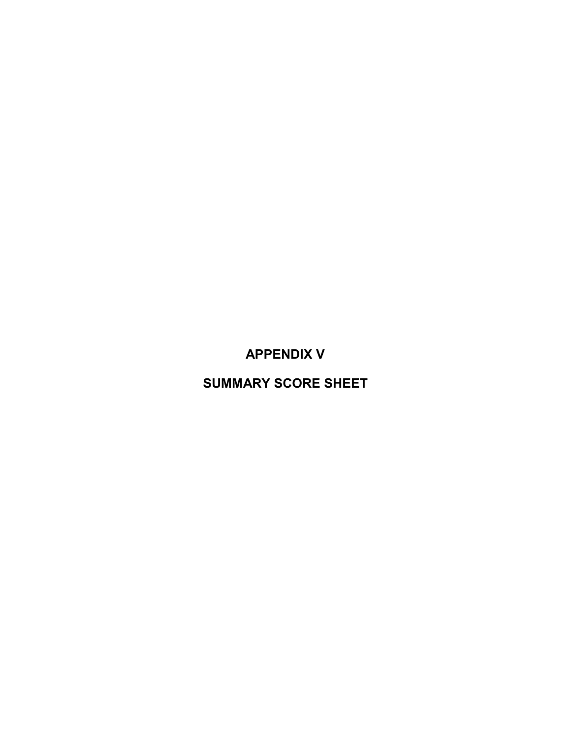# APPENDIX V

# SUMMARY SCORE SHEET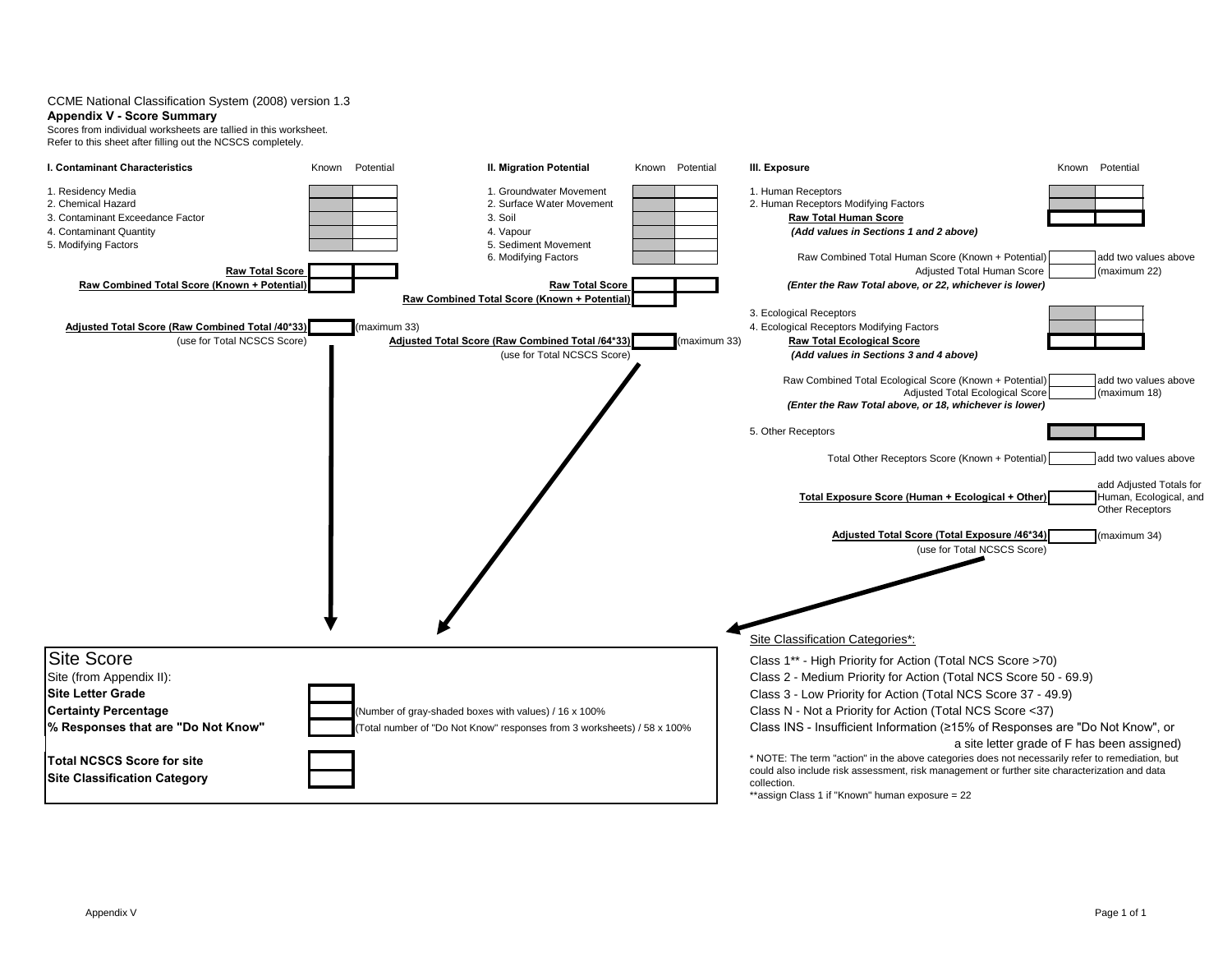CCME National Classification System (2008) version 1.3

## Appendix V - Score Summary

Scores from individual worksheets are tallied in this worksheet.
Refer to this sheet after filling out the NCSCS completely.

### I. Contaminant Characteristics

| I. Contaminant Characteristics | Known | Potential |
| --- | --- | --- |
| 1. Residency Media | | |
| 2. Chemical Hazard | | |
| 3. Contaminant Exceedance Factor | | |
| 4. Contaminant Quantity | | |
| 5. Modifying Factors | | |
| **Raw Total Score** | | |
| **Raw Combined Total Score (Known + Potential)** | | |
| **Adjusted Total Score (Raw Combined Total /40*33)** (use for Total NCSCS Score) | | (maximum 33) |

### II. Migration Potential

| II. Migration Potential | Known | Potential |
| --- | --- | --- |
| 1. Groundwater Movement | | |
| 2. Surface Water Movement | | |
| 3. Soil | | |
| 4. Vapour | | |
| 5. Sediment Movement | | |
| 6. Modifying Factors | | |
| **Raw Total Score** | | |
| **Raw Combined Total Score (Known + Potential)** | | |
| **Adjusted Total Score (Raw Combined Total /64*33)** (use for Total NCSCS Score) | | (maximum 33) |

### III. Exposure

| III. Exposure | Known | Potential | |
| --- | --- | --- | --- |
| 1. Human Receptors | | | |
| 2. Human Receptors Modifying Factors | | | |
| **Raw Total Human Score** *(Add values in Sections 1 and 2 above)* | | | |
| Raw Combined Total Human Score (Known + Potential) | | | add two values above |
| Adjusted Total Human Score *(Enter the Raw Total above, or 22, whichever is lower)* | | | (maximum 22) |
| 3. Ecological Receptors | | | |
| 4. Ecological Receptors Modifying Factors | | | |
| **Raw Total Ecological Score** *(Add values in Sections 3 and 4 above)* | | | |
| Raw Combined Total Ecological Score (Known + Potential) | | | add two values above |
| Adjusted Total Ecological Score *(Enter the Raw Total above, or 18, whichever is lower)* | | | (maximum 18) |
| 5. Other Receptors | | | |
| Total Other Receptors Score (Known + Potential) | | | add two values above |
| **Total Exposure Score (Human + Ecological + Other)** | | | add Adjusted Totals for Human, Ecological, and Other Receptors |
| **Adjusted Total Score (Total Exposure /46*34)** (use for Total NCSCS Score) | | | (maximum 34) |

## Site Score

| | | |
| --- | --- | --- |
| Site (from Appendix II): | | |
| **Site Letter Grade** | | |
| **Certainty Percentage** | | (Number of gray-shaded boxes with values) / 16 x 100% |
| **% Responses that are "Do Not Know"** | | (Total number of "Do Not Know" responses from 3 worksheets) / 58 x 100% |
| **Total NCSCS Score for site** | | |
| **Site Classification Category** | | |

Site Classification Categories*:

Class 1** - High Priority for Action (Total NCS Score >70)
Class 2 - Medium Priority for Action (Total NCS Score 50 - 69.9)
Class 3 - Low Priority for Action (Total NCS Score 37 - 49.9)
Class N - Not a Priority for Action (Total NCS Score <37)
Class INS - Insufficient Information (≥15% of Responses are "Do Not Know", or a site letter grade of F has been assigned)

* NOTE: The term "action" in the above categories does not necessarily refer to remediation, but could also include risk assessment, risk management or further site characterization and data collection.
**assign Class 1 if "Known" human exposure = 22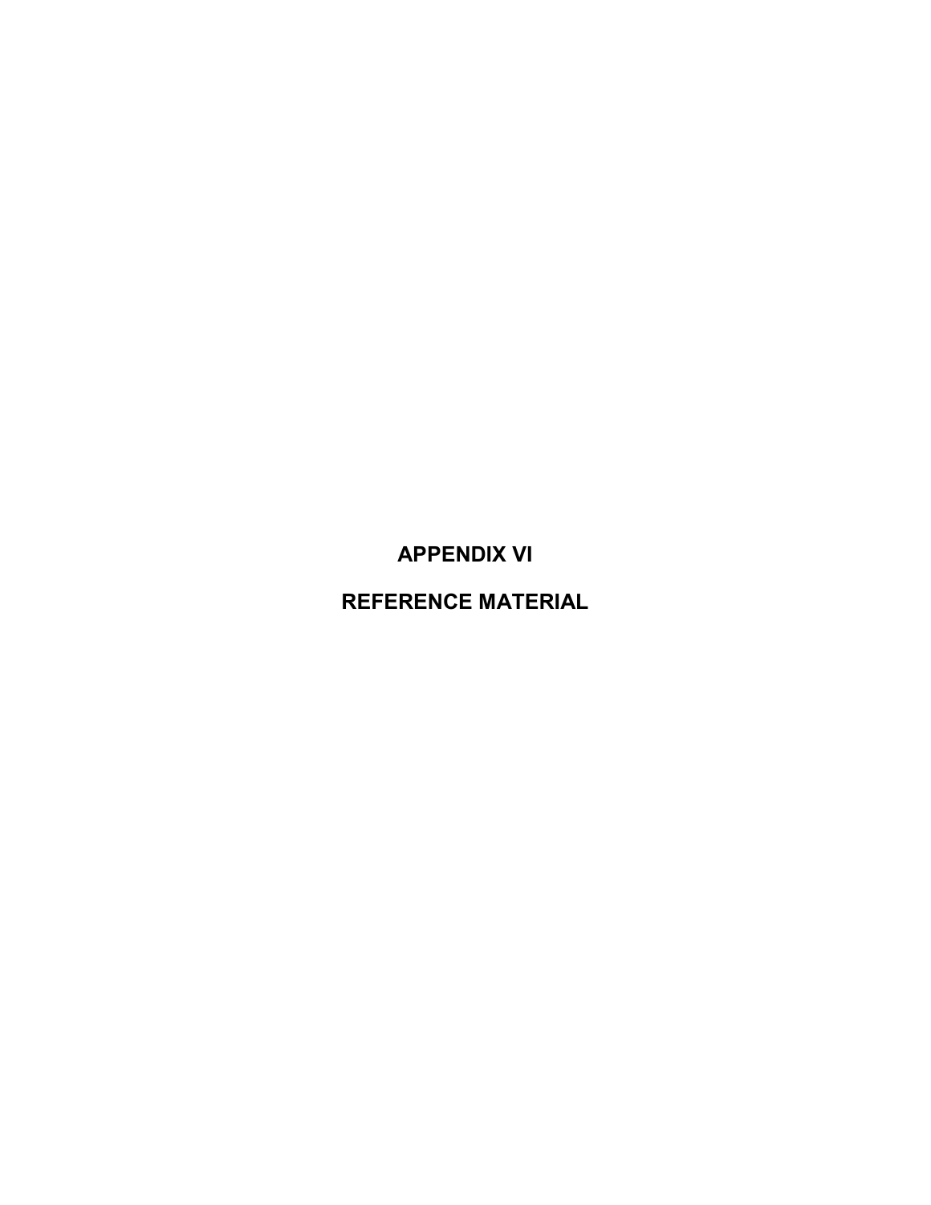# APPENDIX VI

# REFERENCE MATERIAL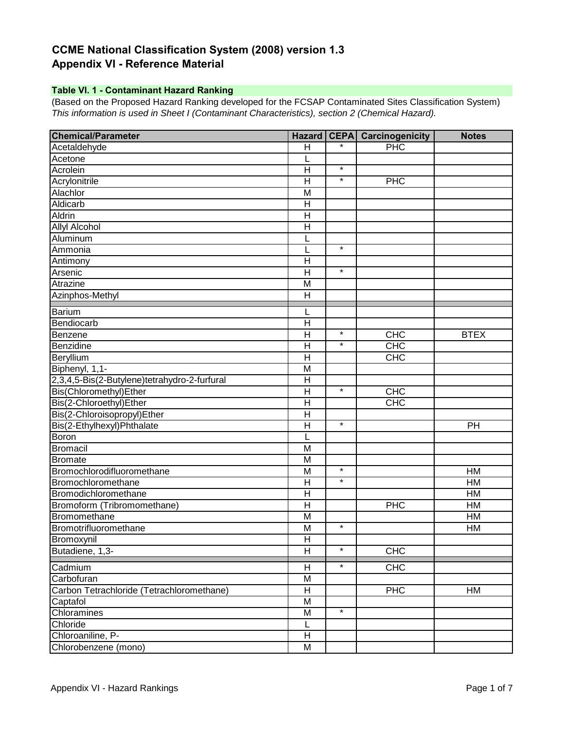# CCME National Classification System (2008) version 1.3
## Appendix VI - Reference Material

### Table VI. 1 - Contaminant Hazard Ranking

(Based on the Proposed Hazard Ranking developed for the FCSAP Contaminated Sites Classification System)
*This information is used in Sheet I (Contaminant Characteristics), section 2 (Chemical Hazard).*

| Chemical/Parameter | Hazard | CEPA | Carcinogenicity | Notes |
|---|---|---|---|---|
| Acetaldehyde | H | * | PHC | |
| Acetone | L | | | |
| Acrolein | H | * | | |
| Acrylonitrile | H | * | PHC | |
| Alachlor | M | | | |
| Aldicarb | H | | | |
| Aldrin | H | | | |
| Allyl Alcohol | H | | | |
| Aluminum | L | | | |
| Ammonia | L | * | | |
| Antimony | H | | | |
| Arsenic | H | * | | |
| Atrazine | M | | | |
| Azinphos-Methyl | H | | | |
| | | | | |
| Barium | L | | | |
| Bendiocarb | H | | | |
| Benzene | H | * | CHC | BTEX |
| Benzidine | H | * | CHC | |
| Beryllium | H | | CHC | |
| Biphenyl, 1,1- | M | | | |
| 2,3,4,5-Bis(2-Butylene)tetrahydro-2-furfural | H | | | |
| Bis(Chloromethyl)Ether | H | * | CHC | |
| Bis(2-Chloroethyl)Ether | H | | CHC | |
| Bis(2-Chloroisopropyl)Ether | H | | | |
| Bis(2-Ethylhexyl)Phthalate | H | * | | PH |
| Boron | L | | | |
| Bromacil | M | | | |
| Bromate | M | | | |
| Bromochlorodifluoromethane | M | * | | HM |
| Bromochloromethane | H | * | | HM |
| Bromodichloromethane | H | | | HM |
| Bromoform (Tribromomethane) | H | | PHC | HM |
| Bromomethane | M | | | HM |
| Bromotrifluoromethane | M | * | | HM |
| Bromoxynil | H | | | |
| Butadiene, 1,3- | H | * | CHC | |
| | | | | |
| Cadmium | H | * | CHC | |
| Carbofuran | M | | | |
| Carbon Tetrachloride (Tetrachloromethane) | H | | PHC | HM |
| Captafol | M | | | |
| Chloramines | M | * | | |
| Chloride | L | | | |
| Chloroaniline, P- | H | | | |
| Chlorobenzene (mono) | M | | | |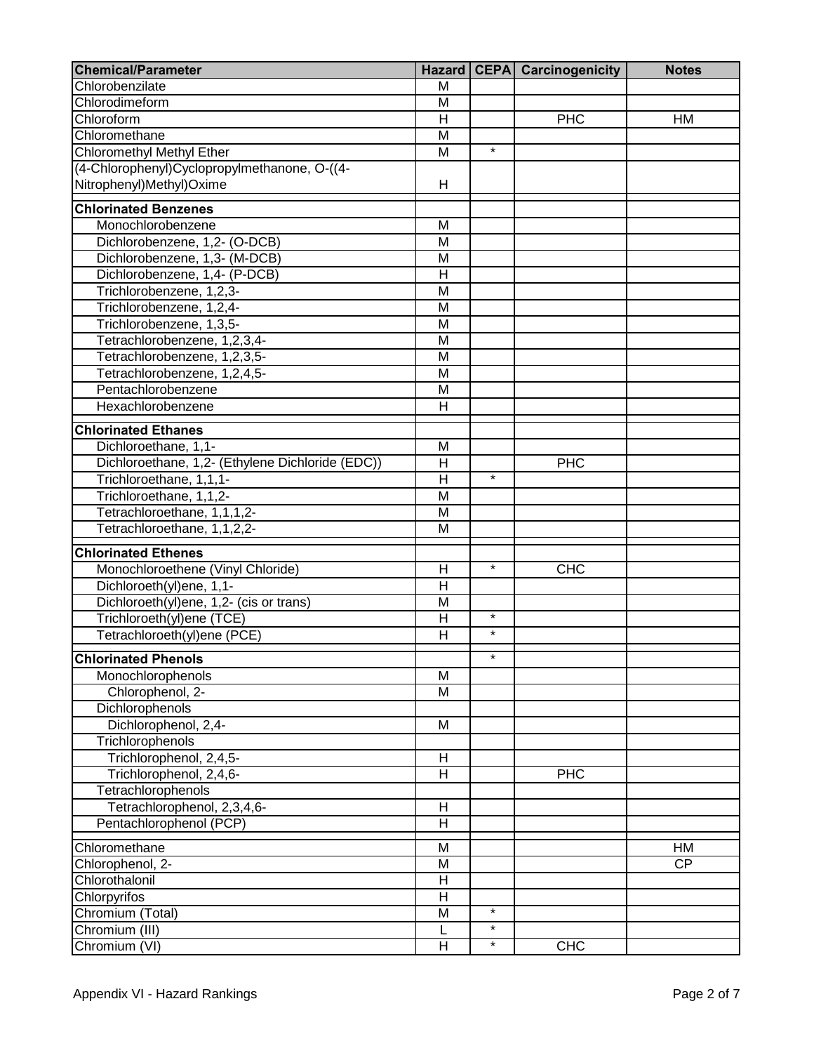| Chemical/Parameter | Hazard | CEPA | Carcinogenicity | Notes |
|---|---|---|---|---|
| Chlorobenzilate | M | | | |
| Chlorodimeform | M | | | |
| Chloroform | H | | PHC | HM |
| Chloromethane | M | | | |
| Chloromethyl Methyl Ether | M | * | | |
| (4-Chlorophenyl)Cyclopropylmethanone, O-((4-Nitrophenyl)Methyl)Oxime | H | | | |
| **Chlorinated Benzenes** | | | | |
| Monochlorobenzene | M | | | |
| Dichlorobenzene, 1,2- (O-DCB) | M | | | |
| Dichlorobenzene, 1,3- (M-DCB) | M | | | |
| Dichlorobenzene, 1,4- (P-DCB) | H | | | |
| Trichlorobenzene, 1,2,3- | M | | | |
| Trichlorobenzene, 1,2,4- | M | | | |
| Trichlorobenzene, 1,3,5- | M | | | |
| Tetrachlorobenzene, 1,2,3,4- | M | | | |
| Tetrachlorobenzene, 1,2,3,5- | M | | | |
| Tetrachlorobenzene, 1,2,4,5- | M | | | |
| Pentachlorobenzene | M | | | |
| Hexachlorobenzene | H | | | |
| **Chlorinated Ethanes** | | | | |
| Dichloroethane, 1,1- | M | | | |
| Dichloroethane, 1,2- (Ethylene Dichloride (EDC)) | H | | PHC | |
| Trichloroethane, 1,1,1- | H | * | | |
| Trichloroethane, 1,1,2- | M | | | |
| Tetrachloroethane, 1,1,1,2- | M | | | |
| Tetrachloroethane, 1,1,2,2- | M | | | |
| **Chlorinated Ethenes** | | | | |
| Monochloroethene (Vinyl Chloride) | H | * | CHC | |
| Dichloroeth(yl)ene, 1,1- | H | | | |
| Dichloroeth(yl)ene, 1,2- (cis or trans) | M | | | |
| Trichloroeth(yl)ene (TCE) | H | * | | |
| Tetrachloroeth(yl)ene (PCE) | H | * | | |
| **Chlorinated Phenols** | | * | | |
| Monochlorophenols | M | | | |
| Chlorophenol, 2- | M | | | |
| Dichlorophenols | | | | |
| Dichlorophenol, 2,4- | M | | | |
| Trichlorophenols | | | | |
| Trichlorophenol, 2,4,5- | H | | | |
| Trichlorophenol, 2,4,6- | H | | PHC | |
| Tetrachlorophenols | | | | |
| Tetrachlorophenol, 2,3,4,6- | H | | | |
| Pentachlorophenol (PCP) | H | | | |
| Chloromethane | M | | | HM |
| Chlorophenol, 2- | M | | | CP |
| Chlorothalonil | H | | | |
| Chlorpyrifos | H | | | |
| Chromium (Total) | M | * | | |
| Chromium (III) | L | * | | |
| Chromium (VI) | H | * | CHC | |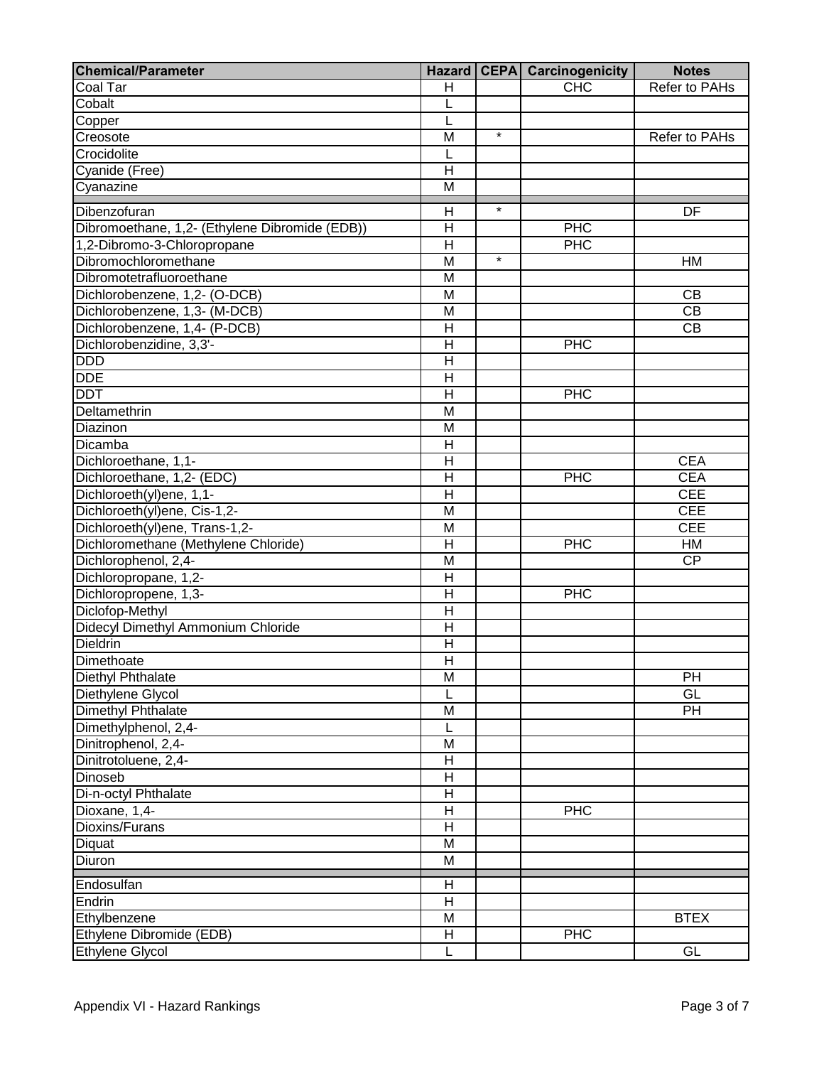| Chemical/Parameter | Hazard | CEPA | Carcinogenicity | Notes |
|---|---|---|---|---|
| Coal Tar | H | | CHC | Refer to PAHs |
| Cobalt | L | | | |
| Copper | L | | | |
| Creosote | M | * | | Refer to PAHs |
| Crocidolite | L | | | |
| Cyanide (Free) | H | | | |
| Cyanazine | M | | | |
| | | | | |
| Dibenzofuran | H | * | | DF |
| Dibromoethane, 1,2- (Ethylene Dibromide (EDB)) | H | | PHC | |
| 1,2-Dibromo-3-Chloropropane | H | | PHC | |
| Dibromochloromethane | M | * | | HM |
| Dibromotetrafluoroethane | M | | | |
| Dichlorobenzene, 1,2- (O-DCB) | M | | | CB |
| Dichlorobenzene, 1,3- (M-DCB) | M | | | CB |
| Dichlorobenzene, 1,4- (P-DCB) | H | | | CB |
| Dichlorobenzidine, 3,3'- | H | | PHC | |
| DDD | H | | | |
| DDE | H | | | |
| DDT | H | | PHC | |
| Deltamethrin | M | | | |
| Diazinon | M | | | |
| Dicamba | H | | | |
| Dichloroethane, 1,1- | H | | | CEA |
| Dichloroethane, 1,2- (EDC) | H | | PHC | CEA |
| Dichloroeth(yl)ene, 1,1- | H | | | CEE |
| Dichloroeth(yl)ene, Cis-1,2- | M | | | CEE |
| Dichloroeth(yl)ene, Trans-1,2- | M | | | CEE |
| Dichloromethane (Methylene Chloride) | H | | PHC | HM |
| Dichlorophenol, 2,4- | M | | | CP |
| Dichloropropane, 1,2- | H | | | |
| Dichloropropene, 1,3- | H | | PHC | |
| Diclofop-Methyl | H | | | |
| Didecyl Dimethyl Ammonium Chloride | H | | | |
| Dieldrin | H | | | |
| Dimethoate | H | | | |
| Diethyl Phthalate | M | | | PH |
| Diethylene Glycol | L | | | GL |
| Dimethyl Phthalate | M | | | PH |
| Dimethylphenol, 2,4- | L | | | |
| Dinitrophenol, 2,4- | M | | | |
| Dinitrotoluene, 2,4- | H | | | |
| Dinoseb | H | | | |
| Di-n-octyl Phthalate | H | | | |
| Dioxane, 1,4- | H | | PHC | |
| Dioxins/Furans | H | | | |
| Diquat | M | | | |
| Diuron | M | | | |
| | | | | |
| Endosulfan | H | | | |
| Endrin | H | | | |
| Ethylbenzene | M | | | BTEX |
| Ethylene Dibromide (EDB) | H | | PHC | |
| Ethylene Glycol | L | | | GL |

Appendix VI - Hazard Rankings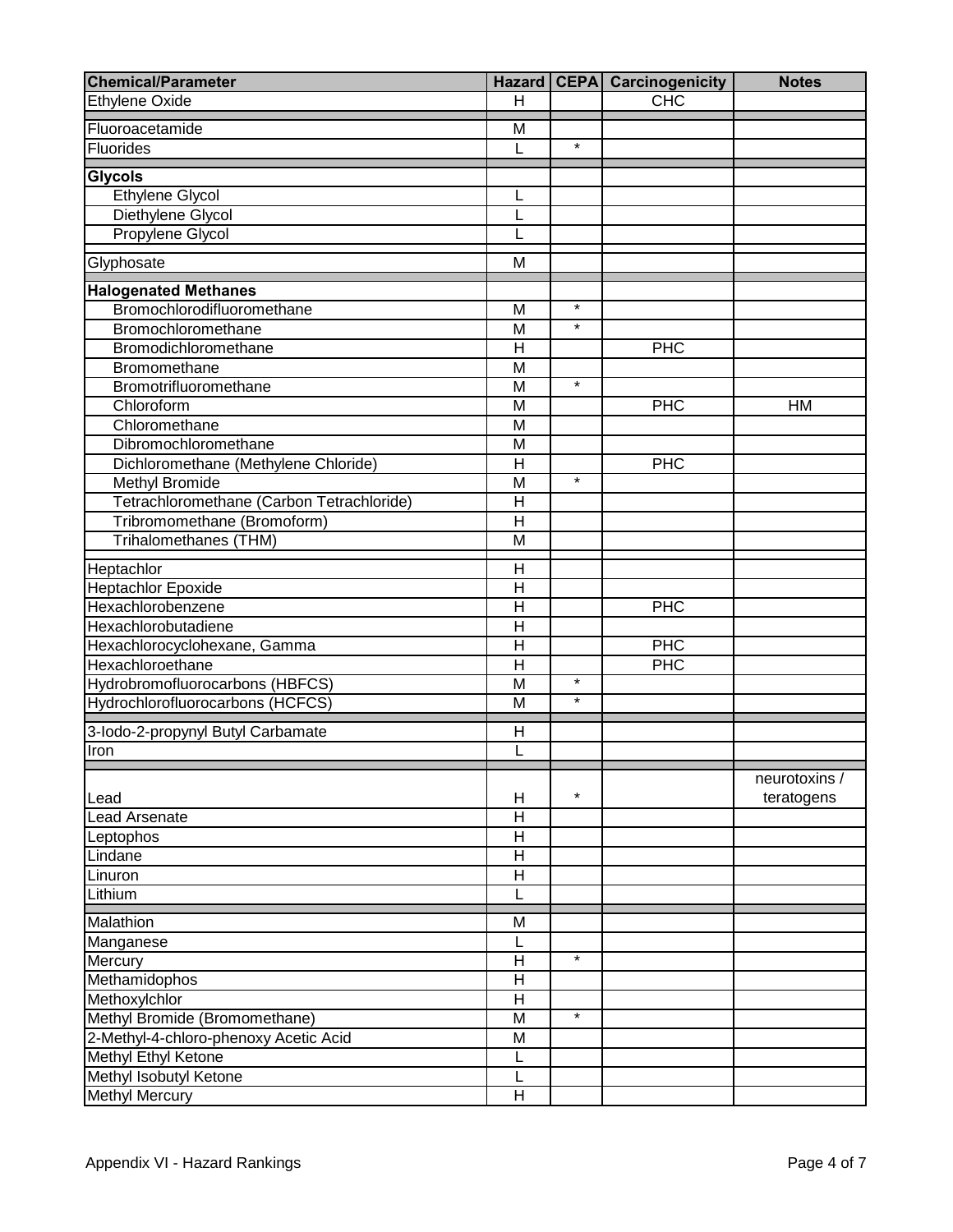| Chemical/Parameter | Hazard | CEPA | Carcinogenicity | Notes |
|---|---|---|---|---|
| Ethylene Oxide | H | | CHC | |
| Fluoroacetamide | M | | | |
| Fluorides | L | * | | |
| **Glycols** | | | | |
| Ethylene Glycol | L | | | |
| Diethylene Glycol | L | | | |
| Propylene Glycol | L | | | |
| Glyphosate | M | | | |
| **Halogenated Methanes** | | | | |
| Bromochlorodifluoromethane | M | * | | |
| Bromochloromethane | M | * | | |
| Bromodichloromethane | H | | PHC | |
| Bromomethane | M | | | |
| Bromotrifluoromethane | M | * | | |
| Chloroform | M | | PHC | HM |
| Chloromethane | M | | | |
| Dibromochloromethane | M | | | |
| Dichloromethane (Methylene Chloride) | H | | PHC | |
| Methyl Bromide | M | * | | |
| Tetrachloromethane (Carbon Tetrachloride) | H | | | |
| Tribromomethane (Bromoform) | H | | | |
| Trihalomethanes (THM) | M | | | |
| Heptachlor | H | | | |
| Heptachlor Epoxide | H | | | |
| Hexachlorobenzene | H | | PHC | |
| Hexachlorobutadiene | H | | | |
| Hexachlorocyclohexane, Gamma | H | | PHC | |
| Hexachloroethane | H | | PHC | |
| Hydrobromofluorocarbons (HBFCS) | M | * | | |
| Hydrochlorofluorocarbons (HCFCS) | M | * | | |
| 3-Iodo-2-propynyl Butyl Carbamate | H | | | |
| Iron | L | | | |
| Lead | H | * | | neurotoxins / teratogens |
| Lead Arsenate | H | | | |
| Leptophos | H | | | |
| Lindane | H | | | |
| Linuron | H | | | |
| Lithium | L | | | |
| Malathion | M | | | |
| Manganese | L | | | |
| Mercury | H | * | | |
| Methamidophos | H | | | |
| Methoxylchlor | H | | | |
| Methyl Bromide (Bromomethane) | M | * | | |
| 2-Methyl-4-chloro-phenoxy Acetic Acid | M | | | |
| Methyl Ethyl Ketone | L | | | |
| Methyl Isobutyl Ketone | L | | | |
| Methyl Mercury | H | | | |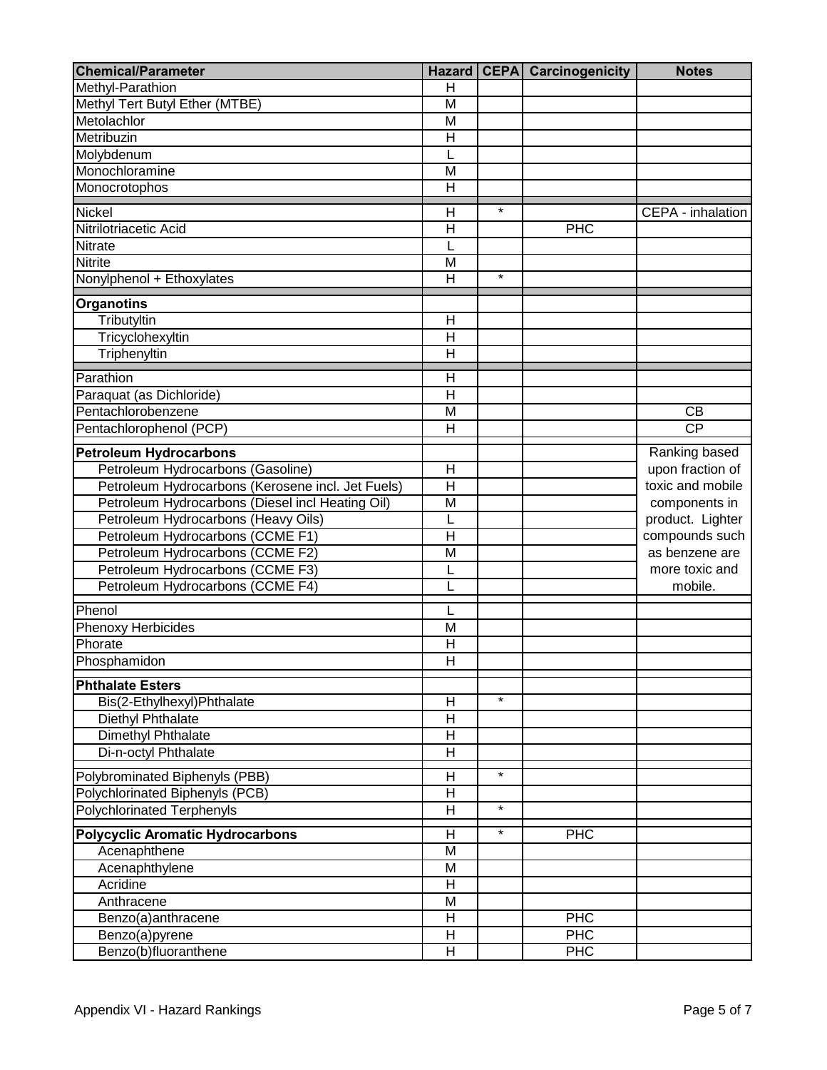| Chemical/Parameter | Hazard | CEPA | Carcinogenicity | Notes |
|---|---|---|---|---|
| Methyl-Parathion | H | | | |
| Methyl Tert Butyl Ether (MTBE) | M | | | |
| Metolachlor | M | | | |
| Metribuzin | H | | | |
| Molybdenum | L | | | |
| Monochloramine | M | | | |
| Monocrotophos | H | | | |
| Nickel | H | * | | CEPA - inhalation |
| Nitrilotriacetic Acid | H | | PHC | |
| Nitrate | L | | | |
| Nitrite | M | | | |
| Nonylphenol + Ethoxylates | H | * | | |
| **Organotins** | | | | |
| Tributyltin | H | | | |
| Tricyclohexyltin | H | | | |
| Triphenyltin | H | | | |
| Parathion | H | | | |
| Paraquat (as Dichloride) | H | | | |
| Pentachlorobenzene | M | | | CB |
| Pentachlorophenol (PCP) | H | | | CP |
| **Petroleum Hydrocarbons** | | | | Ranking based upon fraction of toxic and mobile components in product. Lighter compounds such as benzene are more toxic and mobile. |
| Petroleum Hydrocarbons (Gasoline) | H | | | |
| Petroleum Hydrocarbons (Kerosene incl. Jet Fuels) | H | | | |
| Petroleum Hydrocarbons (Diesel incl Heating Oil) | M | | | |
| Petroleum Hydrocarbons (Heavy Oils) | L | | | |
| Petroleum Hydrocarbons (CCME F1) | H | | | |
| Petroleum Hydrocarbons (CCME F2) | M | | | |
| Petroleum Hydrocarbons (CCME F3) | L | | | |
| Petroleum Hydrocarbons (CCME F4) | L | | | |
| Phenol | L | | | |
| Phenoxy Herbicides | M | | | |
| Phorate | H | | | |
| Phosphamidon | H | | | |
| **Phthalate Esters** | | | | |
| Bis(2-Ethylhexyl)Phthalate | H | * | | |
| Diethyl Phthalate | H | | | |
| Dimethyl Phthalate | H | | | |
| Di-n-octyl Phthalate | H | | | |
| Polybrominated Biphenyls (PBB) | H | * | | |
| Polychlorinated Biphenyls (PCB) | H | | | |
| Polychlorinated Terphenyls | H | * | | |
| **Polycyclic Aromatic Hydrocarbons** | H | * | PHC | |
| Acenaphthene | M | | | |
| Acenaphthylene | M | | | |
| Acridine | H | | | |
| Anthracene | M | | | |
| Benzo(a)anthracene | H | | PHC | |
| Benzo(a)pyrene | H | | PHC | |
| Benzo(b)fluoranthene | H | | PHC | |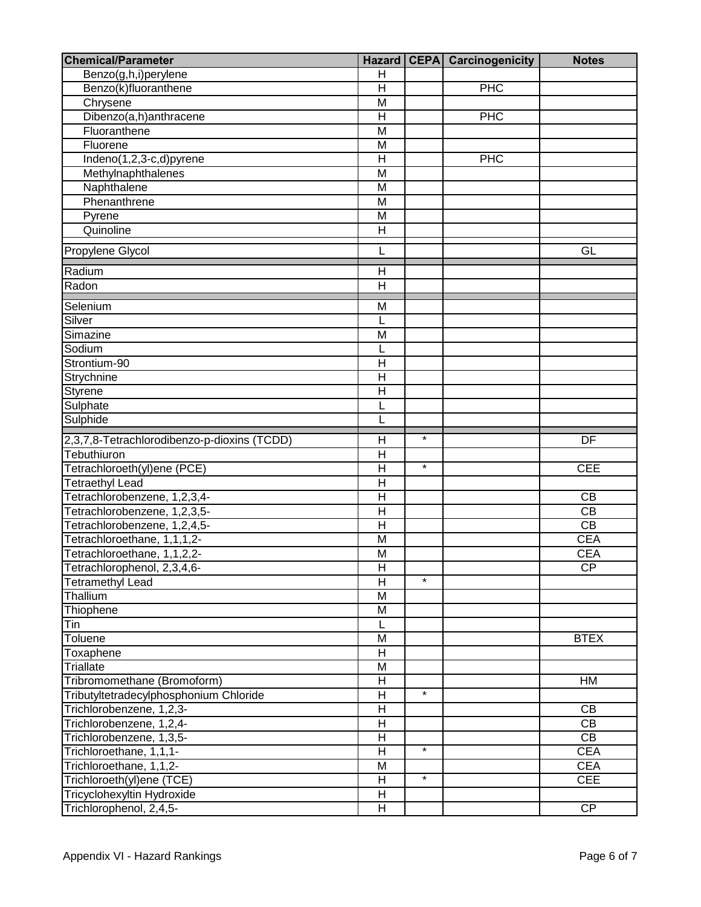| Chemical/Parameter | Hazard | CEPA | Carcinogenicity | Notes |
|---|---|---|---|---|
| Benzo(g,h,i)perylene | H | | | |
| Benzo(k)fluoranthene | H | | PHC | |
| Chrysene | M | | | |
| Dibenzo(a,h)anthracene | H | | PHC | |
| Fluoranthene | M | | | |
| Fluorene | M | | | |
| Indeno(1,2,3-c,d)pyrene | H | | PHC | |
| Methylnaphthalenes | M | | | |
| Naphthalene | M | | | |
| Phenanthrene | M | | | |
| Pyrene | M | | | |
| Quinoline | H | | | |
| Propylene Glycol | L | | | GL |
| Radium | H | | | |
| Radon | H | | | |
| Selenium | M | | | |
| Silver | L | | | |
| Simazine | M | | | |
| Sodium | L | | | |
| Strontium-90 | H | | | |
| Strychnine | H | | | |
| Styrene | H | | | |
| Sulphate | L | | | |
| Sulphide | L | | | |
| 2,3,7,8-Tetrachlorodibenzo-p-dioxins (TCDD) | H | * | | DF |
| Tebuthiuron | H | | | |
| Tetrachloroeth(yl)ene (PCE) | H | * | | CEE |
| Tetraethyl Lead | H | | | |
| Tetrachlorobenzene, 1,2,3,4- | H | | | CB |
| Tetrachlorobenzene, 1,2,3,5- | H | | | CB |
| Tetrachlorobenzene, 1,2,4,5- | H | | | CB |
| Tetrachloroethane, 1,1,1,2- | M | | | CEA |
| Tetrachloroethane, 1,1,2,2- | M | | | CEA |
| Tetrachlorophenol, 2,3,4,6- | H | | | CP |
| Tetramethyl Lead | H | * | | |
| Thallium | M | | | |
| Thiophene | M | | | |
| Tin | L | | | |
| Toluene | M | | | BTEX |
| Toxaphene | H | | | |
| Triallate | M | | | |
| Tribromomethane (Bromoform) | H | | | HM |
| Tributyltetradecylphosphonium Chloride | H | * | | |
| Trichlorobenzene, 1,2,3- | H | | | CB |
| Trichlorobenzene, 1,2,4- | H | | | CB |
| Trichlorobenzene, 1,3,5- | H | | | CB |
| Trichloroethane, 1,1,1- | H | * | | CEA |
| Trichloroethane, 1,1,2- | M | | | CEA |
| Trichloroeth(yl)ene (TCE) | H | * | | CEE |
| Tricyclohexyltin Hydroxide | H | | | |
| Trichlorophenol, 2,4,5- | H | | | CP |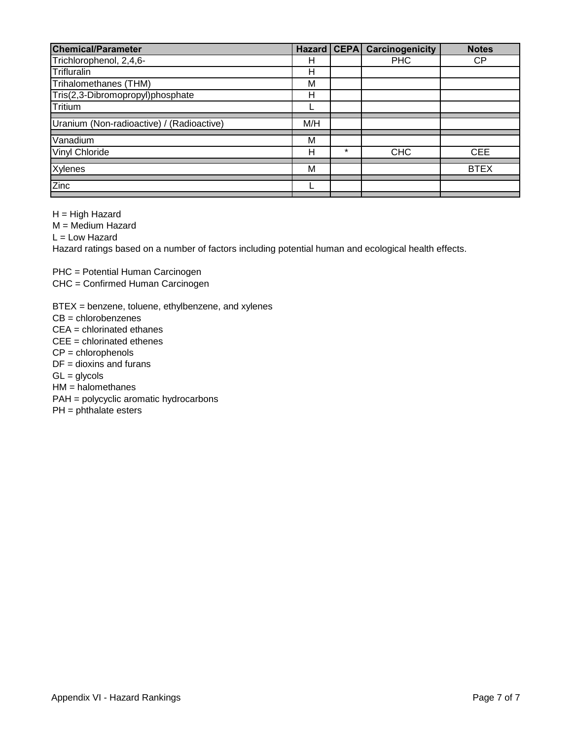| Chemical/Parameter | Hazard | CEPA | Carcinogenicity | Notes |
|---|---|---|---|---|
| Trichlorophenol, 2,4,6- | H | | PHC | CP |
| Trifluralin | H | | | |
| Trihalomethanes (THM) | M | | | |
| Tris(2,3-Dibromopropyl)phosphate | H | | | |
| Tritium | L | | | |
| Uranium (Non-radioactive) / (Radioactive) | M/H | | | |
| Vanadium | M | | | |
| Vinyl Chloride | H | * | CHC | CEE |
| Xylenes | M | | | BTEX |
| Zinc | L | | | |

H = High Hazard
M = Medium Hazard
L = Low Hazard
Hazard ratings based on a number of factors including potential human and ecological health effects.

PHC = Potential Human Carcinogen
CHC = Confirmed Human Carcinogen

BTEX = benzene, toluene, ethylbenzene, and xylenes
CB = chlorobenzenes
CEA = chlorinated ethanes
CEE = chlorinated ethenes
CP = chlorophenols
DF = dioxins and furans
GL = glycols
HM = halomethanes
PAH = polycyclic aromatic hydrocarbons
PH = phthalate esters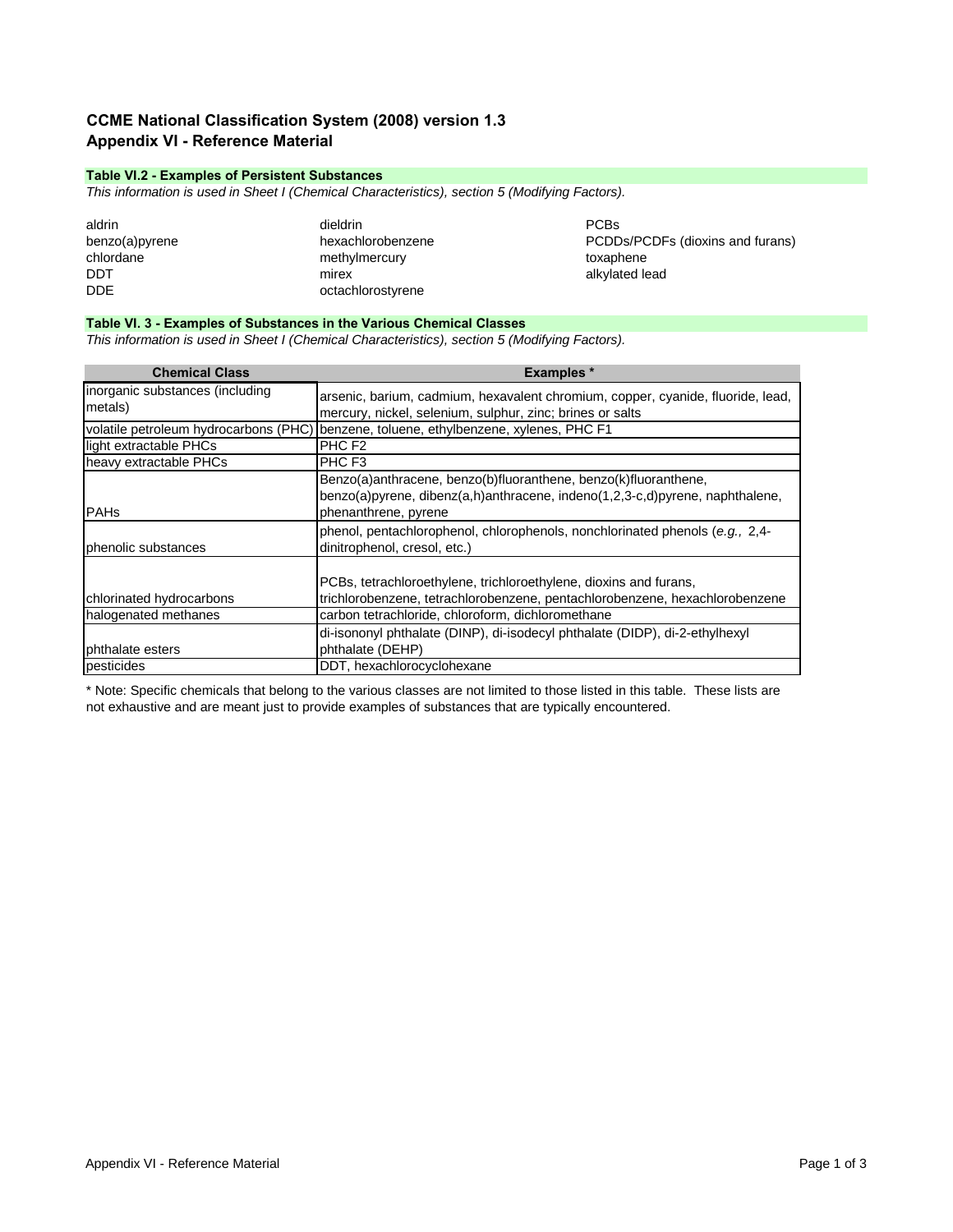# CCME National Classification System (2008) version 1.3
## Appendix VI - Reference Material

### Table VI.2 - Examples of Persistent Substances

*This information is used in Sheet I (Chemical Characteristics), section 5 (Modifying Factors).*

aldrin
benzo(a)pyrene
chlordane
DDT
DDE
dieldrin
hexachlorobenzene
methylmercury
mirex
octachlorostyrene
PCBs
PCDDs/PCDFs (dioxins and furans)
toxaphene
alkylated lead

### Table VI. 3 - Examples of Substances in the Various Chemical Classes

*This information is used in Sheet I (Chemical Characteristics), section 5 (Modifying Factors).*

| Chemical Class | Examples * |
|---|---|
| inorganic substances (including metals) | arsenic, barium, cadmium, hexavalent chromium, copper, cyanide, fluoride, lead, mercury, nickel, selenium, sulphur, zinc; brines or salts |
| volatile petroleum hydrocarbons (PHC) | benzene, toluene, ethylbenzene, xylenes, PHC F1 |
| light extractable PHCs | PHC F2 |
| heavy extractable PHCs | PHC F3 |
| PAHs | Benzo(a)anthracene, benzo(b)fluoranthene, benzo(k)fluoranthene, benzo(a)pyrene, dibenz(a,h)anthracene, indeno(1,2,3-c,d)pyrene, naphthalene, phenanthrene, pyrene |
| phenolic substances | phenol, pentachlorophenol, chlorophenols, nonchlorinated phenols (*e.g.,* 2,4-dinitrophenol, cresol, etc.) |
| chlorinated hydrocarbons | PCBs, tetrachloroethylene, trichloroethylene, dioxins and furans, trichlorobenzene, tetrachlorobenzene, pentachlorobenzene, hexachlorobenzene |
| halogenated methanes | carbon tetrachloride, chloroform, dichloromethane |
| phthalate esters | di-isononyl phthalate (DINP), di-isodecyl phthalate (DIDP), di-2-ethylhexyl phthalate (DEHP) |
| pesticides | DDT, hexachlorocyclohexane |

* Note: Specific chemicals that belong to the various classes are not limited to those listed in this table. These lists are not exhaustive and are meant just to provide examples of substances that are typically encountered.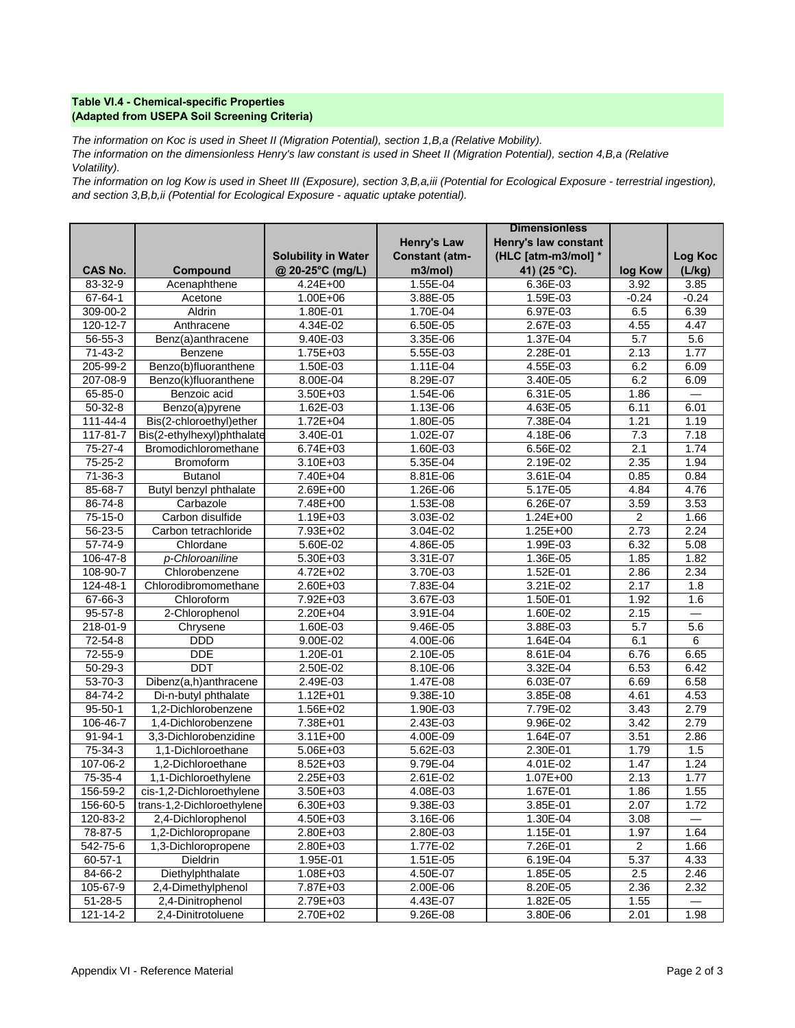**Table VI.4 - Chemical-specific Properties**
**(Adapted from USEPA Soil Screening Criteria)**

*The information on Koc is used in Sheet II (Migration Potential), section 1,B,a (Relative Mobility).*
*The information on the dimensionless Henry's law constant is used in Sheet II (Migration Potential), section 4,B,a (Relative Volatility).*
*The information on log Kow is used in Sheet III (Exposure), section 3,B,a,iii (Potential for Ecological Exposure - terrestrial ingestion), and section 3,B,b,ii (Potential for Ecological Exposure - aquatic uptake potential).*

| CAS No. | Compound | Solubility in Water @ 20-25°C (mg/L) | Henry's Law Constant (atm-m3/mol) | Dimensionless Henry's law constant (HLC [atm-m3/mol] * 41) (25 °C). | log Kow | Log Koc (L/kg) |
|---|---|---|---|---|---|---|
| 83-32-9 | Acenaphthene | 4.24E+00 | 1.55E-04 | 6.36E-03 | 3.92 | 3.85 |
| 67-64-1 | Acetone | 1.00E+06 | 3.88E-05 | 1.59E-03 | -0.24 | -0.24 |
| 309-00-2 | Aldrin | 1.80E-01 | 1.70E-04 | 6.97E-03 | 6.5 | 6.39 |
| 120-12-7 | Anthracene | 4.34E-02 | 6.50E-05 | 2.67E-03 | 4.55 | 4.47 |
| 56-55-3 | Benz(a)anthracene | 9.40E-03 | 3.35E-06 | 1.37E-04 | 5.7 | 5.6 |
| 71-43-2 | Benzene | 1.75E+03 | 5.55E-03 | 2.28E-01 | 2.13 | 1.77 |
| 205-99-2 | Benzo(b)fluoranthene | 1.50E-03 | 1.11E-04 | 4.55E-03 | 6.2 | 6.09 |
| 207-08-9 | Benzo(k)fluoranthene | 8.00E-04 | 8.29E-07 | 3.40E-05 | 6.2 | 6.09 |
| 65-85-0 | Benzoic acid | 3.50E+03 | 1.54E-06 | 6.31E-05 | 1.86 | — |
| 50-32-8 | Benzo(a)pyrene | 1.62E-03 | 1.13E-06 | 4.63E-05 | 6.11 | 6.01 |
| 111-44-4 | Bis(2-chloroethyl)ether | 1.72E+04 | 1.80E-05 | 7.38E-04 | 1.21 | 1.19 |
| 117-81-7 | Bis(2-ethylhexyl)phthalate | 3.40E-01 | 1.02E-07 | 4.18E-06 | 7.3 | 7.18 |
| 75-27-4 | Bromodichloromethane | 6.74E+03 | 1.60E-03 | 6.56E-02 | 2.1 | 1.74 |
| 75-25-2 | Bromoform | 3.10E+03 | 5.35E-04 | 2.19E-02 | 2.35 | 1.94 |
| 71-36-3 | Butanol | 7.40E+04 | 8.81E-06 | 3.61E-04 | 0.85 | 0.84 |
| 85-68-7 | Butyl benzyl phthalate | 2.69E+00 | 1.26E-06 | 5.17E-05 | 4.84 | 4.76 |
| 86-74-8 | Carbazole | 7.48E+00 | 1.53E-08 | 6.26E-07 | 3.59 | 3.53 |
| 75-15-0 | Carbon disulfide | 1.19E+03 | 3.03E-02 | 1.24E+00 | 2 | 1.66 |
| 56-23-5 | Carbon tetrachloride | 7.93E+02 | 3.04E-02 | 1.25E+00 | 2.73 | 2.24 |
| 57-74-9 | Chlordane | 5.60E-02 | 4.86E-05 | 1.99E-03 | 6.32 | 5.08 |
| 106-47-8 | *p-Chloroaniline* | 5.30E+03 | 3.31E-07 | 1.36E-05 | 1.85 | 1.82 |
| 108-90-7 | Chlorobenzene | 4.72E+02 | 3.70E-03 | 1.52E-01 | 2.86 | 2.34 |
| 124-48-1 | Chlorodibromomethane | 2.60E+03 | 7.83E-04 | 3.21E-02 | 2.17 | 1.8 |
| 67-66-3 | Chloroform | 7.92E+03 | 3.67E-03 | 1.50E-01 | 1.92 | 1.6 |
| 95-57-8 | 2-Chlorophenol | 2.20E+04 | 3.91E-04 | 1.60E-02 | 2.15 | — |
| 218-01-9 | Chrysene | 1.60E-03 | 9.46E-05 | 3.88E-03 | 5.7 | 5.6 |
| 72-54-8 | DDD | 9.00E-02 | 4.00E-06 | 1.64E-04 | 6.1 | 6 |
| 72-55-9 | DDE | 1.20E-01 | 2.10E-05 | 8.61E-04 | 6.76 | 6.65 |
| 50-29-3 | DDT | 2.50E-02 | 8.10E-06 | 3.32E-04 | 6.53 | 6.42 |
| 53-70-3 | Dibenz(a,h)anthracene | 2.49E-03 | 1.47E-08 | 6.03E-07 | 6.69 | 6.58 |
| 84-74-2 | Di-n-butyl phthalate | 1.12E+01 | 9.38E-10 | 3.85E-08 | 4.61 | 4.53 |
| 95-50-1 | 1,2-Dichlorobenzene | 1.56E+02 | 1.90E-03 | 7.79E-02 | 3.43 | 2.79 |
| 106-46-7 | 1,4-Dichlorobenzene | 7.38E+01 | 2.43E-03 | 9.96E-02 | 3.42 | 2.79 |
| 91-94-1 | 3,3-Dichlorobenzidine | 3.11E+00 | 4.00E-09 | 1.64E-07 | 3.51 | 2.86 |
| 75-34-3 | 1,1-Dichloroethane | 5.06E+03 | 5.62E-03 | 2.30E-01 | 1.79 | 1.5 |
| 107-06-2 | 1,2-Dichloroethane | 8.52E+03 | 9.79E-04 | 4.01E-02 | 1.47 | 1.24 |
| 75-35-4 | 1,1-Dichloroethylene | 2.25E+03 | 2.61E-02 | 1.07E+00 | 2.13 | 1.77 |
| 156-59-2 | cis-1,2-Dichloroethylene | 3.50E+03 | 4.08E-03 | 1.67E-01 | 1.86 | 1.55 |
| 156-60-5 | trans-1,2-Dichloroethylene | 6.30E+03 | 9.38E-03 | 3.85E-01 | 2.07 | 1.72 |
| 120-83-2 | 2,4-Dichlorophenol | 4.50E+03 | 3.16E-06 | 1.30E-04 | 3.08 | — |
| 78-87-5 | 1,2-Dichloropropane | 2.80E+03 | 2.80E-03 | 1.15E-01 | 1.97 | 1.64 |
| 542-75-6 | 1,3-Dichloropropene | 2.80E+03 | 1.77E-02 | 7.26E-01 | 2 | 1.66 |
| 60-57-1 | Dieldrin | 1.95E-01 | 1.51E-05 | 6.19E-04 | 5.37 | 4.33 |
| 84-66-2 | Diethylphthalate | 1.08E+03 | 4.50E-07 | 1.85E-05 | 2.5 | 2.46 |
| 105-67-9 | 2,4-Dimethylphenol | 7.87E+03 | 2.00E-06 | 8.20E-05 | 2.36 | 2.32 |
| 51-28-5 | 2,4-Dinitrophenol | 2.79E+03 | 4.43E-07 | 1.82E-05 | 1.55 | — |
| 121-14-2 | 2,4-Dinitrotoluene | 2.70E+02 | 9.26E-08 | 3.80E-06 | 2.01 | 1.98 |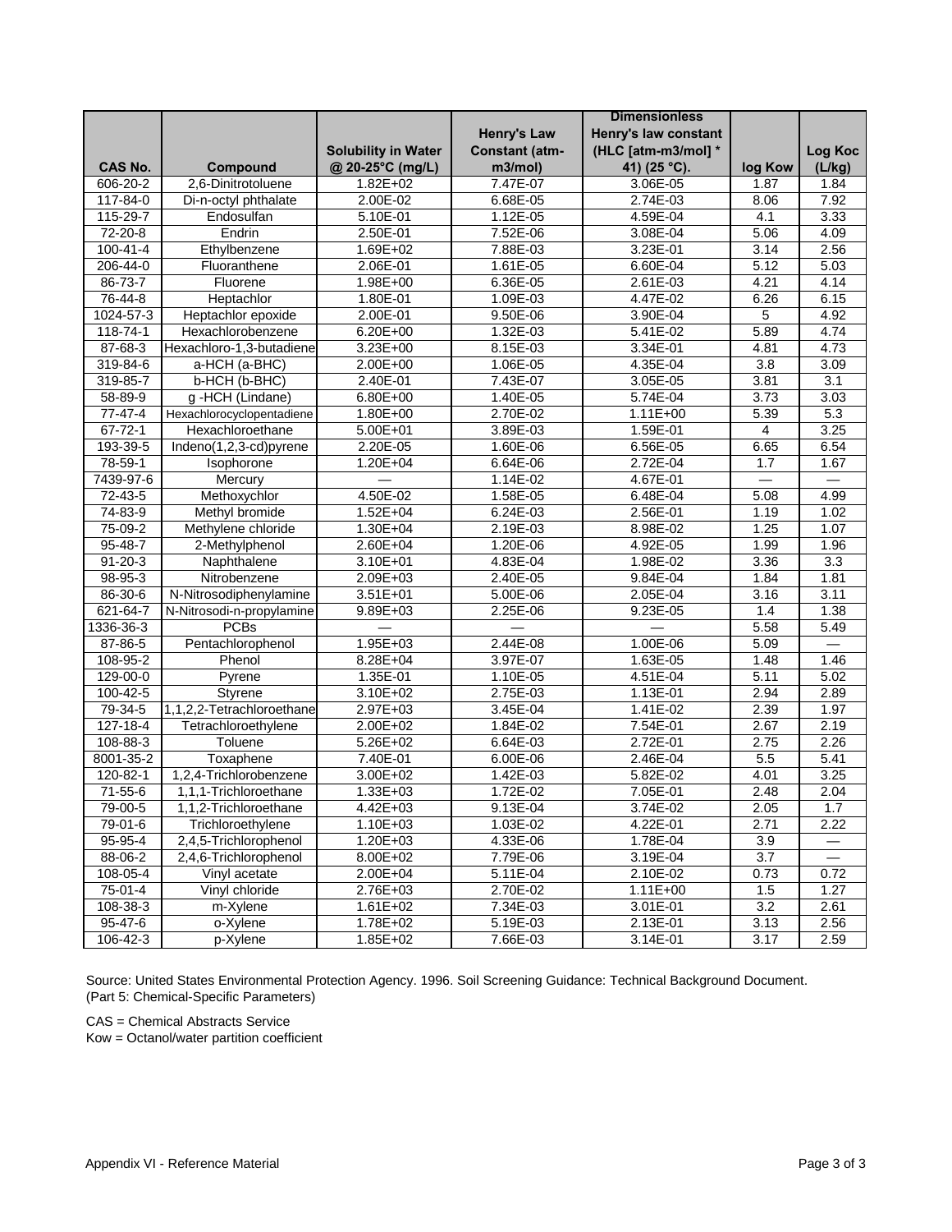| CAS No. | Compound | Solubility in Water @ 20-25°C (mg/L) | Henry's Law Constant (atm-m3/mol) | Dimensionless Henry's law constant (HLC [atm-m3/mol] * 41) (25 °C). | log Kow | Log Koc (L/kg) |
|---|---|---|---|---|---|---|
| 606-20-2 | 2,6-Dinitrotoluene | 1.82E+02 | 7.47E-07 | 3.06E-05 | 1.87 | 1.84 |
| 117-84-0 | Di-n-octyl phthalate | 2.00E-02 | 6.68E-05 | 2.74E-03 | 8.06 | 7.92 |
| 115-29-7 | Endosulfan | 5.10E-01 | 1.12E-05 | 4.59E-04 | 4.1 | 3.33 |
| 72-20-8 | Endrin | 2.50E-01 | 7.52E-06 | 3.08E-04 | 5.06 | 4.09 |
| 100-41-4 | Ethylbenzene | 1.69E+02 | 7.88E-03 | 3.23E-01 | 3.14 | 2.56 |
| 206-44-0 | Fluoranthene | 2.06E-01 | 1.61E-05 | 6.60E-04 | 5.12 | 5.03 |
| 86-73-7 | Fluorene | 1.98E+00 | 6.36E-05 | 2.61E-03 | 4.21 | 4.14 |
| 76-44-8 | Heptachlor | 1.80E-01 | 1.09E-03 | 4.47E-02 | 6.26 | 6.15 |
| 1024-57-3 | Heptachlor epoxide | 2.00E-01 | 9.50E-06 | 3.90E-04 | 5 | 4.92 |
| 118-74-1 | Hexachlorobenzene | 6.20E+00 | 1.32E-03 | 5.41E-02 | 5.89 | 4.74 |
| 87-68-3 | Hexachloro-1,3-butadiene | 3.23E+00 | 8.15E-03 | 3.34E-01 | 4.81 | 4.73 |
| 319-84-6 | a-HCH (a-BHC) | 2.00E+00 | 1.06E-05 | 4.35E-04 | 3.8 | 3.09 |
| 319-85-7 | b-HCH (b-BHC) | 2.40E-01 | 7.43E-07 | 3.05E-05 | 3.81 | 3.1 |
| 58-89-9 | g -HCH (Lindane) | 6.80E+00 | 1.40E-05 | 5.74E-04 | 3.73 | 3.03 |
| 77-47-4 | Hexachlorocyclopentadiene | 1.80E+00 | 2.70E-02 | 1.11E+00 | 5.39 | 5.3 |
| 67-72-1 | Hexachloroethane | 5.00E+01 | 3.89E-03 | 1.59E-01 | 4 | 3.25 |
| 193-39-5 | Indeno(1,2,3-cd)pyrene | 2.20E-05 | 1.60E-06 | 6.56E-05 | 6.65 | 6.54 |
| 78-59-1 | Isophorone | 1.20E+04 | 6.64E-06 | 2.72E-04 | 1.7 | 1.67 |
| 7439-97-6 | Mercury | — | 1.14E-02 | 4.67E-01 | — | — |
| 72-43-5 | Methoxychlor | 4.50E-02 | 1.58E-05 | 6.48E-04 | 5.08 | 4.99 |
| 74-83-9 | Methyl bromide | 1.52E+04 | 6.24E-03 | 2.56E-01 | 1.19 | 1.02 |
| 75-09-2 | Methylene chloride | 1.30E+04 | 2.19E-03 | 8.98E-02 | 1.25 | 1.07 |
| 95-48-7 | 2-Methylphenol | 2.60E+04 | 1.20E-06 | 4.92E-05 | 1.99 | 1.96 |
| 91-20-3 | Naphthalene | 3.10E+01 | 4.83E-04 | 1.98E-02 | 3.36 | 3.3 |
| 98-95-3 | Nitrobenzene | 2.09E+03 | 2.40E-05 | 9.84E-04 | 1.84 | 1.81 |
| 86-30-6 | N-Nitrosodiphenylamine | 3.51E+01 | 5.00E-06 | 2.05E-04 | 3.16 | 3.11 |
| 621-64-7 | N-Nitrosodi-n-propylamine | 9.89E+03 | 2.25E-06 | 9.23E-05 | 1.4 | 1.38 |
| 1336-36-3 | PCBs | — | — | — | 5.58 | 5.49 |
| 87-86-5 | Pentachlorophenol | 1.95E+03 | 2.44E-08 | 1.00E-06 | 5.09 | — |
| 108-95-2 | Phenol | 8.28E+04 | 3.97E-07 | 1.63E-05 | 1.48 | 1.46 |
| 129-00-0 | Pyrene | 1.35E-01 | 1.10E-05 | 4.51E-04 | 5.11 | 5.02 |
| 100-42-5 | Styrene | 3.10E+02 | 2.75E-03 | 1.13E-01 | 2.94 | 2.89 |
| 79-34-5 | 1,1,2,2-Tetrachloroethane | 2.97E+03 | 3.45E-04 | 1.41E-02 | 2.39 | 1.97 |
| 127-18-4 | Tetrachloroethylene | 2.00E+02 | 1.84E-02 | 7.54E-01 | 2.67 | 2.19 |
| 108-88-3 | Toluene | 5.26E+02 | 6.64E-03 | 2.72E-01 | 2.75 | 2.26 |
| 8001-35-2 | Toxaphene | 7.40E-01 | 6.00E-06 | 2.46E-04 | 5.5 | 5.41 |
| 120-82-1 | 1,2,4-Trichlorobenzene | 3.00E+02 | 1.42E-03 | 5.82E-02 | 4.01 | 3.25 |
| 71-55-6 | 1,1,1-Trichloroethane | 1.33E+03 | 1.72E-02 | 7.05E-01 | 2.48 | 2.04 |
| 79-00-5 | 1,1,2-Trichloroethane | 4.42E+03 | 9.13E-04 | 3.74E-02 | 2.05 | 1.7 |
| 79-01-6 | Trichloroethylene | 1.10E+03 | 1.03E-02 | 4.22E-01 | 2.71 | 2.22 |
| 95-95-4 | 2,4,5-Trichlorophenol | 1.20E+03 | 4.33E-06 | 1.78E-04 | 3.9 | — |
| 88-06-2 | 2,4,6-Trichlorophenol | 8.00E+02 | 7.79E-06 | 3.19E-04 | 3.7 | — |
| 108-05-4 | Vinyl acetate | 2.00E+04 | 5.11E-04 | 2.10E-02 | 0.73 | 0.72 |
| 75-01-4 | Vinyl chloride | 2.76E+03 | 2.70E-02 | 1.11E+00 | 1.5 | 1.27 |
| 108-38-3 | m-Xylene | 1.61E+02 | 7.34E-03 | 3.01E-01 | 3.2 | 2.61 |
| 95-47-6 | o-Xylene | 1.78E+02 | 5.19E-03 | 2.13E-01 | 3.13 | 2.56 |
| 106-42-3 | p-Xylene | 1.85E+02 | 7.66E-03 | 3.14E-01 | 3.17 | 2.59 |

Source: United States Environmental Protection Agency. 1996. Soil Screening Guidance: Technical Background Document. (Part 5: Chemical-Specific Parameters)

CAS = Chemical Abstracts Service
Kow = Octanol/water partition coefficient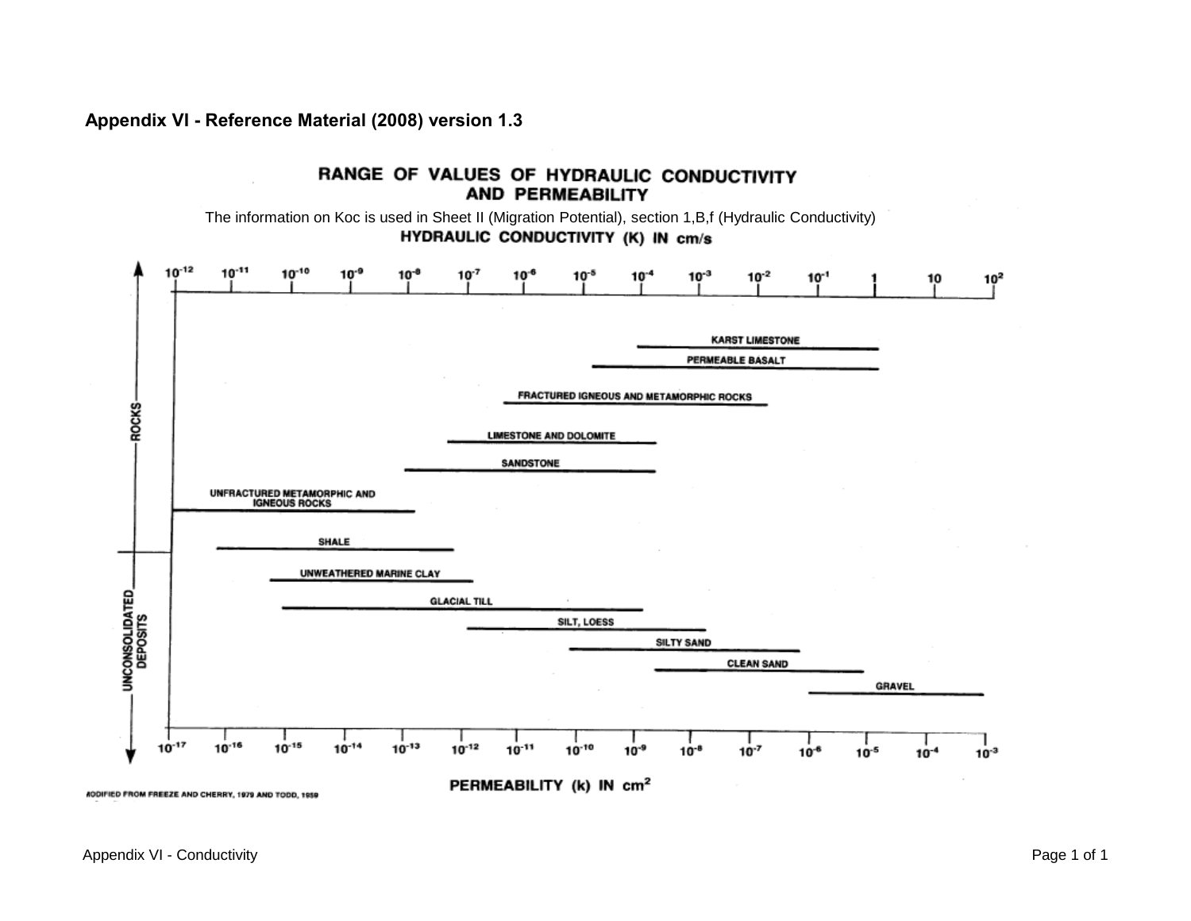# Appendix VI - Reference Material (2008) version 1.3

## RANGE OF VALUES OF HYDRAULIC CONDUCTIVITY AND PERMEABILITY

The information on Koc is used in Sheet II (Migration Potential), section 1,B,f (Hydraulic Conductivity)

HYDRAULIC CONDUCTIVITY (K) IN cm/s

$10^{-12}$ $10^{-11}$ $10^{-10}$ $10^{-9}$ $10^{-8}$ $10^{-7}$ $10^{-6}$ $10^{-5}$ $10^{-4}$ $10^{-3}$ $10^{-2}$ $10^{-1}$ 1 10 $10^{2}$

ROCKS

KARST LIMESTONE

PERMEABLE BASALT

FRACTURED IGNEOUS AND METAMORPHIC ROCKS

LIMESTONE AND DOLOMITE

SANDSTONE

UNFRACTURED METAMORPHIC AND IGNEOUS ROCKS

UNCONSOLIDATED DEPOSITS

SHALE

UNWEATHERED MARINE CLAY

GLACIAL TILL

SILT, LOESS

SILTY SAND

CLEAN SAND

GRAVEL

$10^{-17}$ $10^{-16}$ $10^{-15}$ $10^{-14}$ $10^{-13}$ $10^{-12}$ $10^{-11}$ $10^{-10}$ $10^{-9}$ $10^{-8}$ $10^{-7}$ $10^{-6}$ $10^{-5}$ $10^{-4}$ $10^{-3}$

PERMEABILITY (k) IN $cm^2$

MODIFIED FROM FREEZE AND CHERRY, 1979 AND TODD, 1959